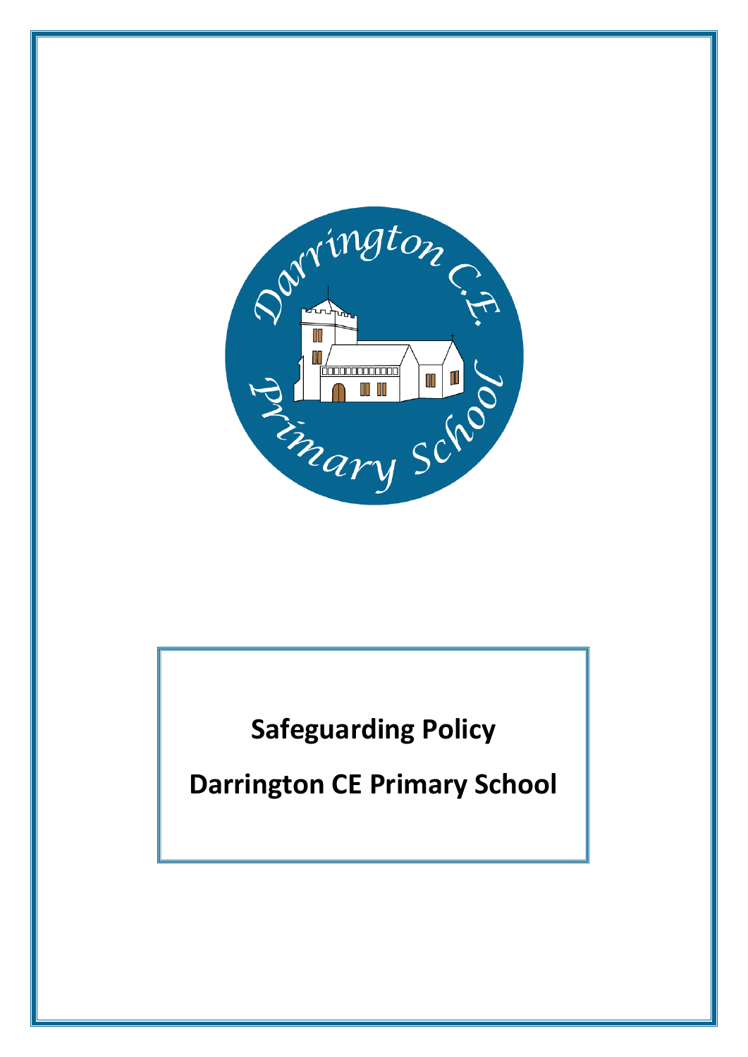# Safeguarding Policy

# Darrington CE Primary School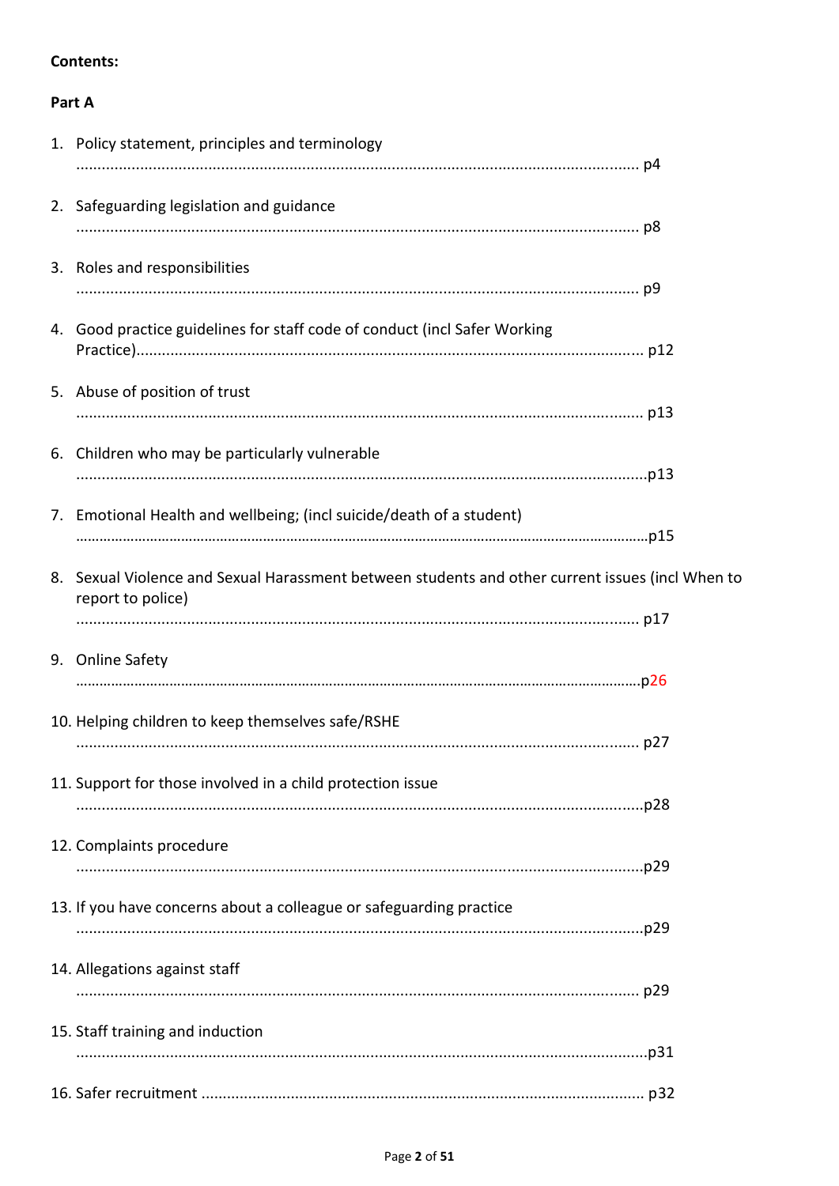**Contents:**

**Part A**

1. Policy statement, principles and terminology ........................................ p4
2. Safeguarding legislation and guidance ........................................ p8
3. Roles and responsibilities ........................................ p9
4. Good practice guidelines for staff code of conduct (incl Safer Working Practice)........................................ p12
5. Abuse of position of trust ........................................ p13
6. Children who may be particularly vulnerable ........................................ p13
7. Emotional Health and wellbeing; (incl suicide/death of a student) ........................................ p15
8. Sexual Violence and Sexual Harassment between students and other current issues (incl When to report to police) ........................................ p17
9. Online Safety ........................................ p26
10. Helping children to keep themselves safe/RSHE ........................................ p27
11. Support for those involved in a child protection issue ........................................ p28
12. Complaints procedure ........................................ p29
13. If you have concerns about a colleague or safeguarding practice ........................................ p29
14. Allegations against staff ........................................ p29
15. Staff training and induction ........................................ p31
16. Safer recruitment ........................................ p32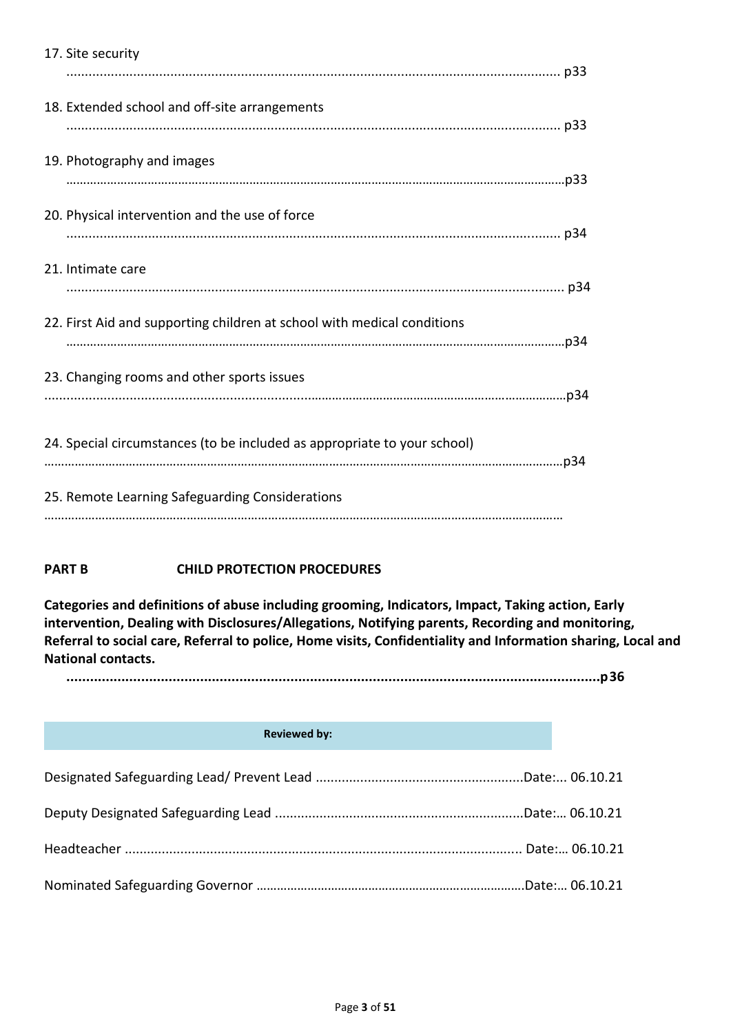17. Site security
...................................................................................................................................... p33

18. Extended school and off-site arrangements
...................................................................................................................................... p33

19. Photography and images
……………………………………………………………………………………………………………………………………p33

20. Physical intervention and the use of force
...................................................................................................................................... p34

21. Intimate care
....................................................................................................................................... p34

22. First Aid and supporting children at school with medical conditions
……………………………………………………………………………………………………………………………………p34

23. Changing rooms and other sports issues
..........................................................................................................................................…p34

24. Special circumstances (to be included as appropriate to your school)
…………………………………………………………………………………………………………………………………………p34

25. Remote Learning Safeguarding Considerations
……………………………………………………………………………………………………………………………………

**PART B CHILD PROTECTION PROCEDURES**

**Categories and definitions of abuse including grooming, Indicators, Impact, Taking action, Early intervention, Dealing with Disclosures/Allegations, Notifying parents, Recording and monitoring, Referral to social care, Referral to police, Home visits, Confidentiality and Information sharing, Local and National contacts.**

**.......................................................................................................................................p36**

| **Reviewed by:** |
|---|

Designated Safeguarding Lead/ Prevent Lead .......................................................Date:... 06.10.21

Deputy Designated Safeguarding Lead ..................................................................Date:… 06.10.21

Headteacher ......................................................................................................... Date:… 06.10.21

Nominated Safeguarding Governor ……………………………………………………………………Date:… 06.10.21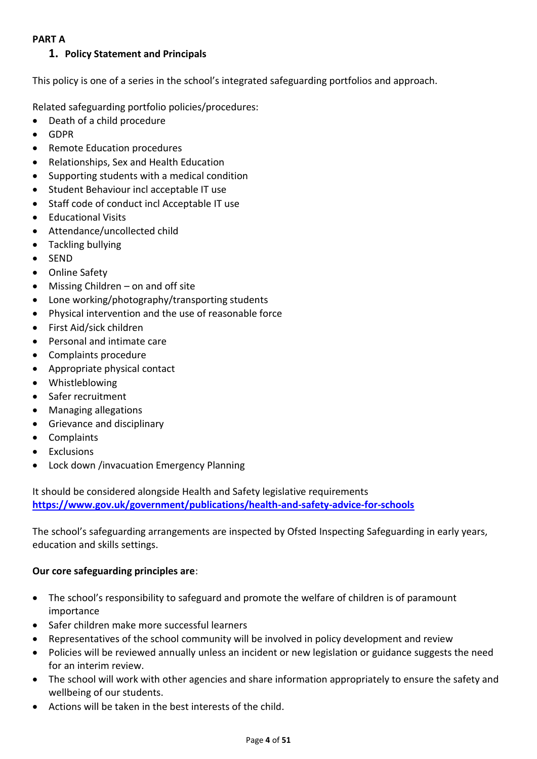**PART A**

## 1. Policy Statement and Principals

This policy is one of a series in the school's integrated safeguarding portfolios and approach.

Related safeguarding portfolio policies/procedures:

- Death of a child procedure
- GDPR
- Remote Education procedures
- Relationships, Sex and Health Education
- Supporting students with a medical condition
- Student Behaviour incl acceptable IT use
- Staff code of conduct incl Acceptable IT use
- Educational Visits
- Attendance/uncollected child
- Tackling bullying
- SEND
- Online Safety
- Missing Children – on and off site
- Lone working/photography/transporting students
- Physical intervention and the use of reasonable force
- First Aid/sick children
- Personal and intimate care
- Complaints procedure
- Appropriate physical contact
- Whistleblowing
- Safer recruitment
- Managing allegations
- Grievance and disciplinary
- Complaints
- Exclusions
- Lock down /invacuation Emergency Planning

It should be considered alongside Health and Safety legislative requirements
**https://www.gov.uk/government/publications/health-and-safety-advice-for-schools**

The school's safeguarding arrangements are inspected by Ofsted Inspecting Safeguarding in early years, education and skills settings.

**Our core safeguarding principles are**:

- The school's responsibility to safeguard and promote the welfare of children is of paramount importance
- Safer children make more successful learners
- Representatives of the school community will be involved in policy development and review
- Policies will be reviewed annually unless an incident or new legislation or guidance suggests the need for an interim review.
- The school will work with other agencies and share information appropriately to ensure the safety and wellbeing of our students.
- Actions will be taken in the best interests of the child.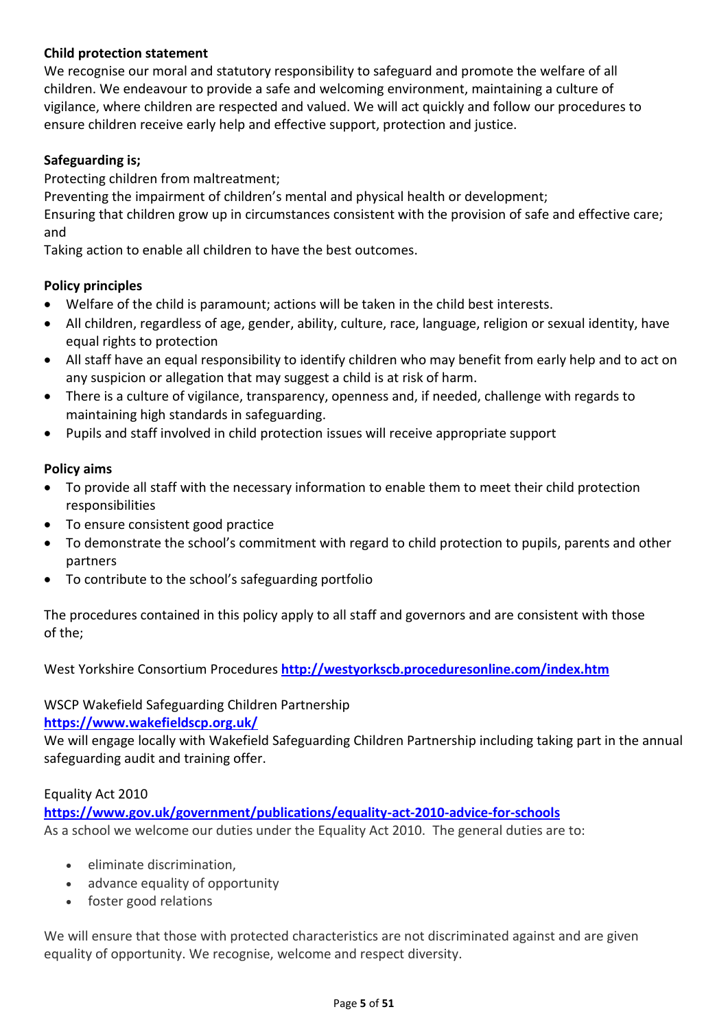**Child protection statement**

We recognise our moral and statutory responsibility to safeguard and promote the welfare of all children. We endeavour to provide a safe and welcoming environment, maintaining a culture of vigilance, where children are respected and valued. We will act quickly and follow our procedures to ensure children receive early help and effective support, protection and justice.

**Safeguarding is;**

Protecting children from maltreatment;
Preventing the impairment of children's mental and physical health or development;
Ensuring that children grow up in circumstances consistent with the provision of safe and effective care; and
Taking action to enable all children to have the best outcomes.

**Policy principles**

- Welfare of the child is paramount; actions will be taken in the child best interests.
- All children, regardless of age, gender, ability, culture, race, language, religion or sexual identity, have equal rights to protection
- All staff have an equal responsibility to identify children who may benefit from early help and to act on any suspicion or allegation that may suggest a child is at risk of harm.
- There is a culture of vigilance, transparency, openness and, if needed, challenge with regards to maintaining high standards in safeguarding.
- Pupils and staff involved in child protection issues will receive appropriate support

**Policy aims**

- To provide all staff with the necessary information to enable them to meet their child protection responsibilities
- To ensure consistent good practice
- To demonstrate the school's commitment with regard to child protection to pupils, parents and other partners
- To contribute to the school's safeguarding portfolio

The procedures contained in this policy apply to all staff and governors and are consistent with those of the;

West Yorkshire Consortium Procedures **http://westyorkscb.proceduresonline.com/index.htm**

WSCP Wakefield Safeguarding Children Partnership
**https://www.wakefieldscp.org.uk/**
We will engage locally with Wakefield Safeguarding Children Partnership including taking part in the annual safeguarding audit and training offer.

Equality Act 2010
**https://www.gov.uk/government/publications/equality-act-2010-advice-for-schools**
As a school we welcome our duties under the Equality Act 2010. The general duties are to:

- eliminate discrimination,
- advance equality of opportunity
- foster good relations

We will ensure that those with protected characteristics are not discriminated against and are given equality of opportunity. We recognise, welcome and respect diversity.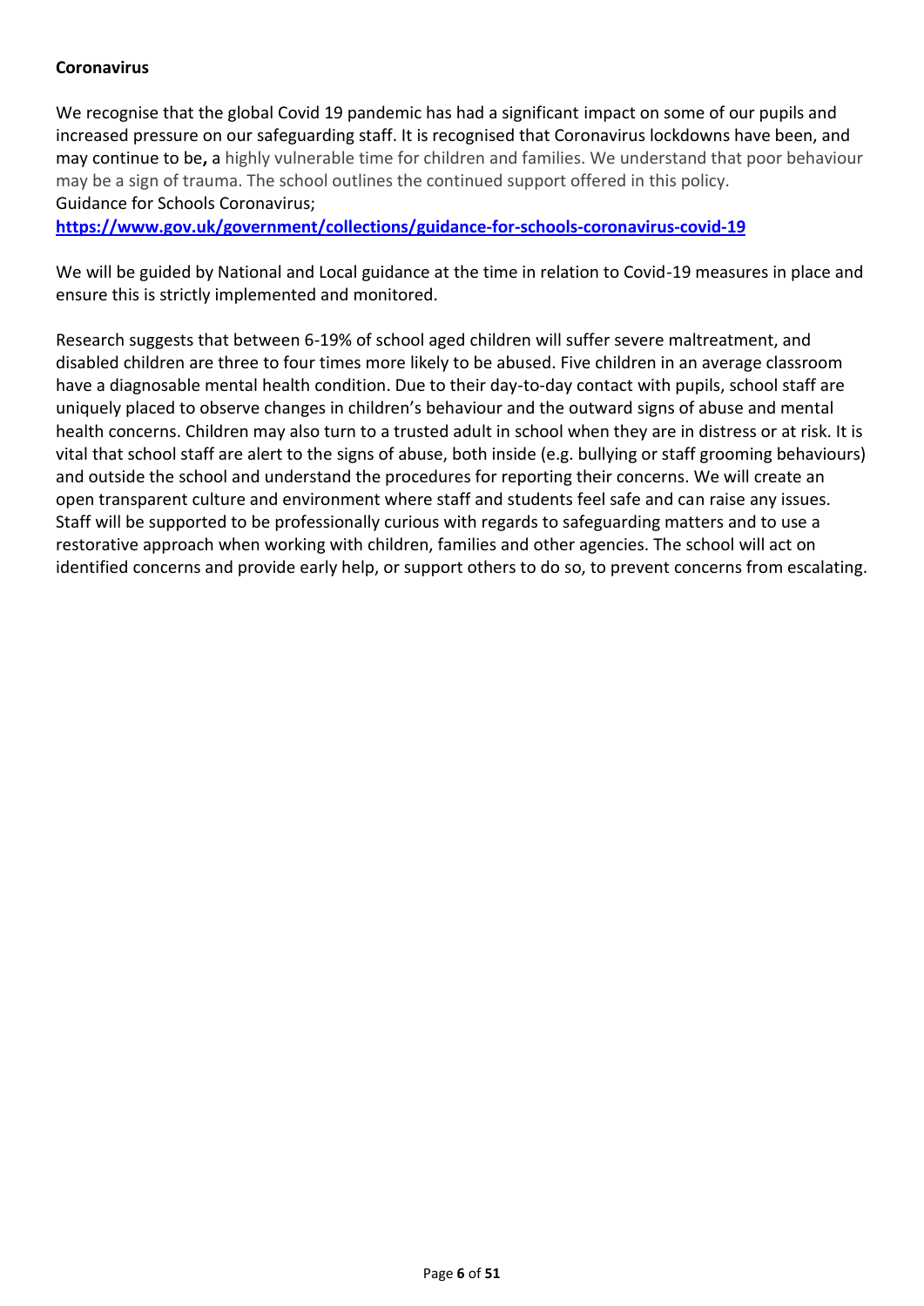**Coronavirus**

We recognise that the global Covid 19 pandemic has had a significant impact on some of our pupils and increased pressure on our safeguarding staff. It is recognised that Coronavirus lockdowns have been, and may continue to be**,** a highly vulnerable time for children and families. We understand that poor behaviour may be a sign of trauma. The school outlines the continued support offered in this policy.
Guidance for Schools Coronavirus;
**https://www.gov.uk/government/collections/guidance-for-schools-coronavirus-covid-19**

We will be guided by National and Local guidance at the time in relation to Covid-19 measures in place and ensure this is strictly implemented and monitored.

Research suggests that between 6-19% of school aged children will suffer severe maltreatment, and disabled children are three to four times more likely to be abused. Five children in an average classroom have a diagnosable mental health condition. Due to their day-to-day contact with pupils, school staff are uniquely placed to observe changes in children's behaviour and the outward signs of abuse and mental health concerns. Children may also turn to a trusted adult in school when they are in distress or at risk. It is vital that school staff are alert to the signs of abuse, both inside (e.g. bullying or staff grooming behaviours) and outside the school and understand the procedures for reporting their concerns. We will create an open transparent culture and environment where staff and students feel safe and can raise any issues. Staff will be supported to be professionally curious with regards to safeguarding matters and to use a restorative approach when working with children, families and other agencies. The school will act on identified concerns and provide early help, or support others to do so, to prevent concerns from escalating.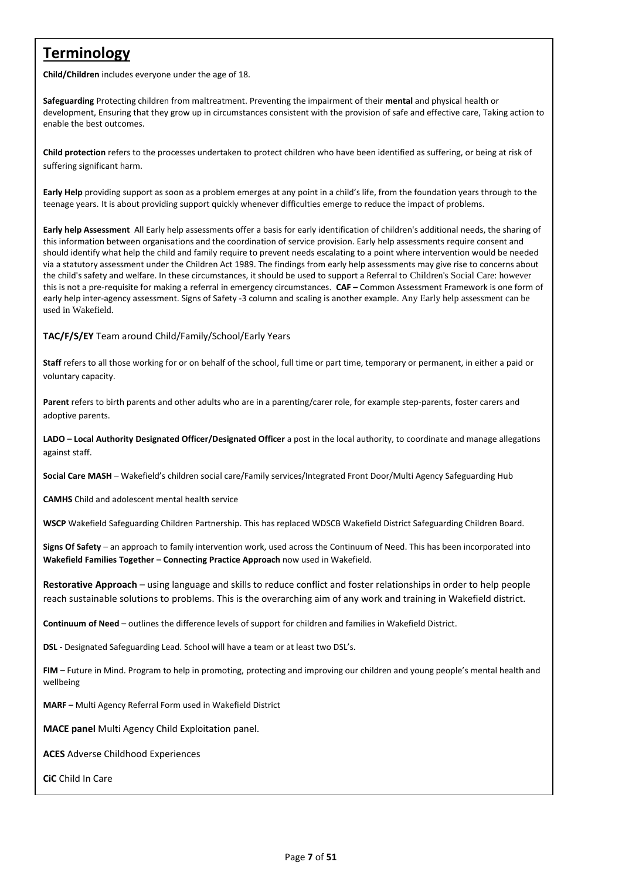# Terminology

**Child/Children** includes everyone under the age of 18.

**Safeguarding** Protecting children from maltreatment. Preventing the impairment of their **mental** and physical health or development, Ensuring that they grow up in circumstances consistent with the provision of safe and effective care, Taking action to enable the best outcomes.

**Child protection** refers to the processes undertaken to protect children who have been identified as suffering, or being at risk of suffering significant harm.

**Early Help** providing support as soon as a problem emerges at any point in a child's life, from the foundation years through to the teenage years. It is about providing support quickly whenever difficulties emerge to reduce the impact of problems.

**Early help Assessment** All Early help assessments offer a basis for early identification of children's additional needs, the sharing of this information between organisations and the coordination of service provision. Early help assessments require consent and should identify what help the child and family require to prevent needs escalating to a point where intervention would be needed via a statutory assessment under the Children Act 1989. The findings from early help assessments may give rise to concerns about the child's safety and welfare. In these circumstances, it should be used to support a Referral to Children's Social Care: however this is not a pre-requisite for making a referral in emergency circumstances. **CAF –** Common Assessment Framework is one form of early help inter-agency assessment. Signs of Safety -3 column and scaling is another example. Any Early help assessment can be used in Wakefield.

**TAC/F/S/EY** Team around Child/Family/School/Early Years

**Staff** refers to all those working for or on behalf of the school, full time or part time, temporary or permanent, in either a paid or voluntary capacity.

**Parent** refers to birth parents and other adults who are in a parenting/carer role, for example step-parents, foster carers and adoptive parents.

**LADO – Local Authority Designated Officer/Designated Officer** a post in the local authority, to coordinate and manage allegations against staff.

**Social Care MASH** – Wakefield's children social care/Family services/Integrated Front Door/Multi Agency Safeguarding Hub

**CAMHS** Child and adolescent mental health service

**WSCP** Wakefield Safeguarding Children Partnership. This has replaced WDSCB Wakefield District Safeguarding Children Board.

**Signs Of Safety** – an approach to family intervention work, used across the Continuum of Need. This has been incorporated into **Wakefield Families Together – Connecting Practice Approach** now used in Wakefield.

**Restorative Approach** – using language and skills to reduce conflict and foster relationships in order to help people reach sustainable solutions to problems. This is the overarching aim of any work and training in Wakefield district.

**Continuum of Need** – outlines the difference levels of support for children and families in Wakefield District.

**DSL -** Designated Safeguarding Lead. School will have a team or at least two DSL's.

**FIM** – Future in Mind. Program to help in promoting, protecting and improving our children and young people's mental health and wellbeing

**MARF –** Multi Agency Referral Form used in Wakefield District

**MACE panel** Multi Agency Child Exploitation panel.

**ACES** Adverse Childhood Experiences

**CiC** Child In Care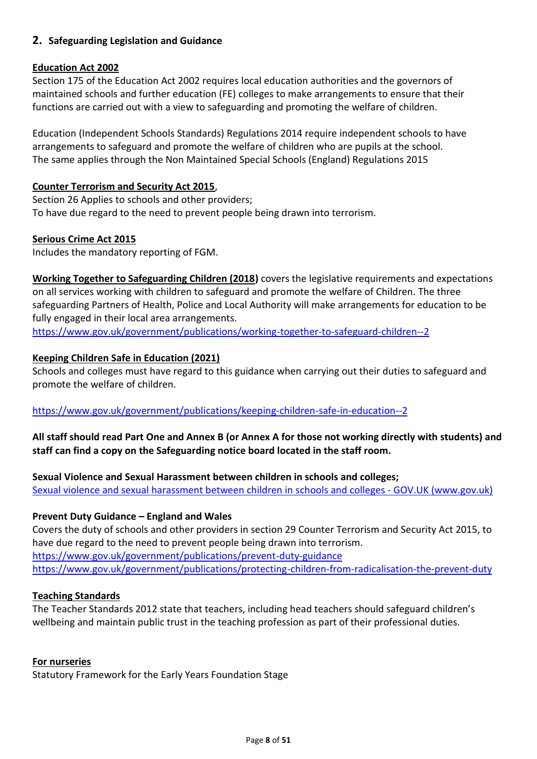## 2. Safeguarding Legislation and Guidance

**Education Act 2002**
Section 175 of the Education Act 2002 requires local education authorities and the governors of maintained schools and further education (FE) colleges to make arrangements to ensure that their functions are carried out with a view to safeguarding and promoting the welfare of children.

Education (Independent Schools Standards) Regulations 2014 require independent schools to have arrangements to safeguard and promote the welfare of children who are pupils at the school.
The same applies through the Non Maintained Special Schools (England) Regulations 2015

**Counter Terrorism and Security Act 2015**,
Section 26 Applies to schools and other providers;
To have due regard to the need to prevent people being drawn into terrorism.

**Serious Crime Act 2015**
Includes the mandatory reporting of FGM.

**Working Together to Safeguarding Children (2018)** covers the legislative requirements and expectations on all services working with children to safeguard and promote the welfare of Children. The three safeguarding Partners of Health, Police and Local Authority will make arrangements for education to be fully engaged in their local area arrangements.
https://www.gov.uk/government/publications/working-together-to-safeguard-children--2

**Keeping Children Safe in Education (2021)**
Schools and colleges must have regard to this guidance when carrying out their duties to safeguard and promote the welfare of children.

https://www.gov.uk/government/publications/keeping-children-safe-in-education--2

**All staff should read Part One and Annex B (or Annex A for those not working directly with students) and staff can find a copy on the Safeguarding notice board located in the staff room.**

**Sexual Violence and Sexual Harassment between children in schools and colleges;**
Sexual violence and sexual harassment between children in schools and colleges - GOV.UK (www.gov.uk)

**Prevent Duty Guidance – England and Wales**
Covers the duty of schools and other providers in section 29 Counter Terrorism and Security Act 2015, to have due regard to the need to prevent people being drawn into terrorism.
https://www.gov.uk/government/publications/prevent-duty-guidance
https://www.gov.uk/government/publications/protecting-children-from-radicalisation-the-prevent-duty

**Teaching Standards**
The Teacher Standards 2012 state that teachers, including head teachers should safeguard children's wellbeing and maintain public trust in the teaching profession as part of their professional duties.

**For nurseries**
Statutory Framework for the Early Years Foundation Stage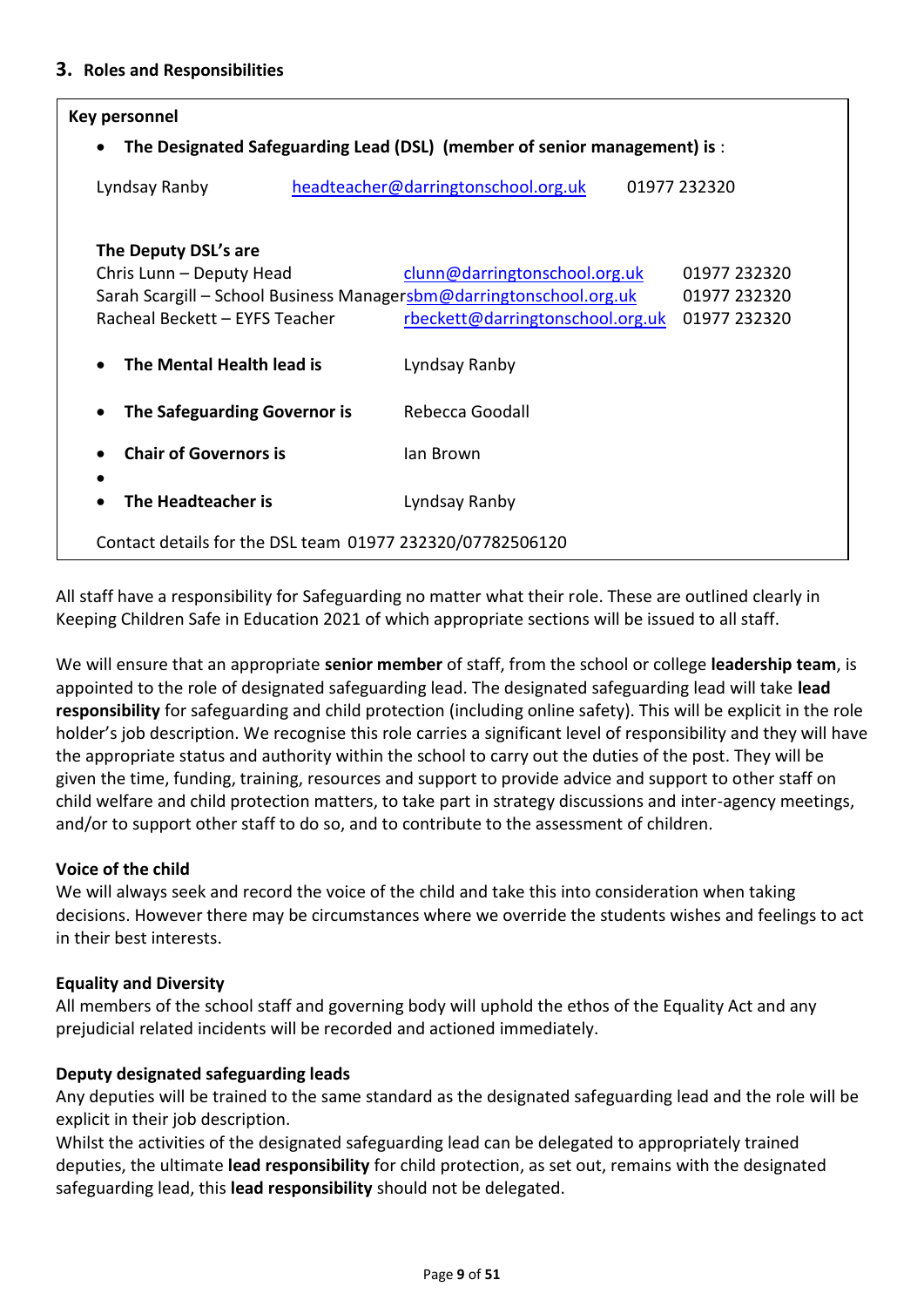## 3. Roles and Responsibilities

**Key personnel**

- **The Designated Safeguarding Lead (DSL) (member of senior management) is** :

Lyndsay Ranby headteacher@darringtonschool.org.uk 01977 232320

**The Deputy DSL's are**

| | | |
|---|---|---|
| Chris Lunn – Deputy Head | clunn@darringtonschool.org.uk | 01977 232320 |
| Sarah Scargill – School Business Manager | sbm@darringtonschool.org.uk | 01977 232320 |
| Racheal Beckett – EYFS Teacher | rbeckett@darringtonschool.org.uk | 01977 232320 |

- **The Mental Health lead is** Lyndsay Ranby
- **The Safeguarding Governor is** Rebecca Goodall
- **Chair of Governors is** Ian Brown
- **The Headteacher is** Lyndsay Ranby

Contact details for the DSL team 01977 232320/07782506120

All staff have a responsibility for Safeguarding no matter what their role. These are outlined clearly in Keeping Children Safe in Education 2021 of which appropriate sections will be issued to all staff.

We will ensure that an appropriate **senior member** of staff, from the school or college **leadership team**, is appointed to the role of designated safeguarding lead. The designated safeguarding lead will take **lead responsibility** for safeguarding and child protection (including online safety). This will be explicit in the role holder's job description. We recognise this role carries a significant level of responsibility and they will have the appropriate status and authority within the school to carry out the duties of the post. They will be given the time, funding, training, resources and support to provide advice and support to other staff on child welfare and child protection matters, to take part in strategy discussions and inter-agency meetings, and/or to support other staff to do so, and to contribute to the assessment of children.

**Voice of the child**

We will always seek and record the voice of the child and take this into consideration when taking decisions. However there may be circumstances where we override the students wishes and feelings to act in their best interests.

**Equality and Diversity**

All members of the school staff and governing body will uphold the ethos of the Equality Act and any prejudicial related incidents will be recorded and actioned immediately.

**Deputy designated safeguarding leads**

Any deputies will be trained to the same standard as the designated safeguarding lead and the role will be explicit in their job description.

Whilst the activities of the designated safeguarding lead can be delegated to appropriately trained deputies, the ultimate **lead responsibility** for child protection, as set out, remains with the designated safeguarding lead, this **lead responsibility** should not be delegated.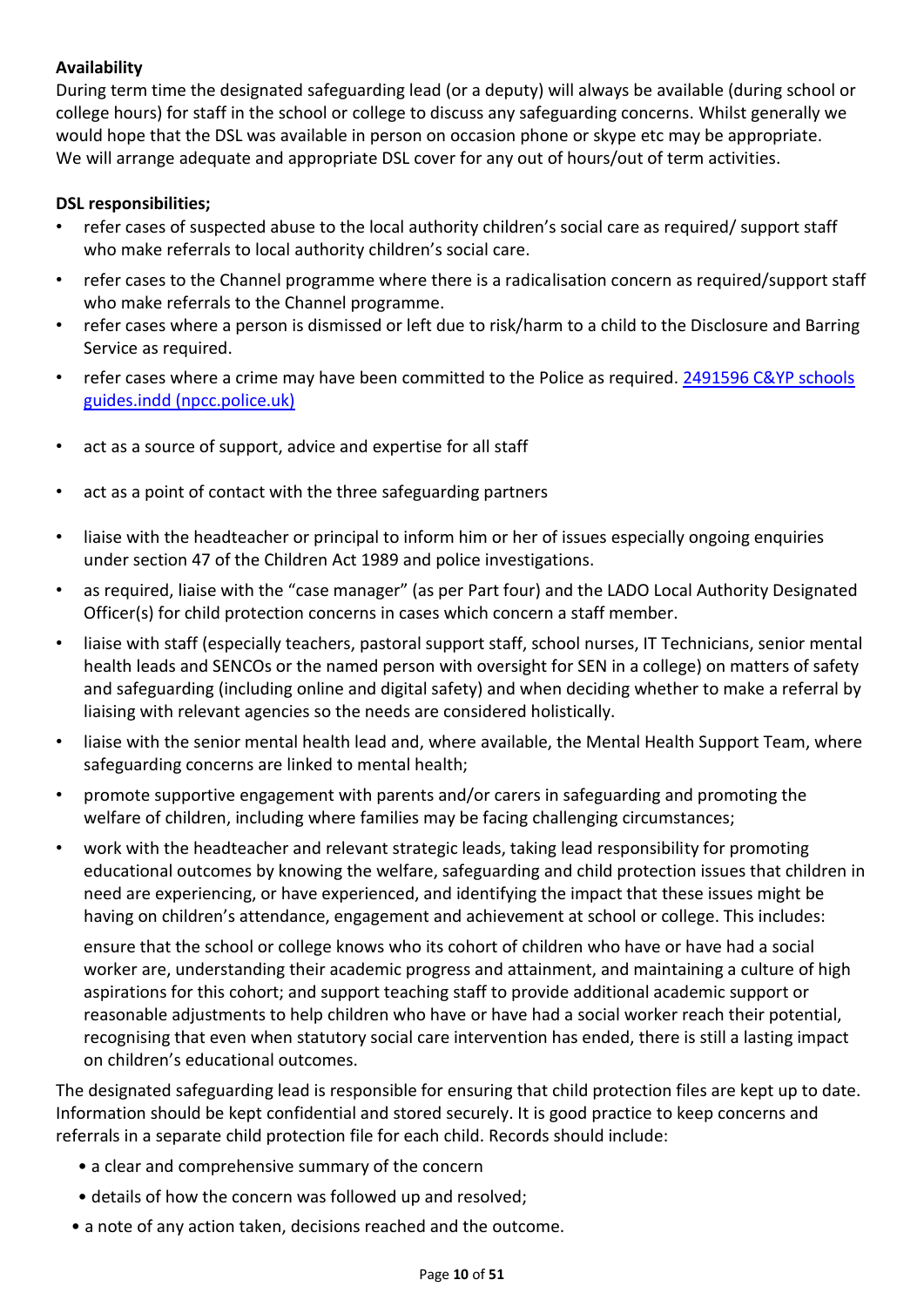**Availability**

During term time the designated safeguarding lead (or a deputy) will always be available (during school or college hours) for staff in the school or college to discuss any safeguarding concerns. Whilst generally we would hope that the DSL was available in person on occasion phone or skype etc may be appropriate. We will arrange adequate and appropriate DSL cover for any out of hours/out of term activities.

**DSL responsibilities;**

- refer cases of suspected abuse to the local authority children's social care as required/ support staff who make referrals to local authority children's social care.
- refer cases to the Channel programme where there is a radicalisation concern as required/support staff who make referrals to the Channel programme.
- refer cases where a person is dismissed or left due to risk/harm to a child to the Disclosure and Barring Service as required.
- refer cases where a crime may have been committed to the Police as required. [2491596 C&YP schools guides.indd (npcc.police.uk)]()
- act as a source of support, advice and expertise for all staff
- act as a point of contact with the three safeguarding partners
- liaise with the headteacher or principal to inform him or her of issues especially ongoing enquiries under section 47 of the Children Act 1989 and police investigations.
- as required, liaise with the "case manager" (as per Part four) and the LADO Local Authority Designated Officer(s) for child protection concerns in cases which concern a staff member.
- liaise with staff (especially teachers, pastoral support staff, school nurses, IT Technicians, senior mental health leads and SENCOs or the named person with oversight for SEN in a college) on matters of safety and safeguarding (including online and digital safety) and when deciding whether to make a referral by liaising with relevant agencies so the needs are considered holistically.
- liaise with the senior mental health lead and, where available, the Mental Health Support Team, where safeguarding concerns are linked to mental health;
- promote supportive engagement with parents and/or carers in safeguarding and promoting the welfare of children, including where families may be facing challenging circumstances;
- work with the headteacher and relevant strategic leads, taking lead responsibility for promoting educational outcomes by knowing the welfare, safeguarding and child protection issues that children in need are experiencing, or have experienced, and identifying the impact that these issues might be having on children's attendance, engagement and achievement at school or college. This includes:

  ensure that the school or college knows who its cohort of children who have or have had a social worker are, understanding their academic progress and attainment, and maintaining a culture of high aspirations for this cohort; and support teaching staff to provide additional academic support or reasonable adjustments to help children who have or have had a social worker reach their potential, recognising that even when statutory social care intervention has ended, there is still a lasting impact on children's educational outcomes.

The designated safeguarding lead is responsible for ensuring that child protection files are kept up to date. Information should be kept confidential and stored securely. It is good practice to keep concerns and referrals in a separate child protection file for each child. Records should include:

- a clear and comprehensive summary of the concern
- details of how the concern was followed up and resolved;
- a note of any action taken, decisions reached and the outcome.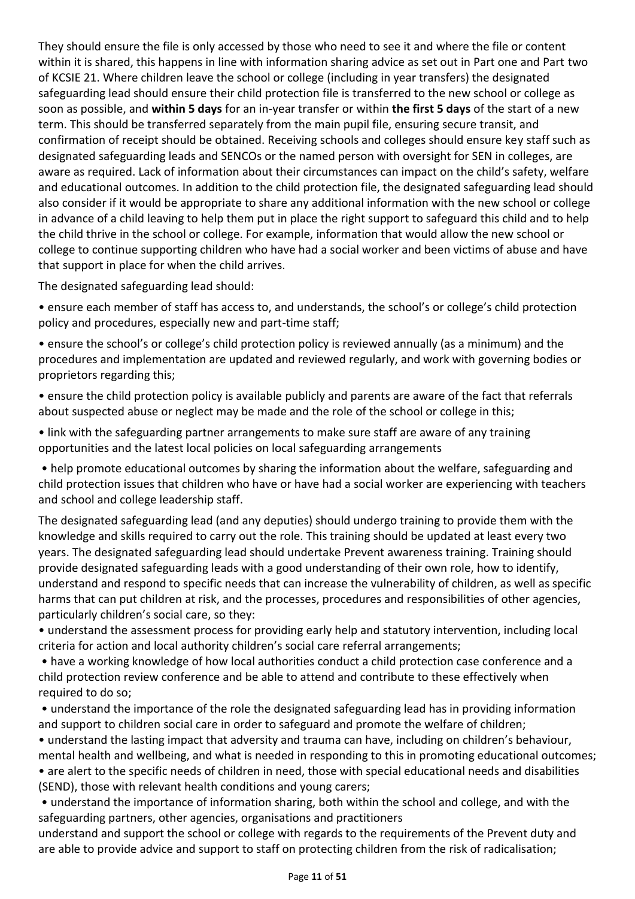They should ensure the file is only accessed by those who need to see it and where the file or content within it is shared, this happens in line with information sharing advice as set out in Part one and Part two of KCSIE 21. Where children leave the school or college (including in year transfers) the designated safeguarding lead should ensure their child protection file is transferred to the new school or college as soon as possible, and **within 5 days** for an in-year transfer or within **the first 5 days** of the start of a new term. This should be transferred separately from the main pupil file, ensuring secure transit, and confirmation of receipt should be obtained. Receiving schools and colleges should ensure key staff such as designated safeguarding leads and SENCOs or the named person with oversight for SEN in colleges, are aware as required. Lack of information about their circumstances can impact on the child's safety, welfare and educational outcomes. In addition to the child protection file, the designated safeguarding lead should also consider if it would be appropriate to share any additional information with the new school or college in advance of a child leaving to help them put in place the right support to safeguard this child and to help the child thrive in the school or college. For example, information that would allow the new school or college to continue supporting children who have had a social worker and been victims of abuse and have that support in place for when the child arrives.

The designated safeguarding lead should:

- ensure each member of staff has access to, and understands, the school's or college's child protection policy and procedures, especially new and part-time staff;
- ensure the school's or college's child protection policy is reviewed annually (as a minimum) and the procedures and implementation are updated and reviewed regularly, and work with governing bodies or proprietors regarding this;
- ensure the child protection policy is available publicly and parents are aware of the fact that referrals about suspected abuse or neglect may be made and the role of the school or college in this;
- link with the safeguarding partner arrangements to make sure staff are aware of any training opportunities and the latest local policies on local safeguarding arrangements
- help promote educational outcomes by sharing the information about the welfare, safeguarding and child protection issues that children who have or have had a social worker are experiencing with teachers and school and college leadership staff.

The designated safeguarding lead (and any deputies) should undergo training to provide them with the knowledge and skills required to carry out the role. This training should be updated at least every two years. The designated safeguarding lead should undertake Prevent awareness training. Training should provide designated safeguarding leads with a good understanding of their own role, how to identify, understand and respond to specific needs that can increase the vulnerability of children, as well as specific harms that can put children at risk, and the processes, procedures and responsibilities of other agencies, particularly children's social care, so they:

- understand the assessment process for providing early help and statutory intervention, including local criteria for action and local authority children's social care referral arrangements;
- have a working knowledge of how local authorities conduct a child protection case conference and a child protection review conference and be able to attend and contribute to these effectively when required to do so;
- understand the importance of the role the designated safeguarding lead has in providing information and support to children social care in order to safeguard and promote the welfare of children;
- understand the lasting impact that adversity and trauma can have, including on children's behaviour, mental health and wellbeing, and what is needed in responding to this in promoting educational outcomes;
- are alert to the specific needs of children in need, those with special educational needs and disabilities (SEND), those with relevant health conditions and young carers;
- understand the importance of information sharing, both within the school and college, and with the safeguarding partners, other agencies, organisations and practitioners

understand and support the school or college with regards to the requirements of the Prevent duty and are able to provide advice and support to staff on protecting children from the risk of radicalisation;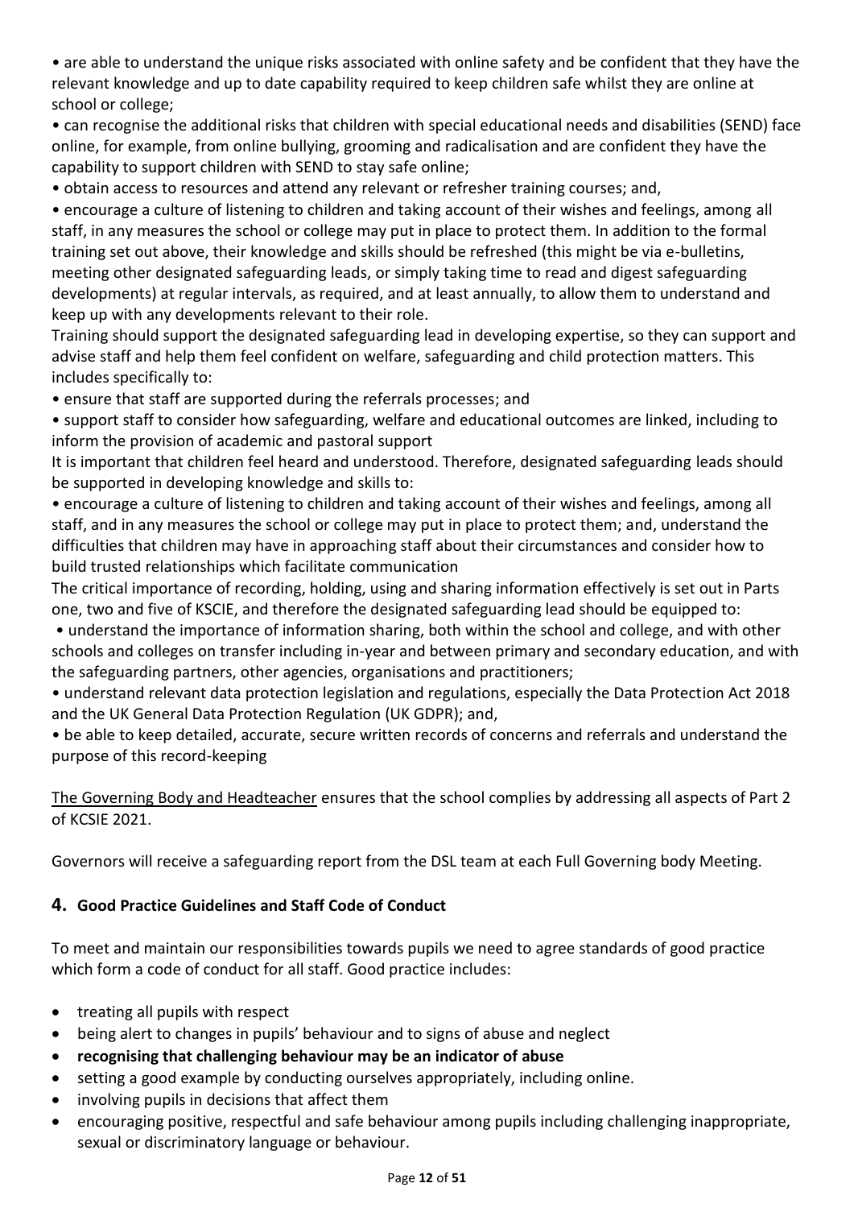- are able to understand the unique risks associated with online safety and be confident that they have the relevant knowledge and up to date capability required to keep children safe whilst they are online at school or college;
- can recognise the additional risks that children with special educational needs and disabilities (SEND) face online, for example, from online bullying, grooming and radicalisation and are confident they have the capability to support children with SEND to stay safe online;
- obtain access to resources and attend any relevant or refresher training courses; and,
- encourage a culture of listening to children and taking account of their wishes and feelings, among all staff, in any measures the school or college may put in place to protect them. In addition to the formal training set out above, their knowledge and skills should be refreshed (this might be via e-bulletins, meeting other designated safeguarding leads, or simply taking time to read and digest safeguarding developments) at regular intervals, as required, and at least annually, to allow them to understand and keep up with any developments relevant to their role.

Training should support the designated safeguarding lead in developing expertise, so they can support and advise staff and help them feel confident on welfare, safeguarding and child protection matters. This includes specifically to:

- ensure that staff are supported during the referrals processes; and
- support staff to consider how safeguarding, welfare and educational outcomes are linked, including to inform the provision of academic and pastoral support

It is important that children feel heard and understood. Therefore, designated safeguarding leads should be supported in developing knowledge and skills to:

- encourage a culture of listening to children and taking account of their wishes and feelings, among all staff, and in any measures the school or college may put in place to protect them; and, understand the difficulties that children may have in approaching staff about their circumstances and consider how to build trusted relationships which facilitate communication

The critical importance of recording, holding, using and sharing information effectively is set out in Parts one, two and five of KSCIE, and therefore the designated safeguarding lead should be equipped to:

- understand the importance of information sharing, both within the school and college, and with other schools and colleges on transfer including in-year and between primary and secondary education, and with the safeguarding partners, other agencies, organisations and practitioners;
- understand relevant data protection legislation and regulations, especially the Data Protection Act 2018 and the UK General Data Protection Regulation (UK GDPR); and,
- be able to keep detailed, accurate, secure written records of concerns and referrals and understand the purpose of this record-keeping

<u>The Governing Body and Headteacher</u> ensures that the school complies by addressing all aspects of Part 2 of KCSIE 2021.

Governors will receive a safeguarding report from the DSL team at each Full Governing body Meeting.

## 4. Good Practice Guidelines and Staff Code of Conduct

To meet and maintain our responsibilities towards pupils we need to agree standards of good practice which form a code of conduct for all staff. Good practice includes:

- treating all pupils with respect
- being alert to changes in pupils' behaviour and to signs of abuse and neglect
- **recognising that challenging behaviour may be an indicator of abuse**
- setting a good example by conducting ourselves appropriately, including online.
- involving pupils in decisions that affect them
- encouraging positive, respectful and safe behaviour among pupils including challenging inappropriate, sexual or discriminatory language or behaviour.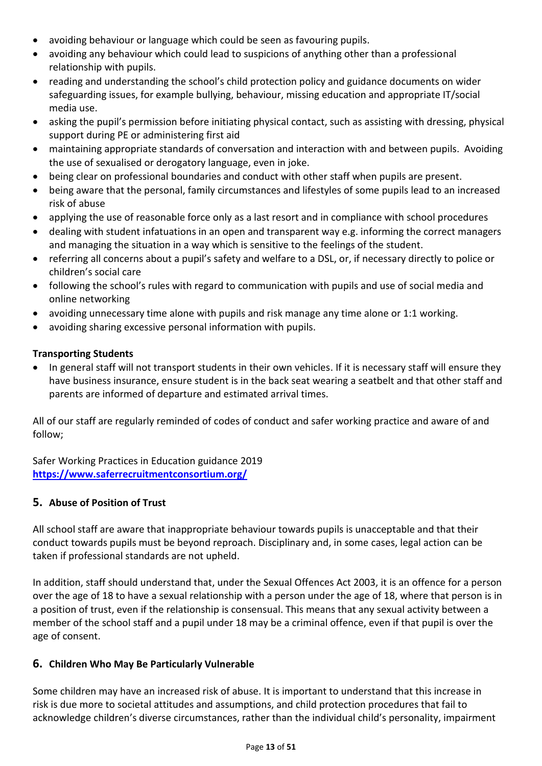- avoiding behaviour or language which could be seen as favouring pupils.
- avoiding any behaviour which could lead to suspicions of anything other than a professional relationship with pupils.
- reading and understanding the school's child protection policy and guidance documents on wider safeguarding issues, for example bullying, behaviour, missing education and appropriate IT/social media use.
- asking the pupil's permission before initiating physical contact, such as assisting with dressing, physical support during PE or administering first aid
- maintaining appropriate standards of conversation and interaction with and between pupils. Avoiding the use of sexualised or derogatory language, even in joke.
- being clear on professional boundaries and conduct with other staff when pupils are present.
- being aware that the personal, family circumstances and lifestyles of some pupils lead to an increased risk of abuse
- applying the use of reasonable force only as a last resort and in compliance with school procedures
- dealing with student infatuations in an open and transparent way e.g. informing the correct managers and managing the situation in a way which is sensitive to the feelings of the student.
- referring all concerns about a pupil's safety and welfare to a DSL, or, if necessary directly to police or children's social care
- following the school's rules with regard to communication with pupils and use of social media and online networking
- avoiding unnecessary time alone with pupils and risk manage any time alone or 1:1 working.
- avoiding sharing excessive personal information with pupils.

**Transporting Students**

- In general staff will not transport students in their own vehicles. If it is necessary staff will ensure they have business insurance, ensure student is in the back seat wearing a seatbelt and that other staff and parents are informed of departure and estimated arrival times.

All of our staff are regularly reminded of codes of conduct and safer working practice and aware of and follow;

Safer Working Practices in Education guidance 2019
**https://www.saferrecruitmentconsortium.org/**

## 5. Abuse of Position of Trust

All school staff are aware that inappropriate behaviour towards pupils is unacceptable and that their conduct towards pupils must be beyond reproach. Disciplinary and, in some cases, legal action can be taken if professional standards are not upheld.

In addition, staff should understand that, under the Sexual Offences Act 2003, it is an offence for a person over the age of 18 to have a sexual relationship with a person under the age of 18, where that person is in a position of trust, even if the relationship is consensual. This means that any sexual activity between a member of the school staff and a pupil under 18 may be a criminal offence, even if that pupil is over the age of consent.

## 6. Children Who May Be Particularly Vulnerable

Some children may have an increased risk of abuse. It is important to understand that this increase in risk is due more to societal attitudes and assumptions, and child protection procedures that fail to acknowledge children's diverse circumstances, rather than the individual child's personality, impairment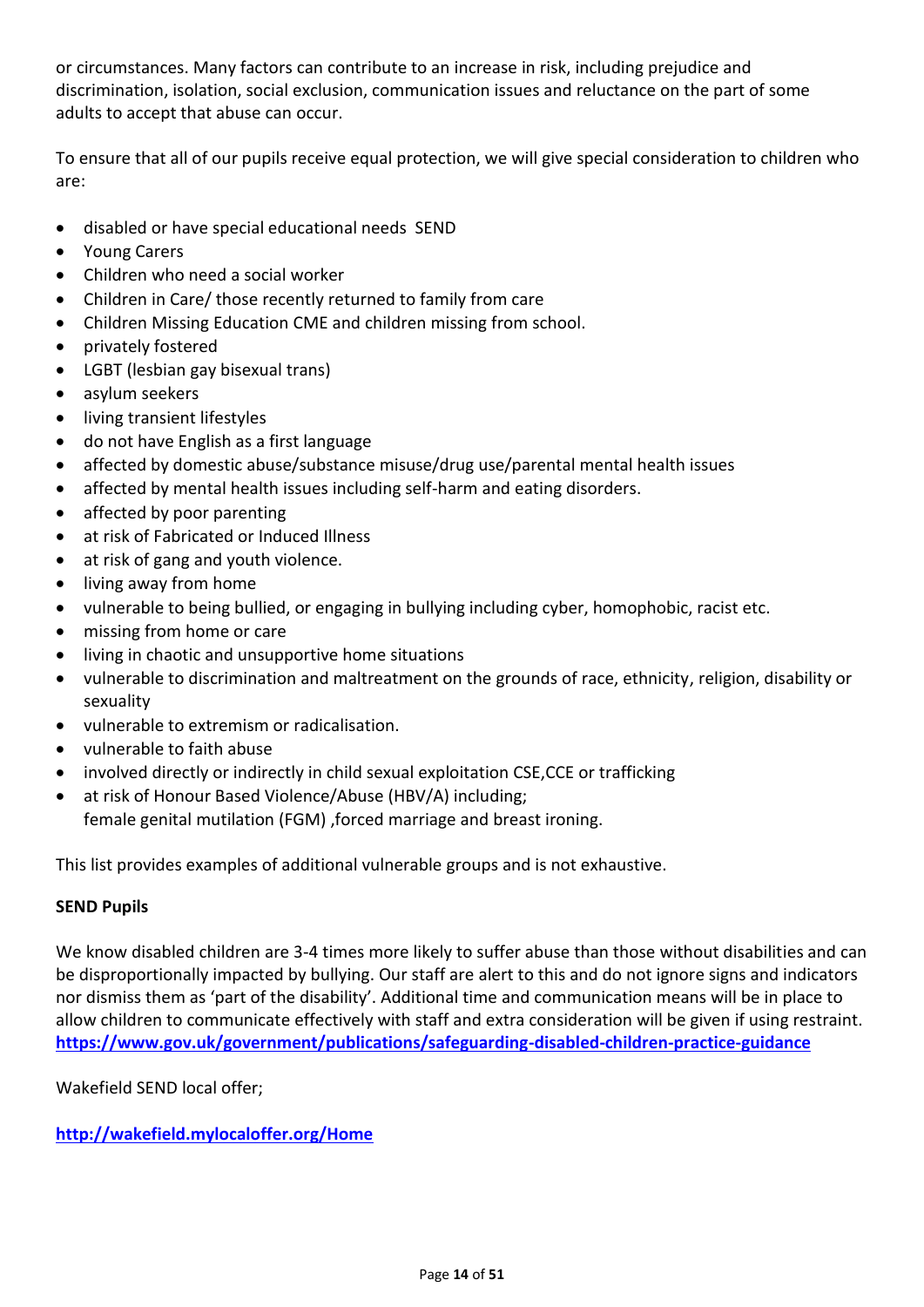or circumstances. Many factors can contribute to an increase in risk, including prejudice and discrimination, isolation, social exclusion, communication issues and reluctance on the part of some adults to accept that abuse can occur.

To ensure that all of our pupils receive equal protection, we will give special consideration to children who are:

- disabled or have special educational needs SEND
- Young Carers
- Children who need a social worker
- Children in Care/ those recently returned to family from care
- Children Missing Education CME and children missing from school.
- privately fostered
- LGBT (lesbian gay bisexual trans)
- asylum seekers
- living transient lifestyles
- do not have English as a first language
- affected by domestic abuse/substance misuse/drug use/parental mental health issues
- affected by mental health issues including self-harm and eating disorders.
- affected by poor parenting
- at risk of Fabricated or Induced Illness
- at risk of gang and youth violence.
- living away from home
- vulnerable to being bullied, or engaging in bullying including cyber, homophobic, racist etc.
- missing from home or care
- living in chaotic and unsupportive home situations
- vulnerable to discrimination and maltreatment on the grounds of race, ethnicity, religion, disability or sexuality
- vulnerable to extremism or radicalisation.
- vulnerable to faith abuse
- involved directly or indirectly in child sexual exploitation CSE,CCE or trafficking
- at risk of Honour Based Violence/Abuse (HBV/A) including;
  female genital mutilation (FGM) ,forced marriage and breast ironing.

This list provides examples of additional vulnerable groups and is not exhaustive.

**SEND Pupils**

We know disabled children are 3-4 times more likely to suffer abuse than those without disabilities and can be disproportionally impacted by bullying. Our staff are alert to this and do not ignore signs and indicators nor dismiss them as 'part of the disability'. Additional time and communication means will be in place to allow children to communicate effectively with staff and extra consideration will be given if using restraint. **https://www.gov.uk/government/publications/safeguarding-disabled-children-practice-guidance**

Wakefield SEND local offer;

**http://wakefield.mylocaloffer.org/Home**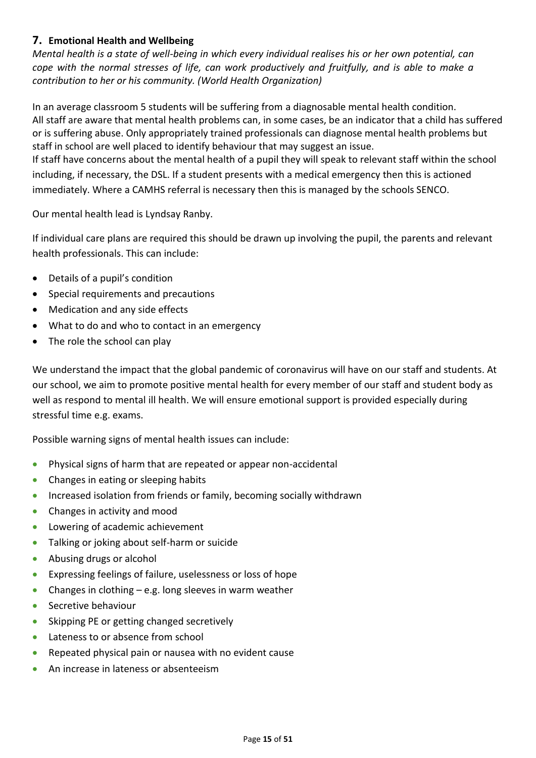## 7. Emotional Health and Wellbeing

*Mental health is a state of well-being in which every individual realises his or her own potential, can cope with the normal stresses of life, can work productively and fruitfully, and is able to make a contribution to her or his community. (World Health Organization)*

In an average classroom 5 students will be suffering from a diagnosable mental health condition. All staff are aware that mental health problems can, in some cases, be an indicator that a child has suffered or is suffering abuse. Only appropriately trained professionals can diagnose mental health problems but staff in school are well placed to identify behaviour that may suggest an issue.
If staff have concerns about the mental health of a pupil they will speak to relevant staff within the school including, if necessary, the DSL. If a student presents with a medical emergency then this is actioned immediately. Where a CAMHS referral is necessary then this is managed by the schools SENCO.

Our mental health lead is Lyndsay Ranby.

If individual care plans are required this should be drawn up involving the pupil, the parents and relevant health professionals. This can include:

- Details of a pupil's condition
- Special requirements and precautions
- Medication and any side effects
- What to do and who to contact in an emergency
- The role the school can play

We understand the impact that the global pandemic of coronavirus will have on our staff and students. At our school, we aim to promote positive mental health for every member of our staff and student body as well as respond to mental ill health. We will ensure emotional support is provided especially during stressful time e.g. exams.

Possible warning signs of mental health issues can include:

- Physical signs of harm that are repeated or appear non-accidental
- Changes in eating or sleeping habits
- Increased isolation from friends or family, becoming socially withdrawn
- Changes in activity and mood
- Lowering of academic achievement
- Talking or joking about self-harm or suicide
- Abusing drugs or alcohol
- Expressing feelings of failure, uselessness or loss of hope
- Changes in clothing – e.g. long sleeves in warm weather
- Secretive behaviour
- Skipping PE or getting changed secretively
- Lateness to or absence from school
- Repeated physical pain or nausea with no evident cause
- An increase in lateness or absenteeism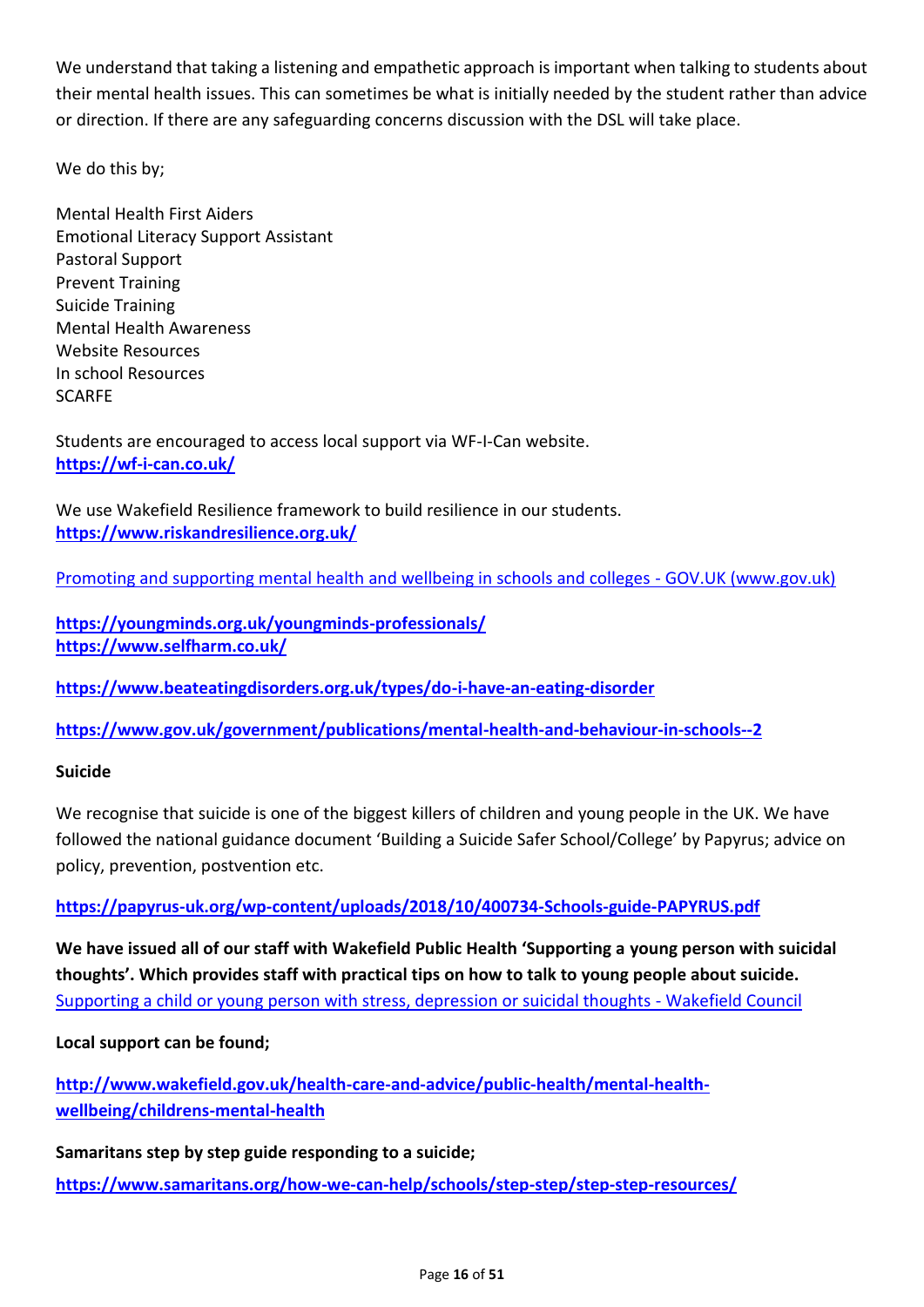We understand that taking a listening and empathetic approach is important when talking to students about their mental health issues. This can sometimes be what is initially needed by the student rather than advice or direction. If there are any safeguarding concerns discussion with the DSL will take place.

We do this by;

Mental Health First Aiders
Emotional Literacy Support Assistant
Pastoral Support
Prevent Training
Suicide Training
Mental Health Awareness
Website Resources
In school Resources
SCARFE

Students are encouraged to access local support via WF-I-Can website.
**https://wf-i-can.co.uk/**

We use Wakefield Resilience framework to build resilience in our students.
**https://www.riskandresilience.org.uk/**

Promoting and supporting mental health and wellbeing in schools and colleges - GOV.UK (www.gov.uk)

**https://youngminds.org.uk/youngminds-professionals/**
**https://www.selfharm.co.uk/**

**https://www.beateatingdisorders.org.uk/types/do-i-have-an-eating-disorder**

**https://www.gov.uk/government/publications/mental-health-and-behaviour-in-schools--2**

**Suicide**

We recognise that suicide is one of the biggest killers of children and young people in the UK. We have followed the national guidance document 'Building a Suicide Safer School/College' by Papyrus; advice on policy, prevention, postvention etc.

**https://papyrus-uk.org/wp-content/uploads/2018/10/400734-Schools-guide-PAPYRUS.pdf**

**We have issued all of our staff with Wakefield Public Health 'Supporting a young person with suicidal thoughts'. Which provides staff with practical tips on how to talk to young people about suicide.**
Supporting a child or young person with stress, depression or suicidal thoughts - Wakefield Council

**Local support can be found;**

**http://www.wakefield.gov.uk/health-care-and-advice/public-health/mental-health-wellbeing/childrens-mental-health**

**Samaritans step by step guide responding to a suicide;**

**https://www.samaritans.org/how-we-can-help/schools/step-step/step-step-resources/**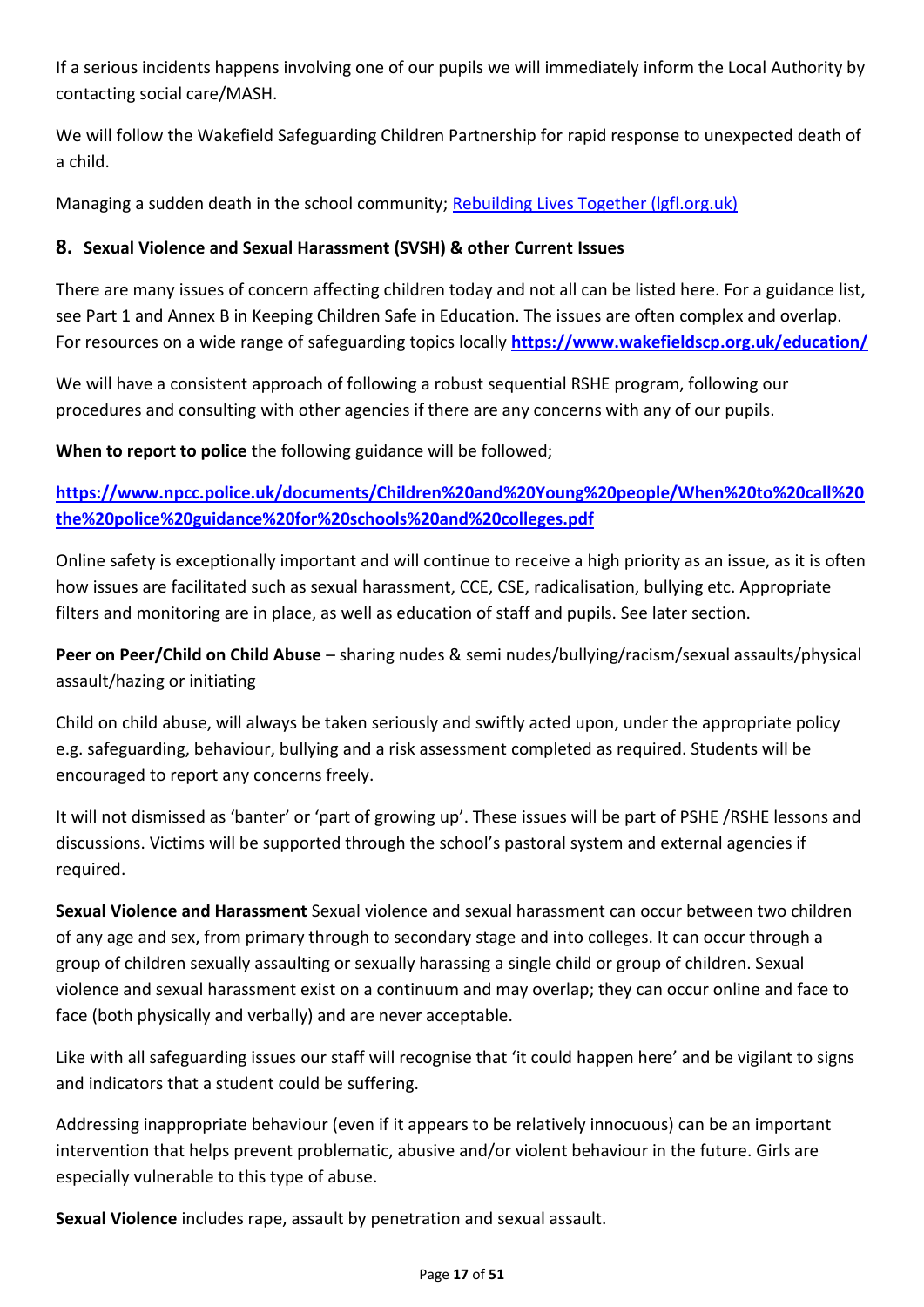If a serious incidents happens involving one of our pupils we will immediately inform the Local Authority by contacting social care/MASH.

We will follow the Wakefield Safeguarding Children Partnership for rapid response to unexpected death of a child.

Managing a sudden death in the school community; [Rebuilding Lives Together (lgfl.org.uk)](lgfl.org.uk)

## 8. Sexual Violence and Sexual Harassment (SVSH) & other Current Issues

There are many issues of concern affecting children today and not all can be listed here. For a guidance list, see Part 1 and Annex B in Keeping Children Safe in Education. The issues are often complex and overlap. For resources on a wide range of safeguarding topics locally **https://www.wakefieldscp.org.uk/education/**

We will have a consistent approach of following a robust sequential RSHE program, following our procedures and consulting with other agencies if there are any concerns with any of our pupils.

**When to report to police** the following guidance will be followed;

**https://www.npcc.police.uk/documents/Children%20and%20Young%20people/When%20to%20call%20the%20police%20guidance%20for%20schools%20and%20colleges.pdf**

Online safety is exceptionally important and will continue to receive a high priority as an issue, as it is often how issues are facilitated such as sexual harassment, CCE, CSE, radicalisation, bullying etc. Appropriate filters and monitoring are in place, as well as education of staff and pupils. See later section.

**Peer on Peer/Child on Child Abuse** – sharing nudes & semi nudes/bullying/racism/sexual assaults/physical assault/hazing or initiating

Child on child abuse, will always be taken seriously and swiftly acted upon, under the appropriate policy e.g. safeguarding, behaviour, bullying and a risk assessment completed as required. Students will be encouraged to report any concerns freely.

It will not dismissed as 'banter' or 'part of growing up'. These issues will be part of PSHE /RSHE lessons and discussions. Victims will be supported through the school's pastoral system and external agencies if required.

**Sexual Violence and Harassment** Sexual violence and sexual harassment can occur between two children of any age and sex, from primary through to secondary stage and into colleges. It can occur through a group of children sexually assaulting or sexually harassing a single child or group of children. Sexual violence and sexual harassment exist on a continuum and may overlap; they can occur online and face to face (both physically and verbally) and are never acceptable.

Like with all safeguarding issues our staff will recognise that 'it could happen here' and be vigilant to signs and indicators that a student could be suffering.

Addressing inappropriate behaviour (even if it appears to be relatively innocuous) can be an important intervention that helps prevent problematic, abusive and/or violent behaviour in the future. Girls are especially vulnerable to this type of abuse.

**Sexual Violence** includes rape, assault by penetration and sexual assault.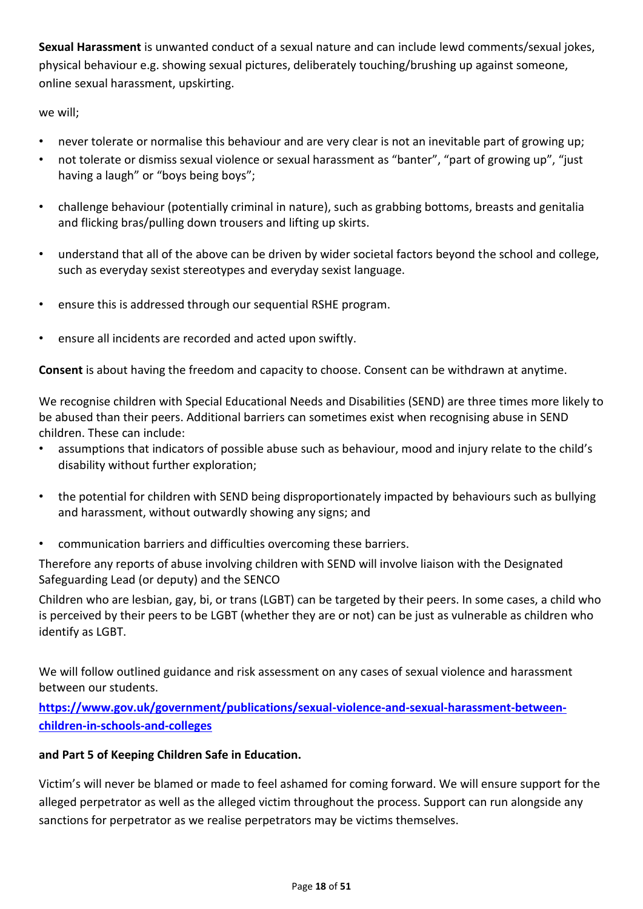**Sexual Harassment** is unwanted conduct of a sexual nature and can include lewd comments/sexual jokes, physical behaviour e.g. showing sexual pictures, deliberately touching/brushing up against someone, online sexual harassment, upskirting.

we will;

- never tolerate or normalise this behaviour and are very clear is not an inevitable part of growing up;
- not tolerate or dismiss sexual violence or sexual harassment as "banter", "part of growing up", "just having a laugh" or "boys being boys";
- challenge behaviour (potentially criminal in nature), such as grabbing bottoms, breasts and genitalia and flicking bras/pulling down trousers and lifting up skirts.
- understand that all of the above can be driven by wider societal factors beyond the school and college, such as everyday sexist stereotypes and everyday sexist language.
- ensure this is addressed through our sequential RSHE program.
- ensure all incidents are recorded and acted upon swiftly.

**Consent** is about having the freedom and capacity to choose. Consent can be withdrawn at anytime.

We recognise children with Special Educational Needs and Disabilities (SEND) are three times more likely to be abused than their peers. Additional barriers can sometimes exist when recognising abuse in SEND children. These can include:

- assumptions that indicators of possible abuse such as behaviour, mood and injury relate to the child's disability without further exploration;
- the potential for children with SEND being disproportionately impacted by behaviours such as bullying and harassment, without outwardly showing any signs; and
- communication barriers and difficulties overcoming these barriers.

Therefore any reports of abuse involving children with SEND will involve liaison with the Designated Safeguarding Lead (or deputy) and the SENCO

Children who are lesbian, gay, bi, or trans (LGBT) can be targeted by their peers. In some cases, a child who is perceived by their peers to be LGBT (whether they are or not) can be just as vulnerable as children who identify as LGBT.

We will follow outlined guidance and risk assessment on any cases of sexual violence and harassment between our students.

**https://www.gov.uk/government/publications/sexual-violence-and-sexual-harassment-between-children-in-schools-and-colleges**

**and Part 5 of Keeping Children Safe in Education.**

Victim's will never be blamed or made to feel ashamed for coming forward. We will ensure support for the alleged perpetrator as well as the alleged victim throughout the process. Support can run alongside any sanctions for perpetrator as we realise perpetrators may be victims themselves.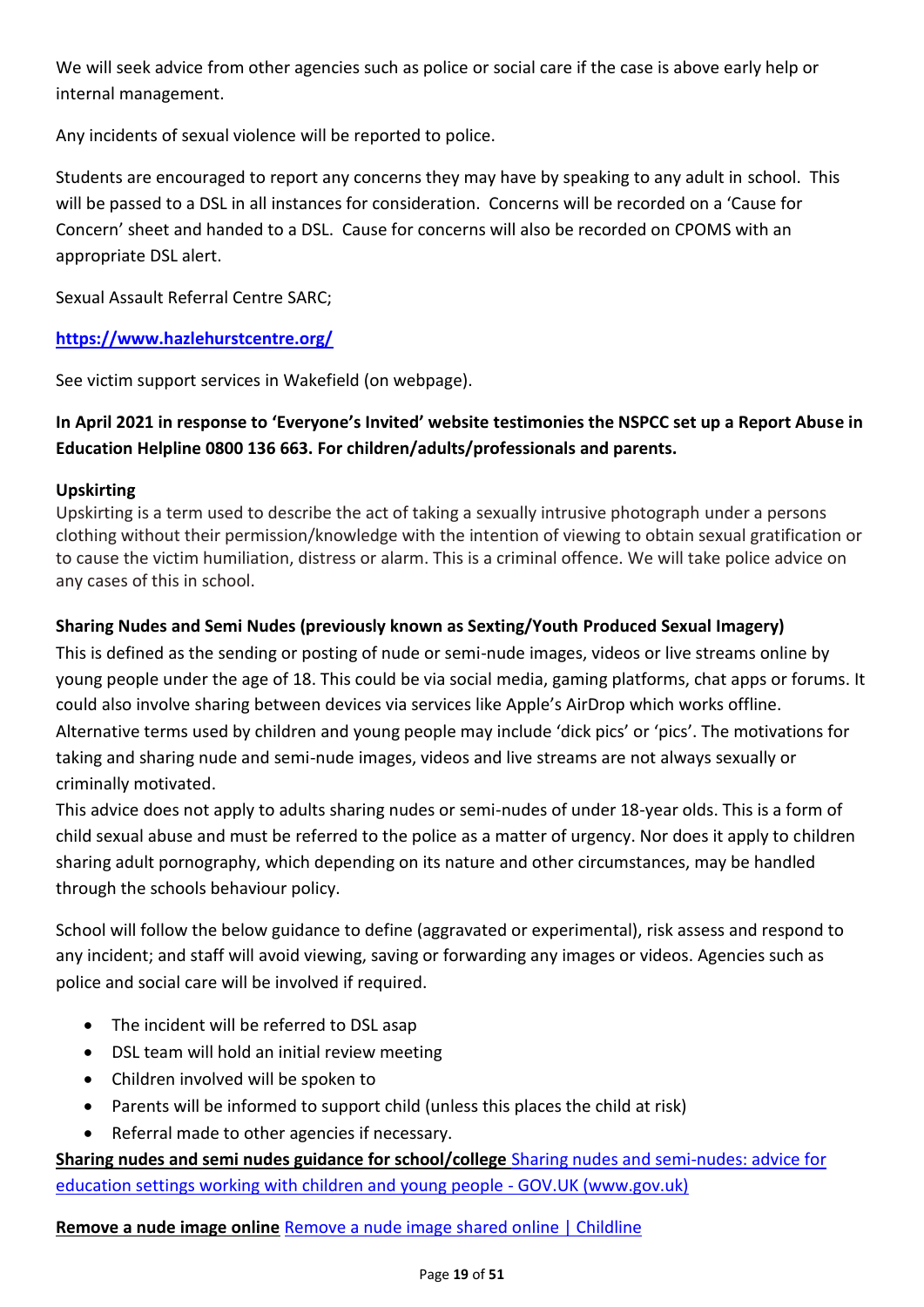We will seek advice from other agencies such as police or social care if the case is above early help or internal management.

Any incidents of sexual violence will be reported to police.

Students are encouraged to report any concerns they may have by speaking to any adult in school. This will be passed to a DSL in all instances for consideration. Concerns will be recorded on a 'Cause for Concern' sheet and handed to a DSL. Cause for concerns will also be recorded on CPOMS with an appropriate DSL alert.

Sexual Assault Referral Centre SARC;

**https://www.hazlehurstcentre.org/**

See victim support services in Wakefield (on webpage).

**In April 2021 in response to 'Everyone's Invited' website testimonies the NSPCC set up a Report Abuse in Education Helpline 0800 136 663. For children/adults/professionals and parents.**

**Upskirting**

Upskirting is a term used to describe the act of taking a sexually intrusive photograph under a persons clothing without their permission/knowledge with the intention of viewing to obtain sexual gratification or to cause the victim humiliation, distress or alarm. This is a criminal offence. We will take police advice on any cases of this in school.

**Sharing Nudes and Semi Nudes (previously known as Sexting/Youth Produced Sexual Imagery)**

This is defined as the sending or posting of nude or semi-nude images, videos or live streams online by young people under the age of 18. This could be via social media, gaming platforms, chat apps or forums. It could also involve sharing between devices via services like Apple's AirDrop which works offline.
Alternative terms used by children and young people may include 'dick pics' or 'pics'. The motivations for taking and sharing nude and semi-nude images, videos and live streams are not always sexually or criminally motivated.
This advice does not apply to adults sharing nudes or semi-nudes of under 18-year olds. This is a form of child sexual abuse and must be referred to the police as a matter of urgency. Nor does it apply to children sharing adult pornography, which depending on its nature and other circumstances, may be handled through the schools behaviour policy.

School will follow the below guidance to define (aggravated or experimental), risk assess and respond to any incident; and staff will avoid viewing, saving or forwarding any images or videos. Agencies such as police and social care will be involved if required.

- The incident will be referred to DSL asap
- DSL team will hold an initial review meeting
- Children involved will be spoken to
- Parents will be informed to support child (unless this places the child at risk)
- Referral made to other agencies if necessary.

**Sharing nudes and semi nudes guidance for school/college** Sharing nudes and semi-nudes: advice for education settings working with children and young people - GOV.UK (www.gov.uk)

**Remove a nude image online** Remove a nude image shared online | Childline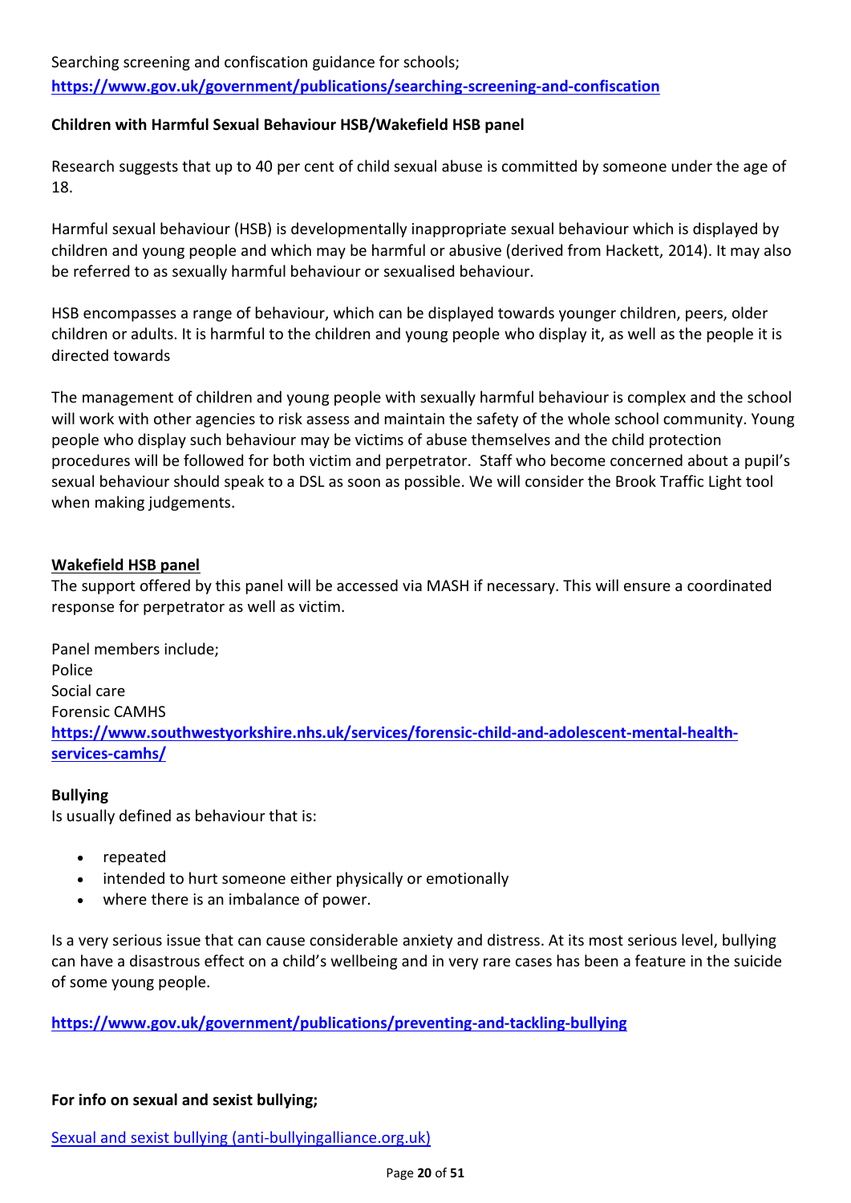Searching screening and confiscation guidance for schools;
**https://www.gov.uk/government/publications/searching-screening-and-confiscation**

**Children with Harmful Sexual Behaviour HSB/Wakefield HSB panel**

Research suggests that up to 40 per cent of child sexual abuse is committed by someone under the age of 18.

Harmful sexual behaviour (HSB) is developmentally inappropriate sexual behaviour which is displayed by children and young people and which may be harmful or abusive (derived from Hackett, 2014). It may also be referred to as sexually harmful behaviour or sexualised behaviour.

HSB encompasses a range of behaviour, which can be displayed towards younger children, peers, older children or adults. It is harmful to the children and young people who display it, as well as the people it is directed towards

The management of children and young people with sexually harmful behaviour is complex and the school will work with other agencies to risk assess and maintain the safety of the whole school community. Young people who display such behaviour may be victims of abuse themselves and the child protection procedures will be followed for both victim and perpetrator. Staff who become concerned about a pupil's sexual behaviour should speak to a DSL as soon as possible. We will consider the Brook Traffic Light tool when making judgements.

**Wakefield HSB panel**

The support offered by this panel will be accessed via MASH if necessary. This will ensure a coordinated response for perpetrator as well as victim.

Panel members include;
Police
Social care
Forensic CAMHS
**https://www.southwestyorkshire.nhs.uk/services/forensic-child-and-adolescent-mental-health-services-camhs/**

**Bullying**

Is usually defined as behaviour that is:

- repeated
- intended to hurt someone either physically or emotionally
- where there is an imbalance of power.

Is a very serious issue that can cause considerable anxiety and distress. At its most serious level, bullying can have a disastrous effect on a child's wellbeing and in very rare cases has been a feature in the suicide of some young people.

**https://www.gov.uk/government/publications/preventing-and-tackling-bullying**

**For info on sexual and sexist bullying;**

Sexual and sexist bullying (anti-bullyingalliance.org.uk)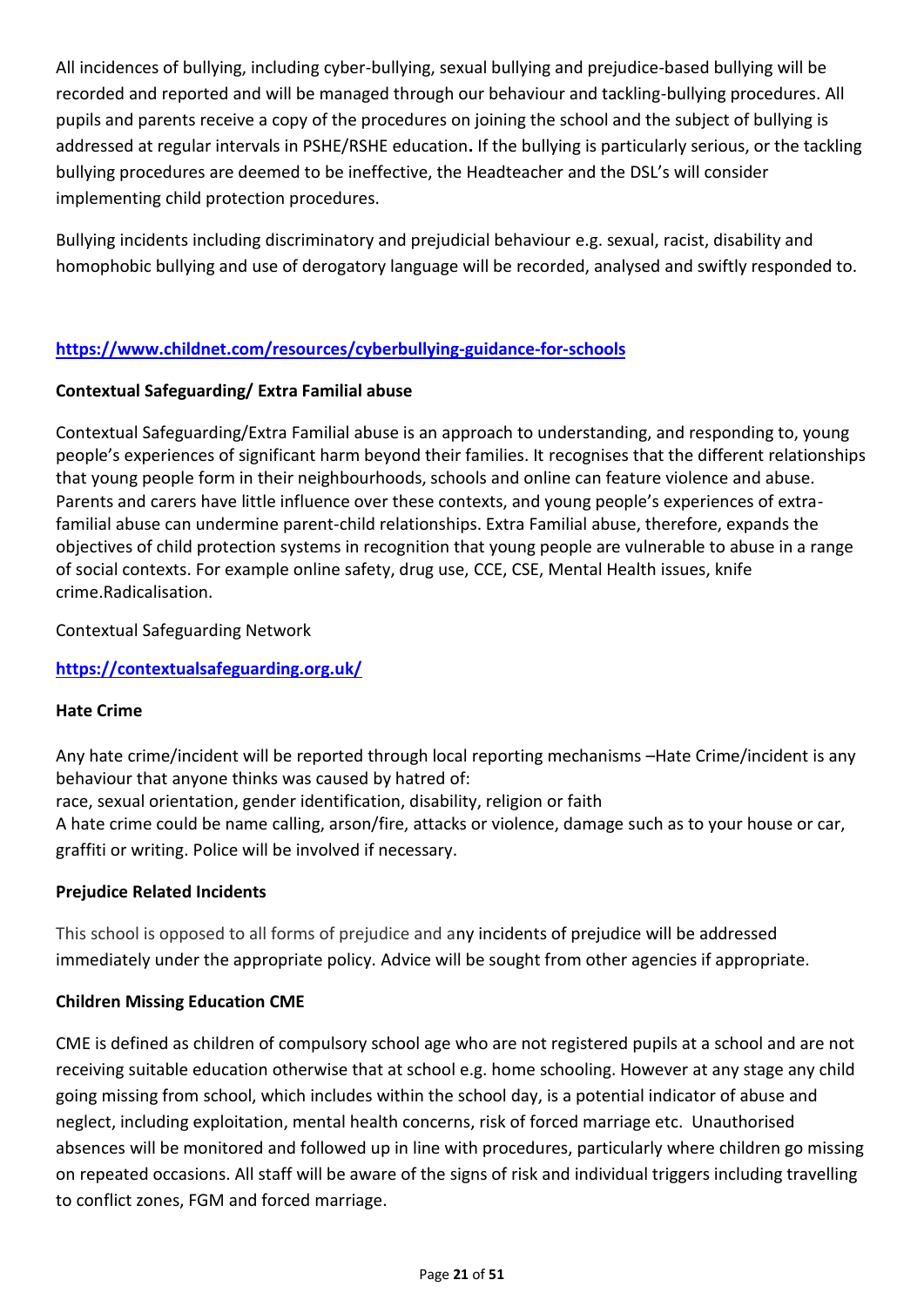All incidences of bullying, including cyber-bullying, sexual bullying and prejudice-based bullying will be recorded and reported and will be managed through our behaviour and tackling-bullying procedures. All pupils and parents receive a copy of the procedures on joining the school and the subject of bullying is addressed at regular intervals in PSHE/RSHE education**.** If the bullying is particularly serious, or the tackling bullying procedures are deemed to be ineffective, the Headteacher and the DSL's will consider implementing child protection procedures.

Bullying incidents including discriminatory and prejudicial behaviour e.g. sexual, racist, disability and homophobic bullying and use of derogatory language will be recorded, analysed and swiftly responded to.

**https://www.childnet.com/resources/cyberbullying-guidance-for-schools**

**Contextual Safeguarding/ Extra Familial abuse**

Contextual Safeguarding/Extra Familial abuse is an approach to understanding, and responding to, young people's experiences of significant harm beyond their families. It recognises that the different relationships that young people form in their neighbourhoods, schools and online can feature violence and abuse. Parents and carers have little influence over these contexts, and young people's experiences of extra-familial abuse can undermine parent-child relationships. Extra Familial abuse, therefore, expands the objectives of child protection systems in recognition that young people are vulnerable to abuse in a range of social contexts. For example online safety, drug use, CCE, CSE, Mental Health issues, knife crime.Radicalisation.

Contextual Safeguarding Network

**https://contextualsafeguarding.org.uk/**

**Hate Crime**

Any hate crime/incident will be reported through local reporting mechanisms –Hate Crime/incident is any behaviour that anyone thinks was caused by hatred of:
race, sexual orientation, gender identification, disability, religion or faith
A hate crime could be name calling, arson/fire, attacks or violence, damage such as to your house or car, graffiti or writing. Police will be involved if necessary.

**Prejudice Related Incidents**

This school is opposed to all forms of prejudice and any incidents of prejudice will be addressed immediately under the appropriate policy. Advice will be sought from other agencies if appropriate.

**Children Missing Education CME**

CME is defined as children of compulsory school age who are not registered pupils at a school and are not receiving suitable education otherwise that at school e.g. home schooling. However at any stage any child going missing from school, which includes within the school day, is a potential indicator of abuse and neglect, including exploitation, mental health concerns, risk of forced marriage etc. Unauthorised absences will be monitored and followed up in line with procedures, particularly where children go missing on repeated occasions. All staff will be aware of the signs of risk and individual triggers including travelling to conflict zones, FGM and forced marriage.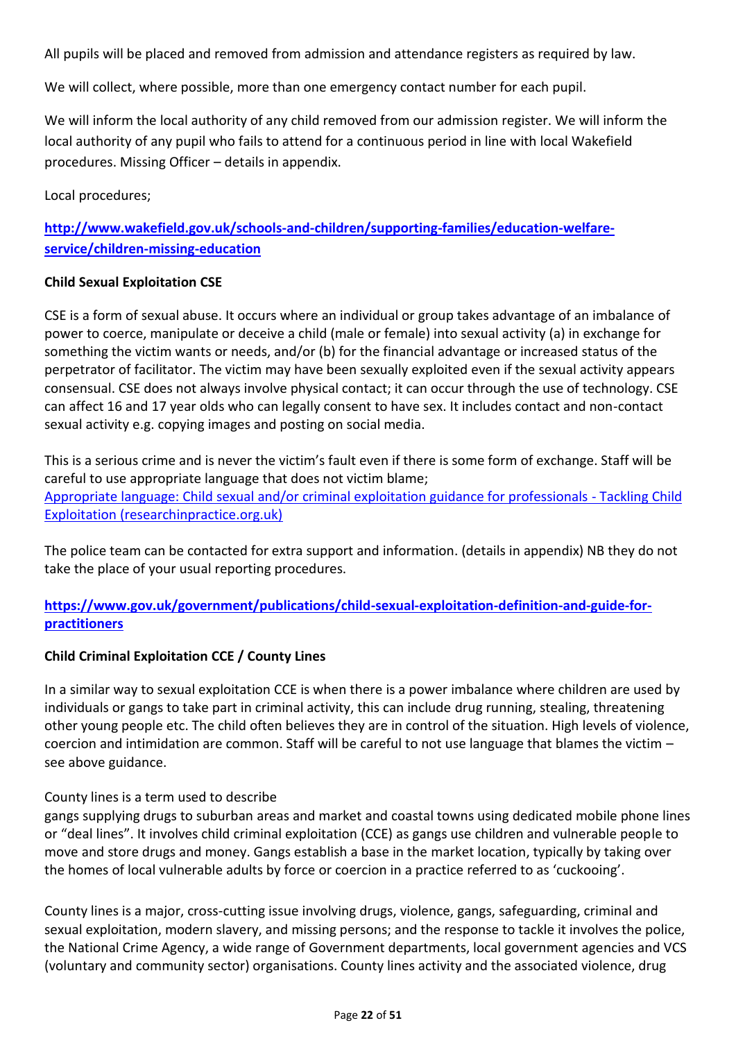All pupils will be placed and removed from admission and attendance registers as required by law.

We will collect, where possible, more than one emergency contact number for each pupil.

We will inform the local authority of any child removed from our admission register. We will inform the local authority of any pupil who fails to attend for a continuous period in line with local Wakefield procedures. Missing Officer – details in appendix.

Local procedures;

**[http://www.wakefield.gov.uk/schools-and-children/supporting-families/education-welfare-service/children-missing-education](http://www.wakefield.gov.uk/schools-and-children/supporting-families/education-welfare-service/children-missing-education)**

**Child Sexual Exploitation CSE**

CSE is a form of sexual abuse. It occurs where an individual or group takes advantage of an imbalance of power to coerce, manipulate or deceive a child (male or female) into sexual activity (a) in exchange for something the victim wants or needs, and/or (b) for the financial advantage or increased status of the perpetrator of facilitator. The victim may have been sexually exploited even if the sexual activity appears consensual. CSE does not always involve physical contact; it can occur through the use of technology. CSE can affect 16 and 17 year olds who can legally consent to have sex. It includes contact and non-contact sexual activity e.g. copying images and posting on social media.

This is a serious crime and is never the victim's fault even if there is some form of exchange. Staff will be careful to use appropriate language that does not victim blame;
Appropriate language: Child sexual and/or criminal exploitation guidance for professionals - Tackling Child Exploitation (researchinpractice.org.uk)

The police team can be contacted for extra support and information. (details in appendix) NB they do not take the place of your usual reporting procedures.

**[https://www.gov.uk/government/publications/child-sexual-exploitation-definition-and-guide-for-practitioners](https://www.gov.uk/government/publications/child-sexual-exploitation-definition-and-guide-for-practitioners)**

**Child Criminal Exploitation CCE / County Lines**

In a similar way to sexual exploitation CCE is when there is a power imbalance where children are used by individuals or gangs to take part in criminal activity, this can include drug running, stealing, threatening other young people etc. The child often believes they are in control of the situation. High levels of violence, coercion and intimidation are common. Staff will be careful to not use language that blames the victim – see above guidance.

County lines is a term used to describe
gangs supplying drugs to suburban areas and market and coastal towns using dedicated mobile phone lines or "deal lines". It involves child criminal exploitation (CCE) as gangs use children and vulnerable people to move and store drugs and money. Gangs establish a base in the market location, typically by taking over the homes of local vulnerable adults by force or coercion in a practice referred to as 'cuckooing'.

County lines is a major, cross-cutting issue involving drugs, violence, gangs, safeguarding, criminal and sexual exploitation, modern slavery, and missing persons; and the response to tackle it involves the police, the National Crime Agency, a wide range of Government departments, local government agencies and VCS (voluntary and community sector) organisations. County lines activity and the associated violence, drug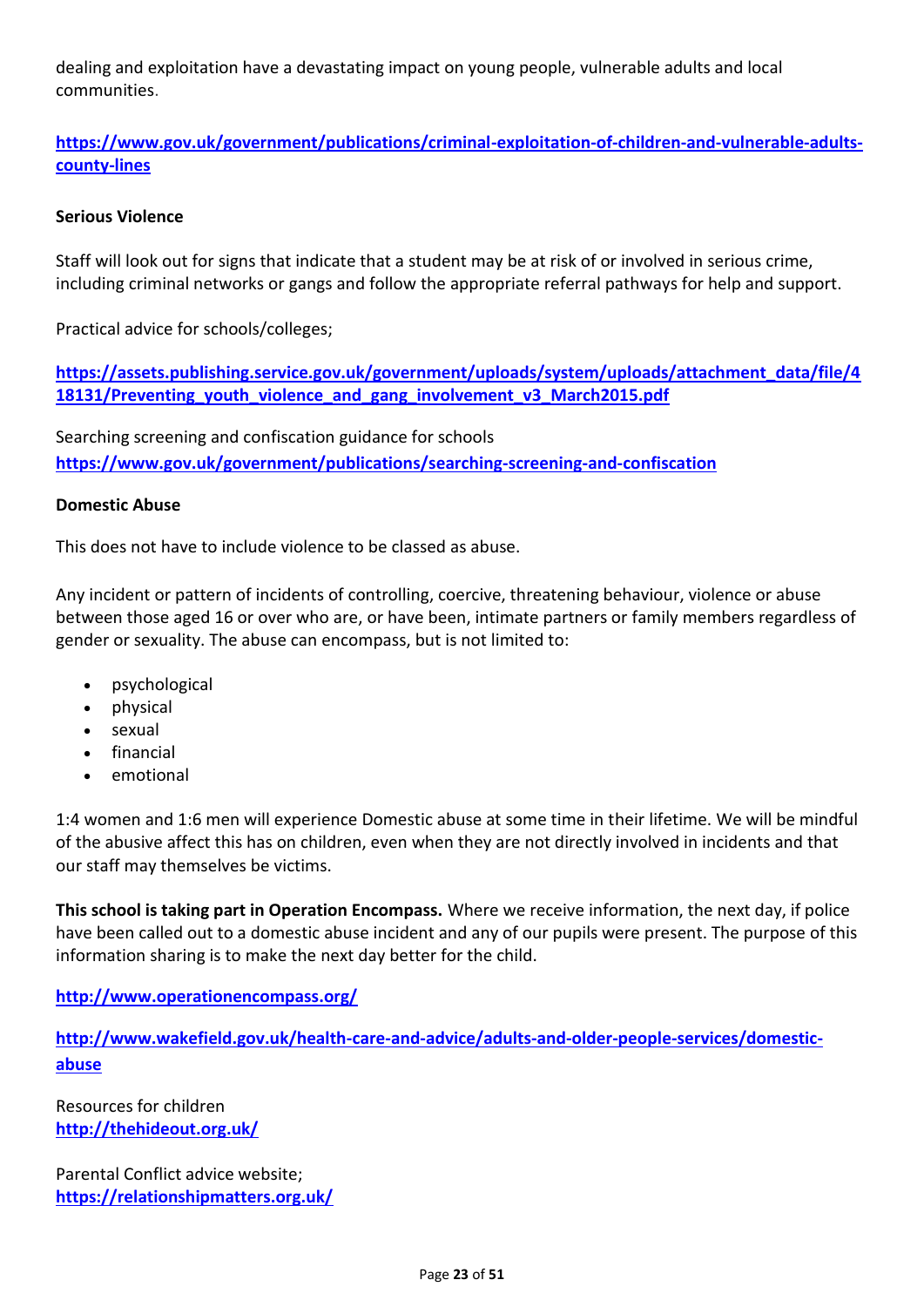dealing and exploitation have a devastating impact on young people, vulnerable adults and local communities.

**https://www.gov.uk/government/publications/criminal-exploitation-of-children-and-vulnerable-adults-county-lines**

**Serious Violence**

Staff will look out for signs that indicate that a student may be at risk of or involved in serious crime, including criminal networks or gangs and follow the appropriate referral pathways for help and support.

Practical advice for schools/colleges;

**https://assets.publishing.service.gov.uk/government/uploads/system/uploads/attachment_data/file/418131/Preventing_youth_violence_and_gang_involvement_v3_March2015.pdf**

Searching screening and confiscation guidance for schools
**https://www.gov.uk/government/publications/searching-screening-and-confiscation**

**Domestic Abuse**

This does not have to include violence to be classed as abuse.

Any incident or pattern of incidents of controlling, coercive, threatening behaviour, violence or abuse between those aged 16 or over who are, or have been, intimate partners or family members regardless of gender or sexuality. The abuse can encompass, but is not limited to:

- psychological
- physical
- sexual
- financial
- emotional

1:4 women and 1:6 men will experience Domestic abuse at some time in their lifetime. We will be mindful of the abusive affect this has on children, even when they are not directly involved in incidents and that our staff may themselves be victims.

**This school is taking part in Operation Encompass.** Where we receive information, the next day, if police have been called out to a domestic abuse incident and any of our pupils were present. The purpose of this information sharing is to make the next day better for the child.

**http://www.operationencompass.org/**

**http://www.wakefield.gov.uk/health-care-and-advice/adults-and-older-people-services/domestic-abuse**

Resources for children
**http://thehideout.org.uk/**

Parental Conflict advice website;
**https://relationshipmatters.org.uk/**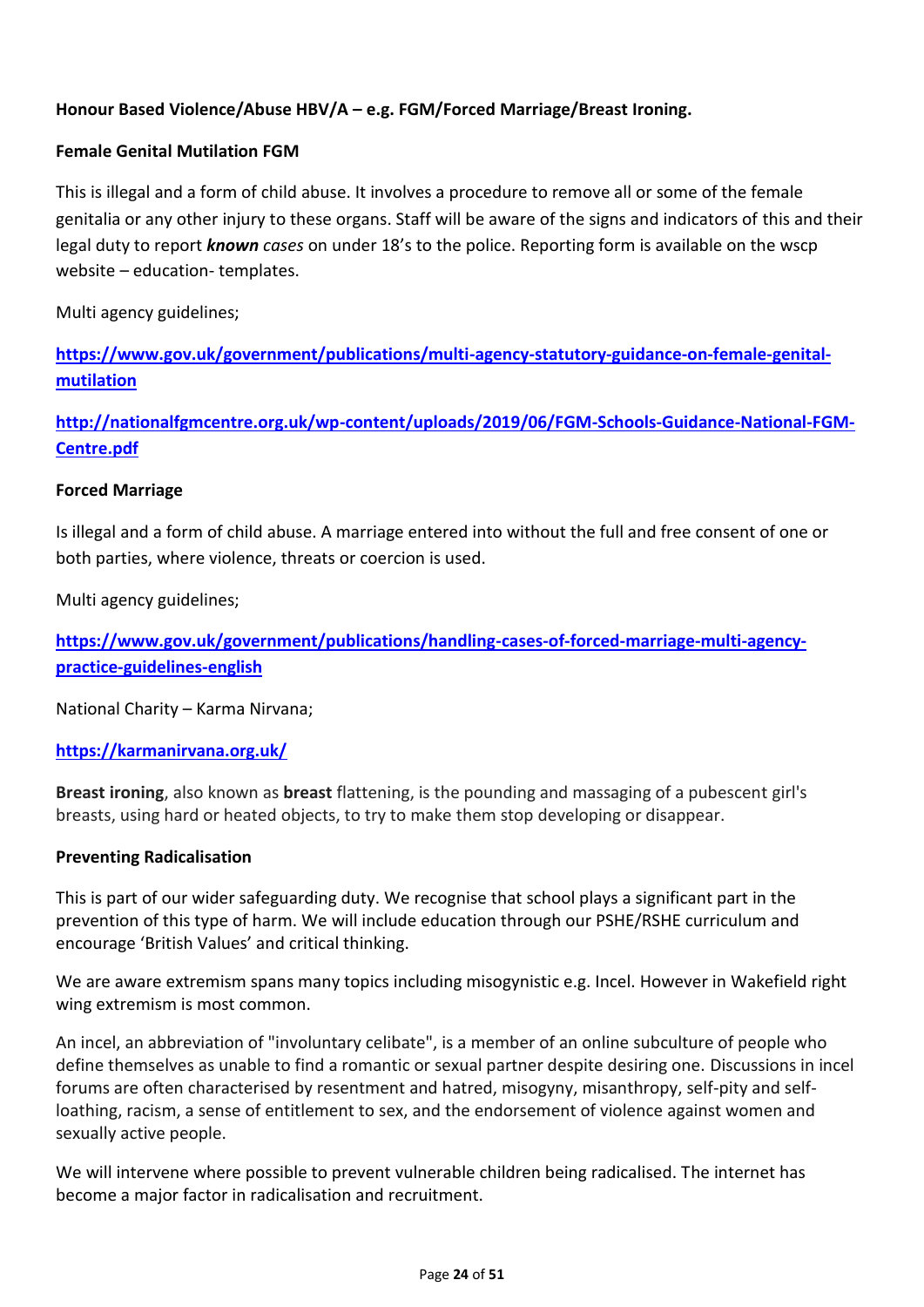**Honour Based Violence/Abuse HBV/A – e.g. FGM/Forced Marriage/Breast Ironing.**

**Female Genital Mutilation FGM**

This is illegal and a form of child abuse. It involves a procedure to remove all or some of the female genitalia or any other injury to these organs. Staff will be aware of the signs and indicators of this and their legal duty to report ***known*** *cases* on under 18's to the police. Reporting form is available on the wscp website – education- templates.

Multi agency guidelines;

**https://www.gov.uk/government/publications/multi-agency-statutory-guidance-on-female-genital-mutilation**

**http://nationalfgmcentre.org.uk/wp-content/uploads/2019/06/FGM-Schools-Guidance-National-FGM-Centre.pdf**

**Forced Marriage**

Is illegal and a form of child abuse. A marriage entered into without the full and free consent of one or both parties, where violence, threats or coercion is used.

Multi agency guidelines;

**https://www.gov.uk/government/publications/handling-cases-of-forced-marriage-multi-agency-practice-guidelines-english**

National Charity – Karma Nirvana;

**https://karmanirvana.org.uk/**

**Breast ironing**, also known as **breast** flattening, is the pounding and massaging of a pubescent girl's breasts, using hard or heated objects, to try to make them stop developing or disappear.

**Preventing Radicalisation**

This is part of our wider safeguarding duty. We recognise that school plays a significant part in the prevention of this type of harm. We will include education through our PSHE/RSHE curriculum and encourage 'British Values' and critical thinking.

We are aware extremism spans many topics including misogynistic e.g. Incel. However in Wakefield right wing extremism is most common.

An incel, an abbreviation of "involuntary celibate", is a member of an online subculture of people who define themselves as unable to find a romantic or sexual partner despite desiring one. Discussions in incel forums are often characterised by resentment and hatred, misogyny, misanthropy, self-pity and self-loathing, racism, a sense of entitlement to sex, and the endorsement of violence against women and sexually active people.

We will intervene where possible to prevent vulnerable children being radicalised. The internet has become a major factor in radicalisation and recruitment.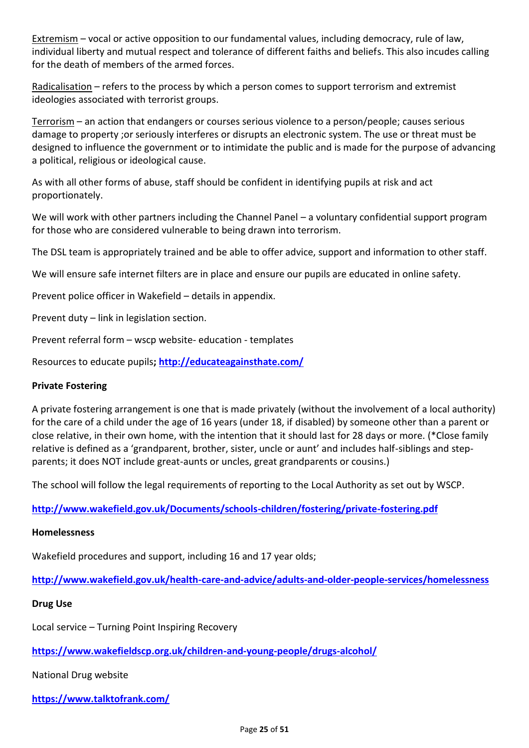<u>Extremism</u> – vocal or active opposition to our fundamental values, including democracy, rule of law, individual liberty and mutual respect and tolerance of different faiths and beliefs. This also incudes calling for the death of members of the armed forces.

<u>Radicalisation</u> – refers to the process by which a person comes to support terrorism and extremist ideologies associated with terrorist groups.

<u>Terrorism</u> – an action that endangers or courses serious violence to a person/people; causes serious damage to property ;or seriously interferes or disrupts an electronic system. The use or threat must be designed to influence the government or to intimidate the public and is made for the purpose of advancing a political, religious or ideological cause.

As with all other forms of abuse, staff should be confident in identifying pupils at risk and act proportionately.

We will work with other partners including the Channel Panel – a voluntary confidential support program for those who are considered vulnerable to being drawn into terrorism.

The DSL team is appropriately trained and be able to offer advice, support and information to other staff.

We will ensure safe internet filters are in place and ensure our pupils are educated in online safety.

Prevent police officer in Wakefield – details in appendix.

Prevent duty – link in legislation section.

Prevent referral form – wscp website- education - templates

Resources to educate pupils**;** **http://educateagainsthate.com/**

**Private Fostering**

A private fostering arrangement is one that is made privately (without the involvement of a local authority) for the care of a child under the age of 16 years (under 18, if disabled) by someone other than a parent or close relative, in their own home, with the intention that it should last for 28 days or more. (*Close family relative is defined as a 'grandparent, brother, sister, uncle or aunt' and includes half-siblings and step-parents; it does NOT include great-aunts or uncles, great grandparents or cousins.)

The school will follow the legal requirements of reporting to the Local Authority as set out by WSCP.

**http://www.wakefield.gov.uk/Documents/schools-children/fostering/private-fostering.pdf**

**Homelessness**

Wakefield procedures and support, including 16 and 17 year olds;

**http://www.wakefield.gov.uk/health-care-and-advice/adults-and-older-people-services/homelessness**

**Drug Use**

Local service – Turning Point Inspiring Recovery

**https://www.wakefieldscp.org.uk/children-and-young-people/drugs-alcohol/**

National Drug website

**https://www.talktofrank.com/**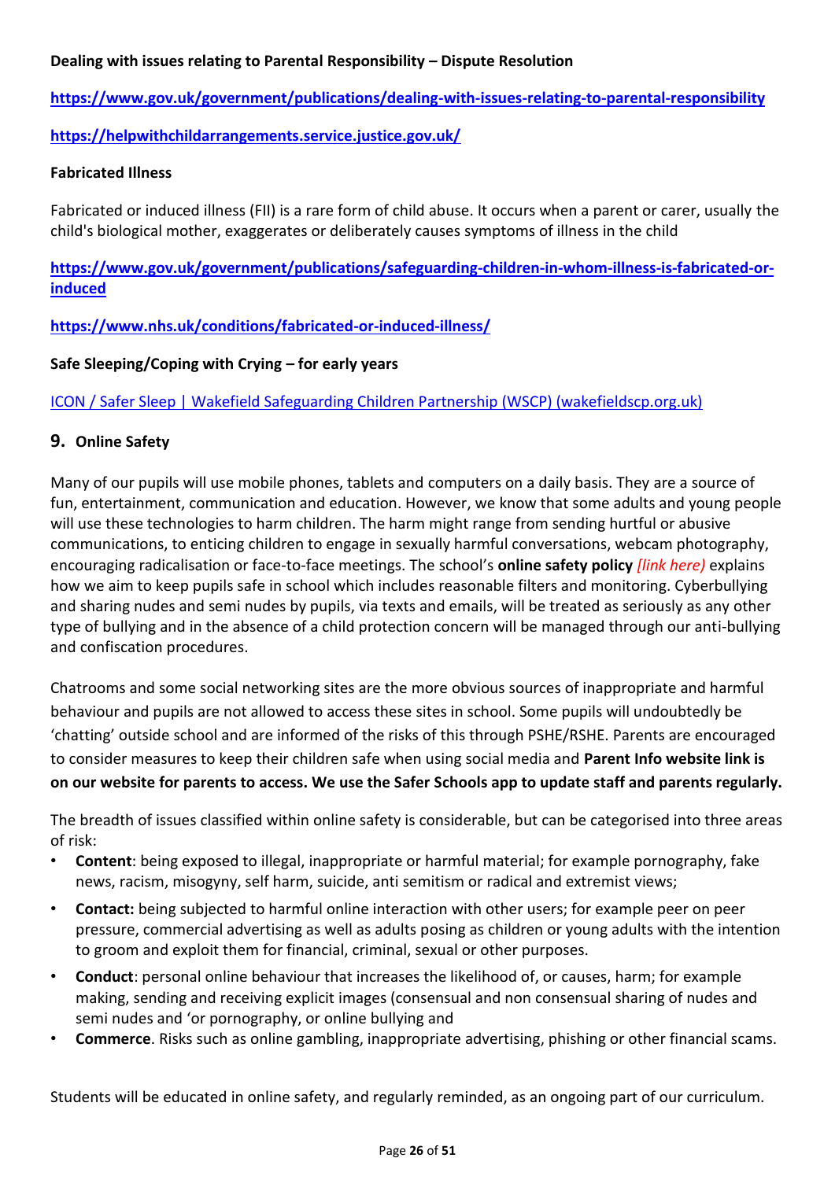**Dealing with issues relating to Parental Responsibility – Dispute Resolution**

**https://www.gov.uk/government/publications/dealing-with-issues-relating-to-parental-responsibility**

**https://helpwithchildarrangements.service.justice.gov.uk/**

**Fabricated Illness**

Fabricated or induced illness (FII) is a rare form of child abuse. It occurs when a parent or carer, usually the child's biological mother, exaggerates or deliberately causes symptoms of illness in the child

**https://www.gov.uk/government/publications/safeguarding-children-in-whom-illness-is-fabricated-or-induced**

**https://www.nhs.uk/conditions/fabricated-or-induced-illness/**

**Safe Sleeping/Coping with Crying – for early years**

ICON / Safer Sleep | Wakefield Safeguarding Children Partnership (WSCP) (wakefieldscp.org.uk)

## 9. Online Safety

Many of our pupils will use mobile phones, tablets and computers on a daily basis. They are a source of fun, entertainment, communication and education. However, we know that some adults and young people will use these technologies to harm children. The harm might range from sending hurtful or abusive communications, to enticing children to engage in sexually harmful conversations, webcam photography, encouraging radicalisation or face-to-face meetings. The school's **online safety policy** *[link here)* explains how we aim to keep pupils safe in school which includes reasonable filters and monitoring. Cyberbullying and sharing nudes and semi nudes by pupils, via texts and emails, will be treated as seriously as any other type of bullying and in the absence of a child protection concern will be managed through our anti-bullying and confiscation procedures.

Chatrooms and some social networking sites are the more obvious sources of inappropriate and harmful behaviour and pupils are not allowed to access these sites in school. Some pupils will undoubtedly be 'chatting' outside school and are informed of the risks of this through PSHE/RSHE. Parents are encouraged to consider measures to keep their children safe when using social media and **Parent Info website link is on our website for parents to access. We use the Safer Schools app to update staff and parents regularly.**

The breadth of issues classified within online safety is considerable, but can be categorised into three areas of risk:

- **Content**: being exposed to illegal, inappropriate or harmful material; for example pornography, fake news, racism, misogyny, self harm, suicide, anti semitism or radical and extremist views;
- **Contact:** being subjected to harmful online interaction with other users; for example peer on peer pressure, commercial advertising as well as adults posing as children or young adults with the intention to groom and exploit them for financial, criminal, sexual or other purposes.
- **Conduct**: personal online behaviour that increases the likelihood of, or causes, harm; for example making, sending and receiving explicit images (consensual and non consensual sharing of nudes and semi nudes and 'or pornography, or online bullying and
- **Commerce**. Risks such as online gambling, inappropriate advertising, phishing or other financial scams.

Students will be educated in online safety, and regularly reminded, as an ongoing part of our curriculum.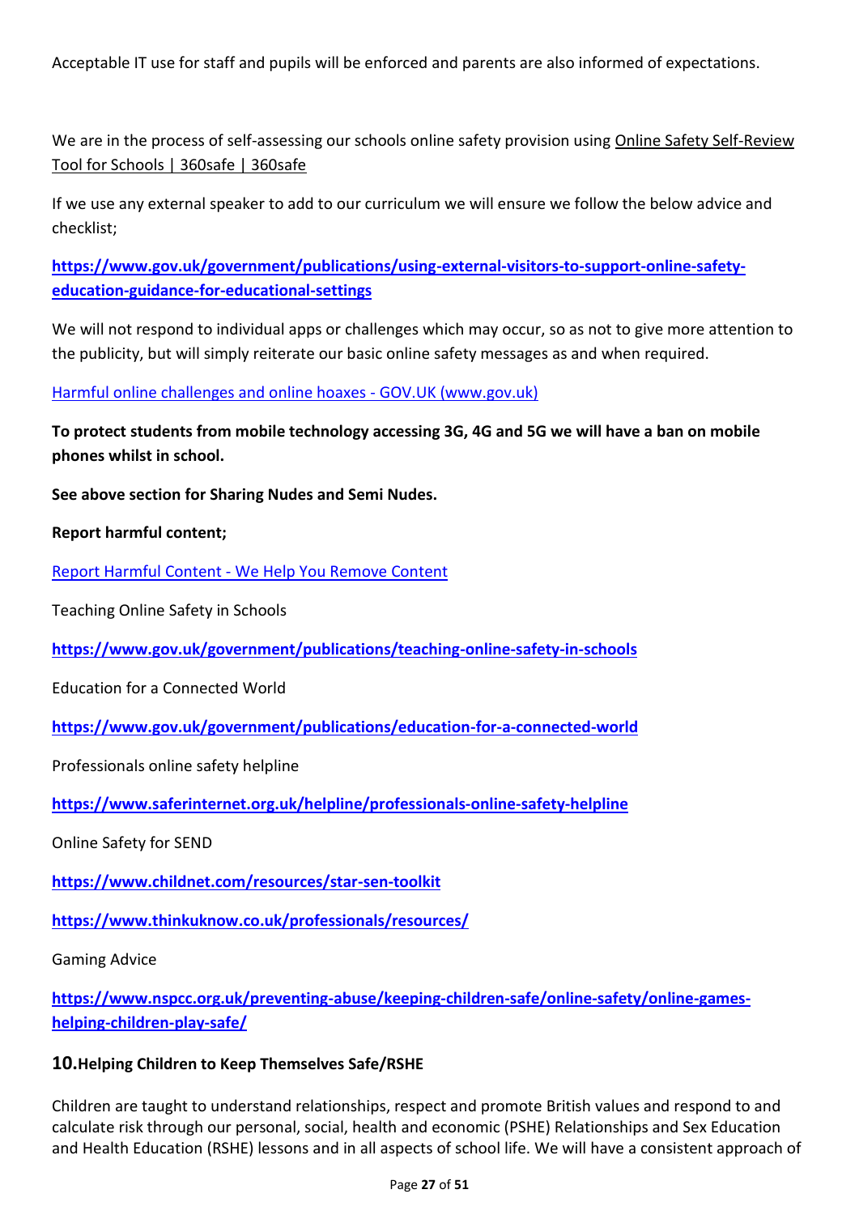Acceptable IT use for staff and pupils will be enforced and parents are also informed of expectations.

We are in the process of self-assessing our schools online safety provision using Online Safety Self-Review Tool for Schools | 360safe | 360safe

If we use any external speaker to add to our curriculum we will ensure we follow the below advice and checklist;

**https://www.gov.uk/government/publications/using-external-visitors-to-support-online-safety-education-guidance-for-educational-settings**

We will not respond to individual apps or challenges which may occur, so as not to give more attention to the publicity, but will simply reiterate our basic online safety messages as and when required.

Harmful online challenges and online hoaxes - GOV.UK (www.gov.uk)

**To protect students from mobile technology accessing 3G, 4G and 5G we will have a ban on mobile phones whilst in school.**

**See above section for Sharing Nudes and Semi Nudes.**

**Report harmful content;**

Report Harmful Content - We Help You Remove Content

Teaching Online Safety in Schools

**https://www.gov.uk/government/publications/teaching-online-safety-in-schools**

Education for a Connected World

**https://www.gov.uk/government/publications/education-for-a-connected-world**

Professionals online safety helpline

**https://www.saferinternet.org.uk/helpline/professionals-online-safety-helpline**

Online Safety for SEND

**https://www.childnet.com/resources/star-sen-toolkit**

**https://www.thinkuknow.co.uk/professionals/resources/**

Gaming Advice

**https://www.nspcc.org.uk/preventing-abuse/keeping-children-safe/online-safety/online-games-helping-children-play-safe/**

## 10. Helping Children to Keep Themselves Safe/RSHE

Children are taught to understand relationships, respect and promote British values and respond to and calculate risk through our personal, social, health and economic (PSHE) Relationships and Sex Education and Health Education (RSHE) lessons and in all aspects of school life. We will have a consistent approach of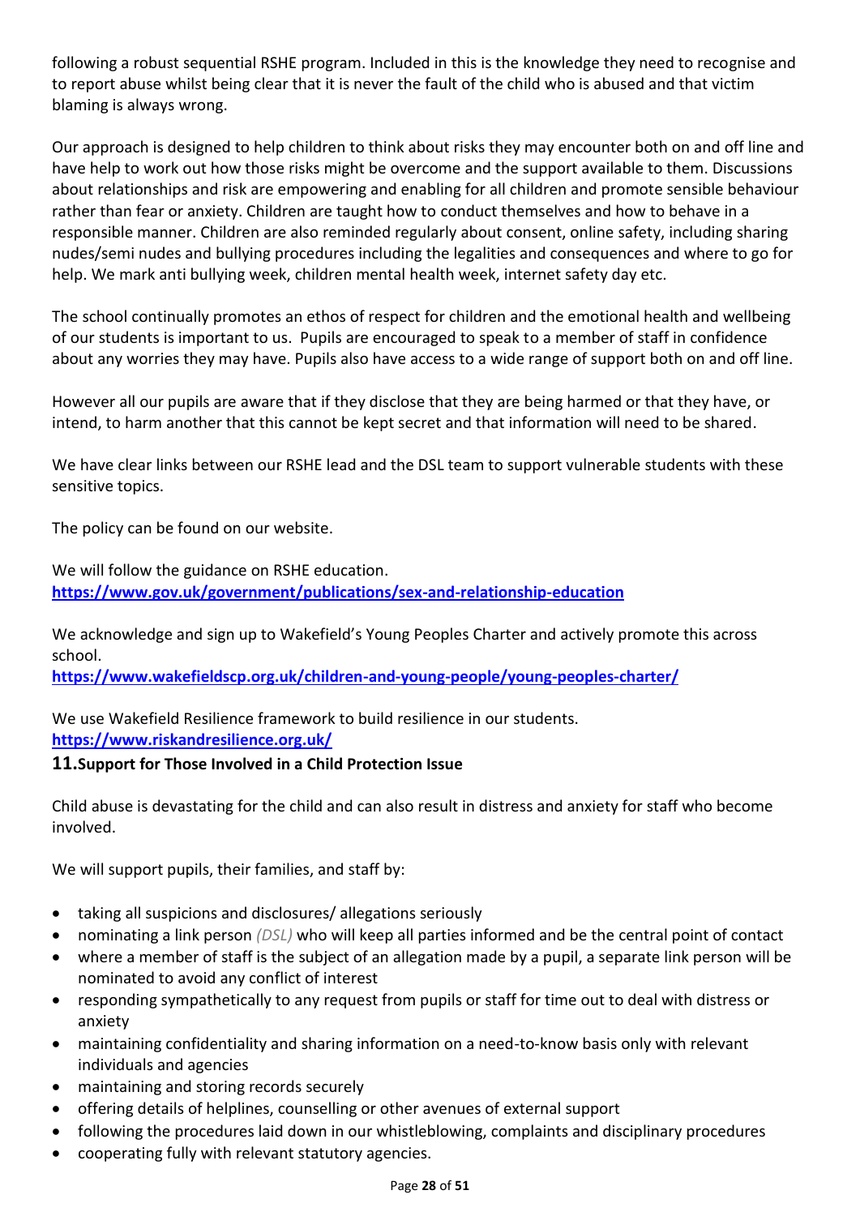following a robust sequential RSHE program. Included in this is the knowledge they need to recognise and to report abuse whilst being clear that it is never the fault of the child who is abused and that victim blaming is always wrong.

Our approach is designed to help children to think about risks they may encounter both on and off line and have help to work out how those risks might be overcome and the support available to them. Discussions about relationships and risk are empowering and enabling for all children and promote sensible behaviour rather than fear or anxiety. Children are taught how to conduct themselves and how to behave in a responsible manner. Children are also reminded regularly about consent, online safety, including sharing nudes/semi nudes and bullying procedures including the legalities and consequences and where to go for help. We mark anti bullying week, children mental health week, internet safety day etc.

The school continually promotes an ethos of respect for children and the emotional health and wellbeing of our students is important to us. Pupils are encouraged to speak to a member of staff in confidence about any worries they may have. Pupils also have access to a wide range of support both on and off line.

However all our pupils are aware that if they disclose that they are being harmed or that they have, or intend, to harm another that this cannot be kept secret and that information will need to be shared.

We have clear links between our RSHE lead and the DSL team to support vulnerable students with these sensitive topics.

The policy can be found on our website.

We will follow the guidance on RSHE education.
**https://www.gov.uk/government/publications/sex-and-relationship-education**

We acknowledge and sign up to Wakefield's Young Peoples Charter and actively promote this across school.
**https://www.wakefieldscp.org.uk/children-and-young-people/young-peoples-charter/**

We use Wakefield Resilience framework to build resilience in our students.
**https://www.riskandresilience.org.uk/**

## 11. Support for Those Involved in a Child Protection Issue

Child abuse is devastating for the child and can also result in distress and anxiety for staff who become involved.

We will support pupils, their families, and staff by:

- taking all suspicions and disclosures/ allegations seriously
- nominating a link person *(DSL)* who will keep all parties informed and be the central point of contact
- where a member of staff is the subject of an allegation made by a pupil, a separate link person will be nominated to avoid any conflict of interest
- responding sympathetically to any request from pupils or staff for time out to deal with distress or anxiety
- maintaining confidentiality and sharing information on a need-to-know basis only with relevant individuals and agencies
- maintaining and storing records securely
- offering details of helplines, counselling or other avenues of external support
- following the procedures laid down in our whistleblowing, complaints and disciplinary procedures
- cooperating fully with relevant statutory agencies.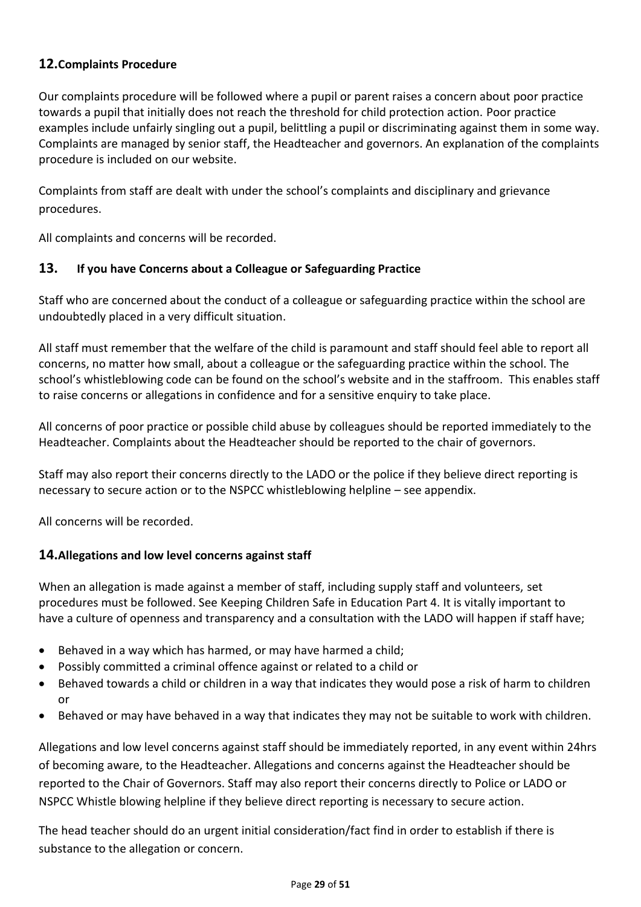## 12. Complaints Procedure

Our complaints procedure will be followed where a pupil or parent raises a concern about poor practice towards a pupil that initially does not reach the threshold for child protection action. Poor practice examples include unfairly singling out a pupil, belittling a pupil or discriminating against them in some way. Complaints are managed by senior staff, the Headteacher and governors. An explanation of the complaints procedure is included on our website.

Complaints from staff are dealt with under the school's complaints and disciplinary and grievance procedures.

All complaints and concerns will be recorded.

## 13. If you have Concerns about a Colleague or Safeguarding Practice

Staff who are concerned about the conduct of a colleague or safeguarding practice within the school are undoubtedly placed in a very difficult situation.

All staff must remember that the welfare of the child is paramount and staff should feel able to report all concerns, no matter how small, about a colleague or the safeguarding practice within the school. The school's whistleblowing code can be found on the school's website and in the staffroom. This enables staff to raise concerns or allegations in confidence and for a sensitive enquiry to take place.

All concerns of poor practice or possible child abuse by colleagues should be reported immediately to the Headteacher. Complaints about the Headteacher should be reported to the chair of governors.

Staff may also report their concerns directly to the LADO or the police if they believe direct reporting is necessary to secure action or to the NSPCC whistleblowing helpline – see appendix.

All concerns will be recorded.

## 14. Allegations and low level concerns against staff

When an allegation is made against a member of staff, including supply staff and volunteers, set procedures must be followed. See Keeping Children Safe in Education Part 4. It is vitally important to have a culture of openness and transparency and a consultation with the LADO will happen if staff have;

- Behaved in a way which has harmed, or may have harmed a child;
- Possibly committed a criminal offence against or related to a child or
- Behaved towards a child or children in a way that indicates they would pose a risk of harm to children or
- Behaved or may have behaved in a way that indicates they may not be suitable to work with children.

Allegations and low level concerns against staff should be immediately reported, in any event within 24hrs of becoming aware, to the Headteacher. Allegations and concerns against the Headteacher should be reported to the Chair of Governors. Staff may also report their concerns directly to Police or LADO or NSPCC Whistle blowing helpline if they believe direct reporting is necessary to secure action.

The head teacher should do an urgent initial consideration/fact find in order to establish if there is substance to the allegation or concern.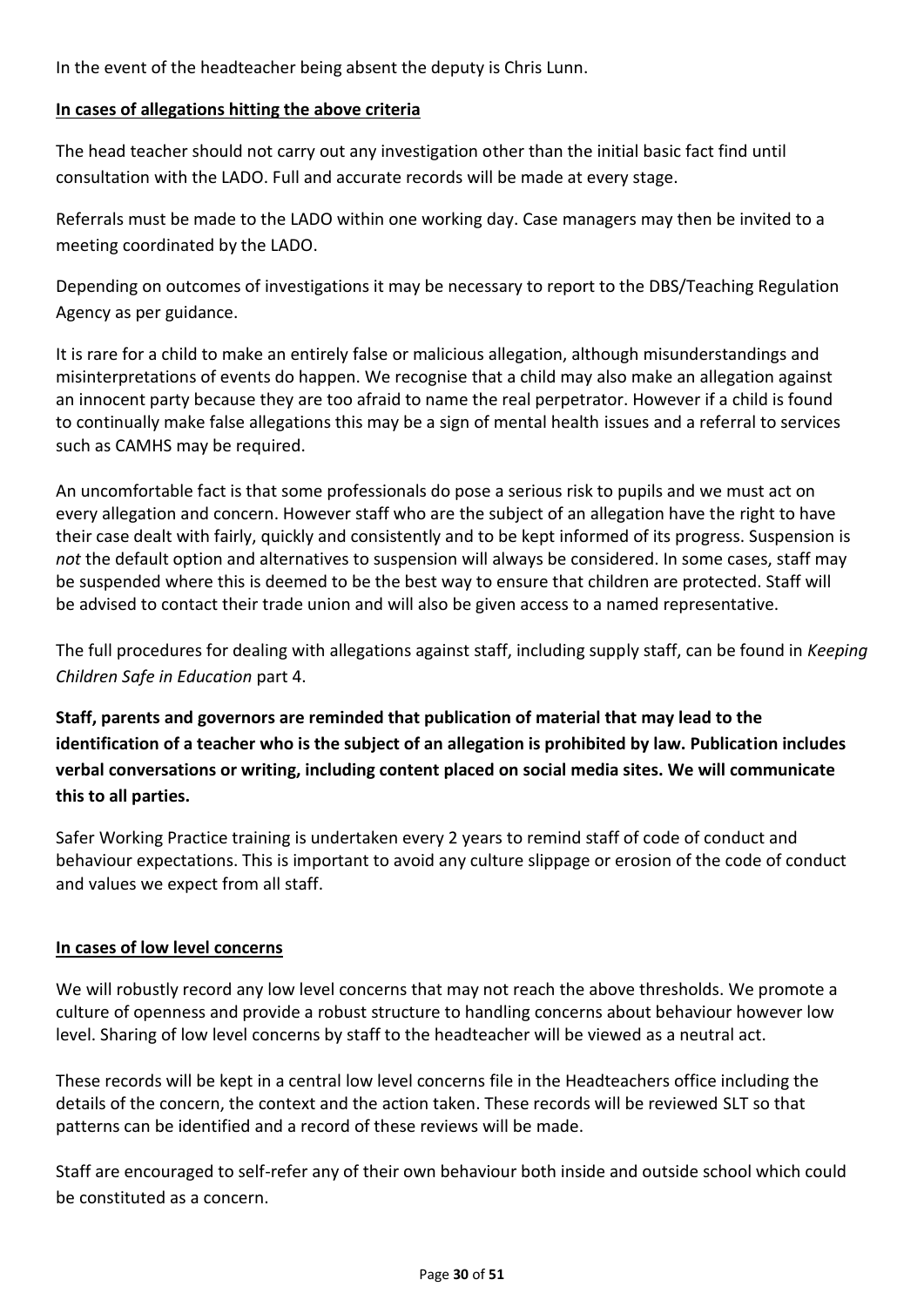In the event of the headteacher being absent the deputy is Chris Lunn.

**In cases of allegations hitting the above criteria**

The head teacher should not carry out any investigation other than the initial basic fact find until consultation with the LADO. Full and accurate records will be made at every stage.

Referrals must be made to the LADO within one working day. Case managers may then be invited to a meeting coordinated by the LADO.

Depending on outcomes of investigations it may be necessary to report to the DBS/Teaching Regulation Agency as per guidance.

It is rare for a child to make an entirely false or malicious allegation, although misunderstandings and misinterpretations of events do happen. We recognise that a child may also make an allegation against an innocent party because they are too afraid to name the real perpetrator. However if a child is found to continually make false allegations this may be a sign of mental health issues and a referral to services such as CAMHS may be required.

An uncomfortable fact is that some professionals do pose a serious risk to pupils and we must act on every allegation and concern. However staff who are the subject of an allegation have the right to have their case dealt with fairly, quickly and consistently and to be kept informed of its progress. Suspension is *not* the default option and alternatives to suspension will always be considered. In some cases, staff may be suspended where this is deemed to be the best way to ensure that children are protected. Staff will be advised to contact their trade union and will also be given access to a named representative.

The full procedures for dealing with allegations against staff, including supply staff, can be found in *Keeping Children Safe in Education* part 4.

**Staff, parents and governors are reminded that publication of material that may lead to the identification of a teacher who is the subject of an allegation is prohibited by law. Publication includes verbal conversations or writing, including content placed on social media sites. We will communicate this to all parties.**

Safer Working Practice training is undertaken every 2 years to remind staff of code of conduct and behaviour expectations. This is important to avoid any culture slippage or erosion of the code of conduct and values we expect from all staff.

**In cases of low level concerns**

We will robustly record any low level concerns that may not reach the above thresholds. We promote a culture of openness and provide a robust structure to handling concerns about behaviour however low level. Sharing of low level concerns by staff to the headteacher will be viewed as a neutral act.

These records will be kept in a central low level concerns file in the Headteachers office including the details of the concern, the context and the action taken. These records will be reviewed SLT so that patterns can be identified and a record of these reviews will be made.

Staff are encouraged to self-refer any of their own behaviour both inside and outside school which could be constituted as a concern.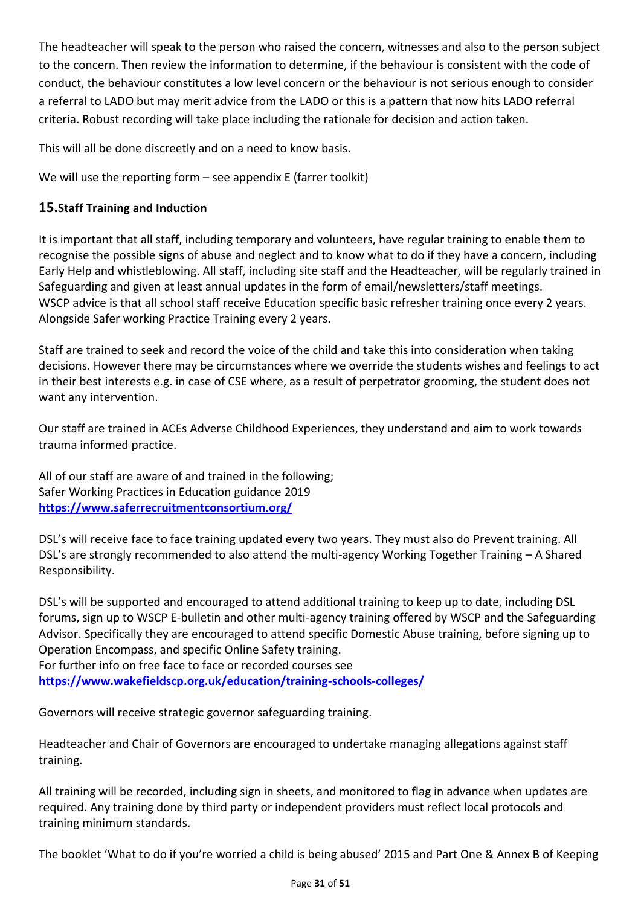The headteacher will speak to the person who raised the concern, witnesses and also to the person subject to the concern. Then review the information to determine, if the behaviour is consistent with the code of conduct, the behaviour constitutes a low level concern or the behaviour is not serious enough to consider a referral to LADO but may merit advice from the LADO or this is a pattern that now hits LADO referral criteria. Robust recording will take place including the rationale for decision and action taken.

This will all be done discreetly and on a need to know basis.

We will use the reporting form – see appendix E (farrer toolkit)

## 15. Staff Training and Induction

It is important that all staff, including temporary and volunteers, have regular training to enable them to recognise the possible signs of abuse and neglect and to know what to do if they have a concern, including Early Help and whistleblowing. All staff, including site staff and the Headteacher, will be regularly trained in Safeguarding and given at least annual updates in the form of email/newsletters/staff meetings. WSCP advice is that all school staff receive Education specific basic refresher training once every 2 years. Alongside Safer working Practice Training every 2 years.

Staff are trained to seek and record the voice of the child and take this into consideration when taking decisions. However there may be circumstances where we override the students wishes and feelings to act in their best interests e.g. in case of CSE where, as a result of perpetrator grooming, the student does not want any intervention.

Our staff are trained in ACEs Adverse Childhood Experiences, they understand and aim to work towards trauma informed practice.

All of our staff are aware of and trained in the following;
Safer Working Practices in Education guidance 2019
**https://www.saferrecruitmentconsortium.org/**

DSL's will receive face to face training updated every two years. They must also do Prevent training. All DSL's are strongly recommended to also attend the multi-agency Working Together Training – A Shared Responsibility.

DSL's will be supported and encouraged to attend additional training to keep up to date, including DSL forums, sign up to WSCP E-bulletin and other multi-agency training offered by WSCP and the Safeguarding Advisor. Specifically they are encouraged to attend specific Domestic Abuse training, before signing up to Operation Encompass, and specific Online Safety training.
For further info on free face to face or recorded courses see
**https://www.wakefieldscp.org.uk/education/training-schools-colleges/**

Governors will receive strategic governor safeguarding training.

Headteacher and Chair of Governors are encouraged to undertake managing allegations against staff training.

All training will be recorded, including sign in sheets, and monitored to flag in advance when updates are required. Any training done by third party or independent providers must reflect local protocols and training minimum standards.

The booklet 'What to do if you're worried a child is being abused' 2015 and Part One & Annex B of Keeping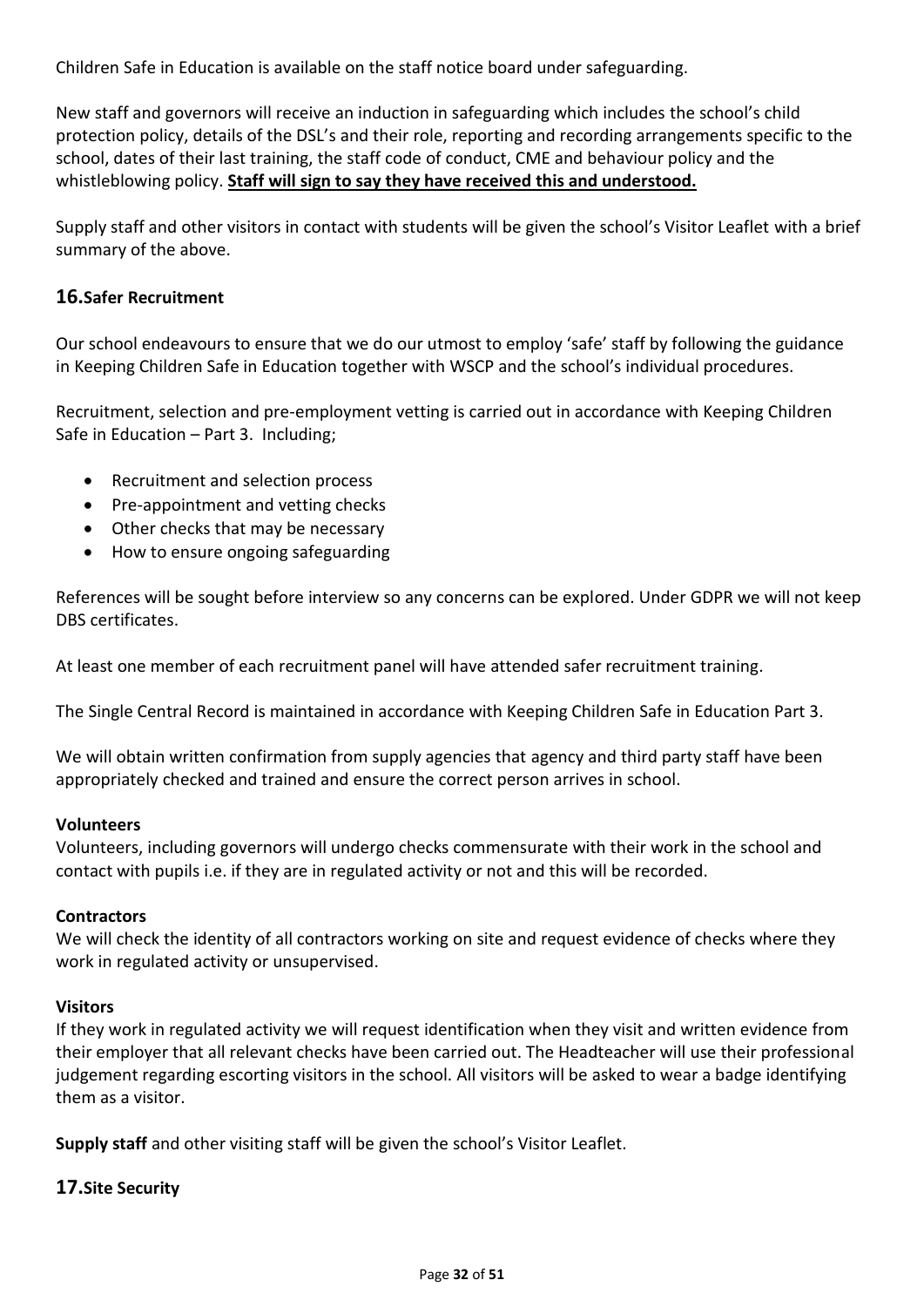Children Safe in Education is available on the staff notice board under safeguarding.

New staff and governors will receive an induction in safeguarding which includes the school's child protection policy, details of the DSL's and their role, reporting and recording arrangements specific to the school, dates of their last training, the staff code of conduct, CME and behaviour policy and the whistleblowing policy. **<u>Staff will sign to say they have received this and understood.</u>**

Supply staff and other visitors in contact with students will be given the school's Visitor Leaflet with a brief summary of the above.

## 16. Safer Recruitment

Our school endeavours to ensure that we do our utmost to employ 'safe' staff by following the guidance in Keeping Children Safe in Education together with WSCP and the school's individual procedures.

Recruitment, selection and pre-employment vetting is carried out in accordance with Keeping Children Safe in Education – Part 3. Including;

- Recruitment and selection process
- Pre-appointment and vetting checks
- Other checks that may be necessary
- How to ensure ongoing safeguarding

References will be sought before interview so any concerns can be explored. Under GDPR we will not keep DBS certificates.

At least one member of each recruitment panel will have attended safer recruitment training.

The Single Central Record is maintained in accordance with Keeping Children Safe in Education Part 3.

We will obtain written confirmation from supply agencies that agency and third party staff have been appropriately checked and trained and ensure the correct person arrives in school.

**Volunteers**
Volunteers, including governors will undergo checks commensurate with their work in the school and contact with pupils i.e. if they are in regulated activity or not and this will be recorded.

**Contractors**
We will check the identity of all contractors working on site and request evidence of checks where they work in regulated activity or unsupervised.

**Visitors**
If they work in regulated activity we will request identification when they visit and written evidence from their employer that all relevant checks have been carried out. The Headteacher will use their professional judgement regarding escorting visitors in the school. All visitors will be asked to wear a badge identifying them as a visitor.

**Supply staff** and other visiting staff will be given the school's Visitor Leaflet.

## 17. Site Security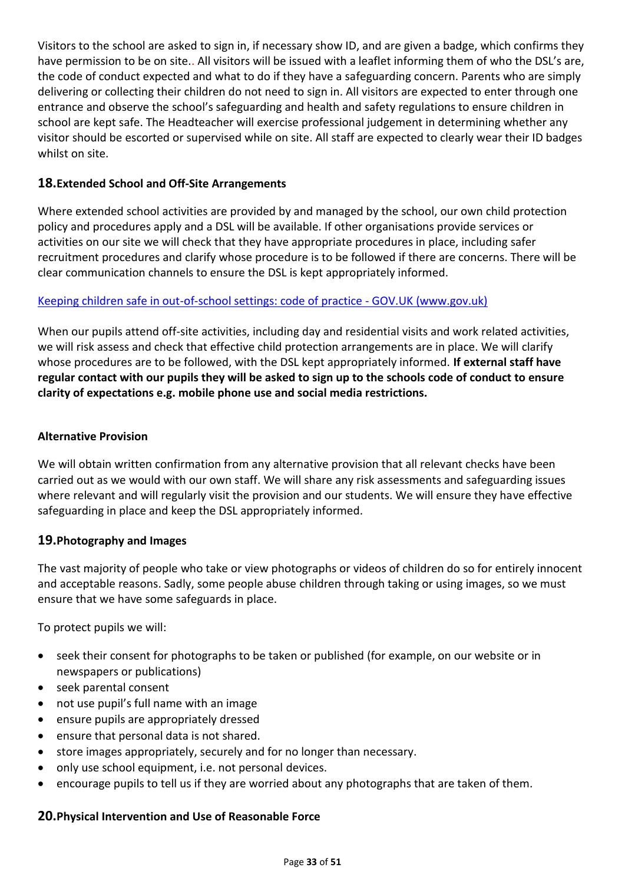Visitors to the school are asked to sign in, if necessary show ID, and are given a badge, which confirms they have permission to be on site.. All visitors will be issued with a leaflet informing them of who the DSL's are, the code of conduct expected and what to do if they have a safeguarding concern. Parents who are simply delivering or collecting their children do not need to sign in. All visitors are expected to enter through one entrance and observe the school's safeguarding and health and safety regulations to ensure children in school are kept safe. The Headteacher will exercise professional judgement in determining whether any visitor should be escorted or supervised while on site. All staff are expected to clearly wear their ID badges whilst on site.

## 18. Extended School and Off-Site Arrangements

Where extended school activities are provided by and managed by the school, our own child protection policy and procedures apply and a DSL will be available. If other organisations provide services or activities on our site we will check that they have appropriate procedures in place, including safer recruitment procedures and clarify whose procedure is to be followed if there are concerns. There will be clear communication channels to ensure the DSL is kept appropriately informed.

[Keeping children safe in out-of-school settings: code of practice - GOV.UK (www.gov.uk)]

When our pupils attend off-site activities, including day and residential visits and work related activities, we will risk assess and check that effective child protection arrangements are in place. We will clarify whose procedures are to be followed, with the DSL kept appropriately informed. **If external staff have regular contact with our pupils they will be asked to sign up to the schools code of conduct to ensure clarity of expectations e.g. mobile phone use and social media restrictions.**

### Alternative Provision

We will obtain written confirmation from any alternative provision that all relevant checks have been carried out as we would with our own staff. We will share any risk assessments and safeguarding issues where relevant and will regularly visit the provision and our students. We will ensure they have effective safeguarding in place and keep the DSL appropriately informed.

## 19. Photography and Images

The vast majority of people who take or view photographs or videos of children do so for entirely innocent and acceptable reasons. Sadly, some people abuse children through taking or using images, so we must ensure that we have some safeguards in place.

To protect pupils we will:

- seek their consent for photographs to be taken or published (for example, on our website or in newspapers or publications)
- seek parental consent
- not use pupil's full name with an image
- ensure pupils are appropriately dressed
- ensure that personal data is not shared.
- store images appropriately, securely and for no longer than necessary.
- only use school equipment, i.e. not personal devices.
- encourage pupils to tell us if they are worried about any photographs that are taken of them.

## 20. Physical Intervention and Use of Reasonable Force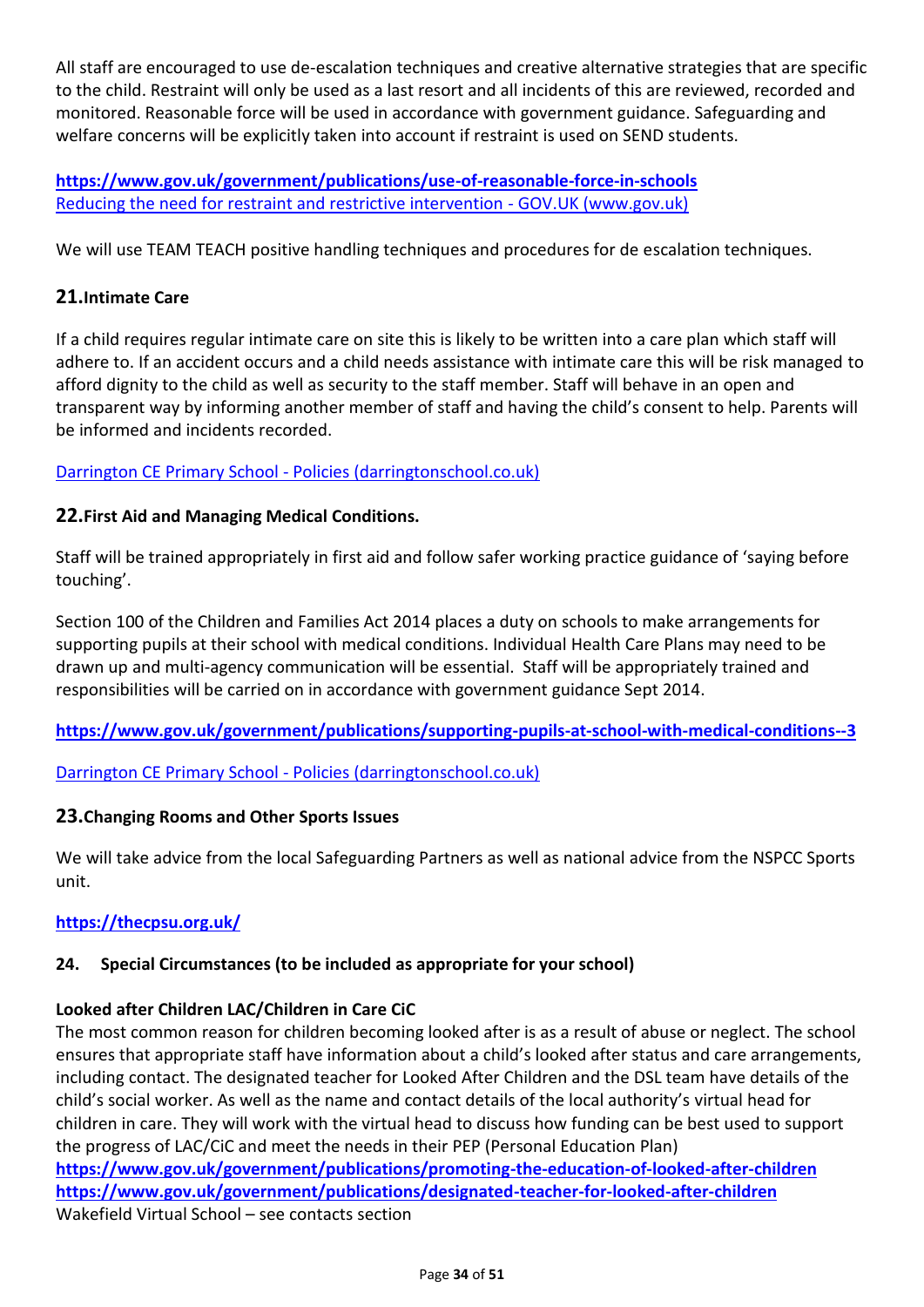All staff are encouraged to use de-escalation techniques and creative alternative strategies that are specific to the child. Restraint will only be used as a last resort and all incidents of this are reviewed, recorded and monitored. Reasonable force will be used in accordance with government guidance. Safeguarding and welfare concerns will be explicitly taken into account if restraint is used on SEND students.

**https://www.gov.uk/government/publications/use-of-reasonable-force-in-schools**
Reducing the need for restraint and restrictive intervention - GOV.UK (www.gov.uk)

We will use TEAM TEACH positive handling techniques and procedures for de escalation techniques.

## 21.Intimate Care

If a child requires regular intimate care on site this is likely to be written into a care plan which staff will adhere to. If an accident occurs and a child needs assistance with intimate care this will be risk managed to afford dignity to the child as well as security to the staff member. Staff will behave in an open and transparent way by informing another member of staff and having the child's consent to help. Parents will be informed and incidents recorded.

Darrington CE Primary School - Policies (darringtonschool.co.uk)

## 22.First Aid and Managing Medical Conditions.

Staff will be trained appropriately in first aid and follow safer working practice guidance of 'saying before touching'.

Section 100 of the Children and Families Act 2014 places a duty on schools to make arrangements for supporting pupils at their school with medical conditions. Individual Health Care Plans may need to be drawn up and multi-agency communication will be essential. Staff will be appropriately trained and responsibilities will be carried on in accordance with government guidance Sept 2014.

**https://www.gov.uk/government/publications/supporting-pupils-at-school-with-medical-conditions--3**

Darrington CE Primary School - Policies (darringtonschool.co.uk)

## 23.Changing Rooms and Other Sports Issues

We will take advice from the local Safeguarding Partners as well as national advice from the NSPCC Sports unit.

**https://thecpsu.org.uk/**

## 24. Special Circumstances (to be included as appropriate for your school)

### Looked after Children LAC/Children in Care CiC

The most common reason for children becoming looked after is as a result of abuse or neglect. The school ensures that appropriate staff have information about a child's looked after status and care arrangements, including contact. The designated teacher for Looked After Children and the DSL team have details of the child's social worker. As well as the name and contact details of the local authority's virtual head for children in care. They will work with the virtual head to discuss how funding can be best used to support the progress of LAC/CiC and meet the needs in their PEP (Personal Education Plan)
**https://www.gov.uk/government/publications/promoting-the-education-of-looked-after-children**
**https://www.gov.uk/government/publications/designated-teacher-for-looked-after-children**
Wakefield Virtual School – see contacts section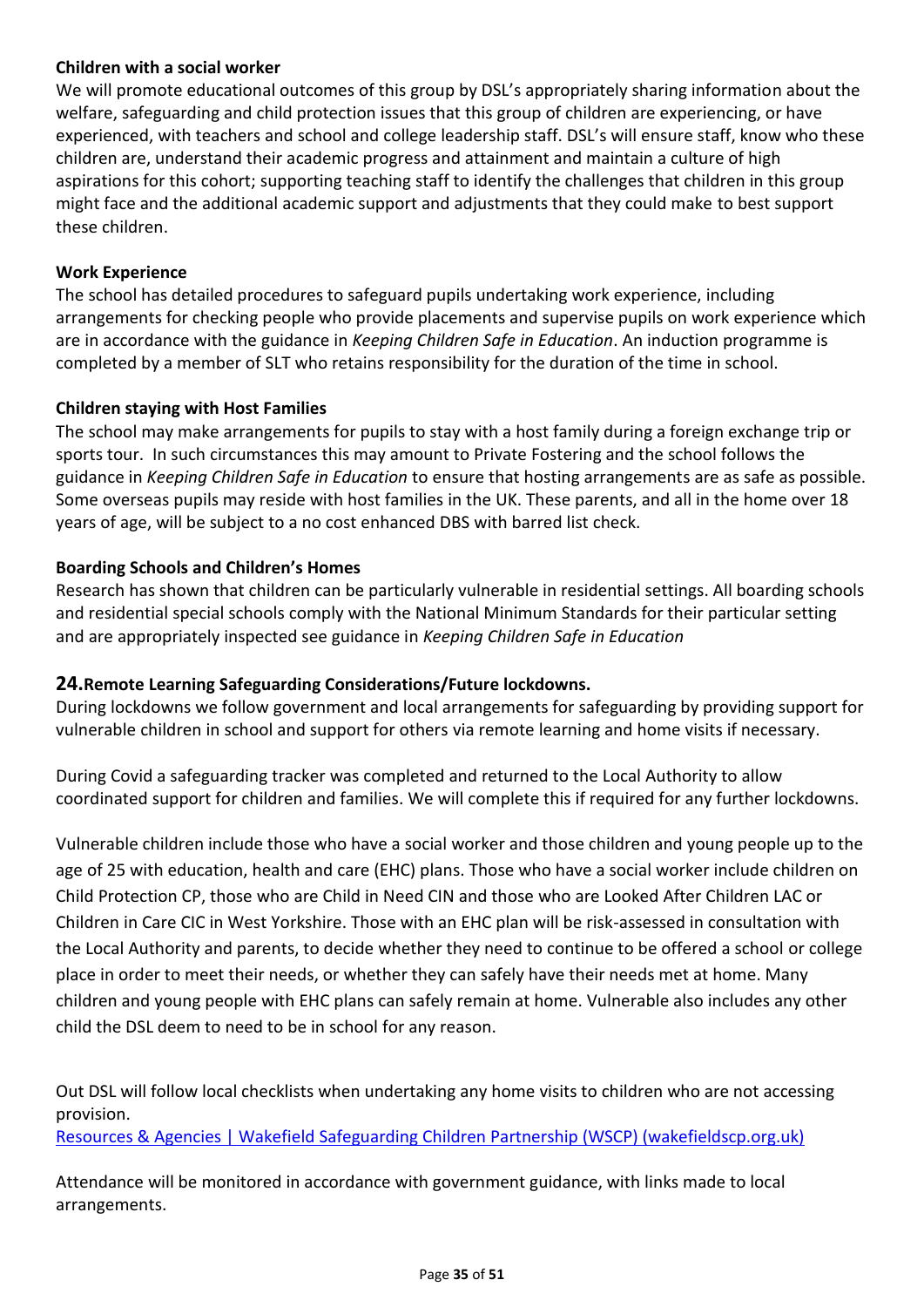**Children with a social worker**

We will promote educational outcomes of this group by DSL's appropriately sharing information about the welfare, safeguarding and child protection issues that this group of children are experiencing, or have experienced, with teachers and school and college leadership staff. DSL's will ensure staff, know who these children are, understand their academic progress and attainment and maintain a culture of high aspirations for this cohort; supporting teaching staff to identify the challenges that children in this group might face and the additional academic support and adjustments that they could make to best support these children.

**Work Experience**

The school has detailed procedures to safeguard pupils undertaking work experience, including arrangements for checking people who provide placements and supervise pupils on work experience which are in accordance with the guidance in *Keeping Children Safe in Education*. An induction programme is completed by a member of SLT who retains responsibility for the duration of the time in school.

**Children staying with Host Families**

The school may make arrangements for pupils to stay with a host family during a foreign exchange trip or sports tour. In such circumstances this may amount to Private Fostering and the school follows the guidance in *Keeping Children Safe in Education* to ensure that hosting arrangements are as safe as possible. Some overseas pupils may reside with host families in the UK. These parents, and all in the home over 18 years of age, will be subject to a no cost enhanced DBS with barred list check.

**Boarding Schools and Children's Homes**

Research has shown that children can be particularly vulnerable in residential settings. All boarding schools and residential special schools comply with the National Minimum Standards for their particular setting and are appropriately inspected see guidance in *Keeping Children Safe in Education*

## 24. Remote Learning Safeguarding Considerations/Future lockdowns.

During lockdowns we follow government and local arrangements for safeguarding by providing support for vulnerable children in school and support for others via remote learning and home visits if necessary.

During Covid a safeguarding tracker was completed and returned to the Local Authority to allow coordinated support for children and families. We will complete this if required for any further lockdowns.

Vulnerable children include those who have a social worker and those children and young people up to the age of 25 with education, health and care (EHC) plans. Those who have a social worker include children on Child Protection CP, those who are Child in Need CIN and those who are Looked After Children LAC or Children in Care CIC in West Yorkshire. Those with an EHC plan will be risk-assessed in consultation with the Local Authority and parents, to decide whether they need to continue to be offered a school or college place in order to meet their needs, or whether they can safely have their needs met at home. Many children and young people with EHC plans can safely remain at home. Vulnerable also includes any other child the DSL deem to need to be in school for any reason.

Out DSL will follow local checklists when undertaking any home visits to children who are not accessing provision.
[Resources & Agencies | Wakefield Safeguarding Children Partnership (WSCP) (wakefieldscp.org.uk)]

Attendance will be monitored in accordance with government guidance, with links made to local arrangements.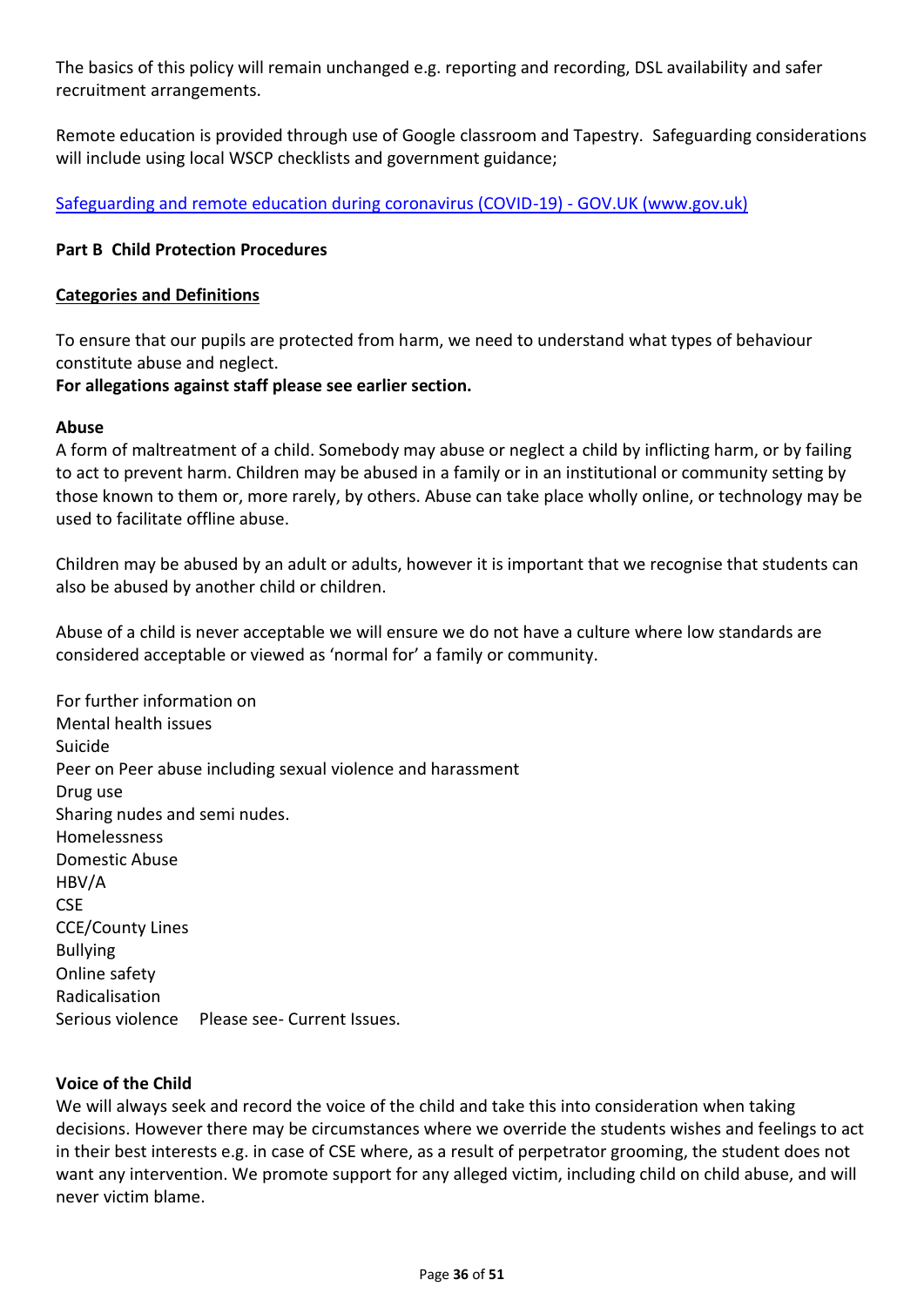The basics of this policy will remain unchanged e.g. reporting and recording, DSL availability and safer recruitment arrangements.

Remote education is provided through use of Google classroom and Tapestry. Safeguarding considerations will include using local WSCP checklists and government guidance;

[Safeguarding and remote education during coronavirus (COVID-19) - GOV.UK (www.gov.uk)](https://www.gov.uk)

**Part B Child Protection Procedures**

**Categories and Definitions**

To ensure that our pupils are protected from harm, we need to understand what types of behaviour constitute abuse and neglect.

**For allegations against staff please see earlier section.**

**Abuse**

A form of maltreatment of a child. Somebody may abuse or neglect a child by inflicting harm, or by failing to act to prevent harm. Children may be abused in a family or in an institutional or community setting by those known to them or, more rarely, by others. Abuse can take place wholly online, or technology may be used to facilitate offline abuse.

Children may be abused by an adult or adults, however it is important that we recognise that students can also be abused by another child or children.

Abuse of a child is never acceptable we will ensure we do not have a culture where low standards are considered acceptable or viewed as 'normal for' a family or community.

For further information on
Mental health issues
Suicide
Peer on Peer abuse including sexual violence and harassment
Drug use
Sharing nudes and semi nudes.
Homelessness
Domestic Abuse
HBV/A
CSE
CCE/County Lines
Bullying
Online safety
Radicalisation
Serious violence    Please see- Current Issues.

**Voice of the Child**

We will always seek and record the voice of the child and take this into consideration when taking decisions. However there may be circumstances where we override the students wishes and feelings to act in their best interests e.g. in case of CSE where, as a result of perpetrator grooming, the student does not want any intervention. We promote support for any alleged victim, including child on child abuse, and will never victim blame.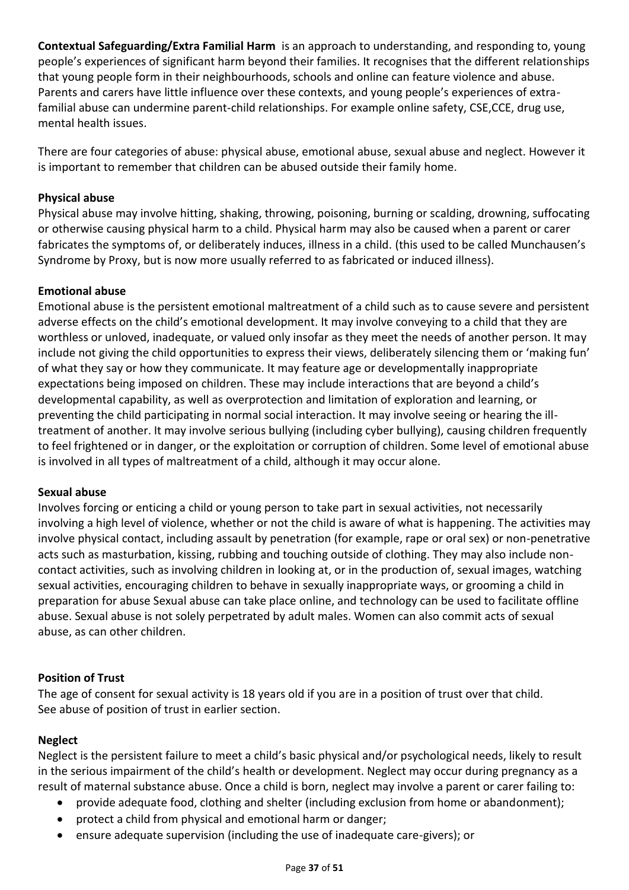**Contextual Safeguarding/Extra Familial Harm** is an approach to understanding, and responding to, young people's experiences of significant harm beyond their families. It recognises that the different relationships that young people form in their neighbourhoods, schools and online can feature violence and abuse. Parents and carers have little influence over these contexts, and young people's experiences of extra-familial abuse can undermine parent-child relationships. For example online safety, CSE,CCE, drug use, mental health issues.

There are four categories of abuse: physical abuse, emotional abuse, sexual abuse and neglect. However it is important to remember that children can be abused outside their family home.

**Physical abuse**

Physical abuse may involve hitting, shaking, throwing, poisoning, burning or scalding, drowning, suffocating or otherwise causing physical harm to a child. Physical harm may also be caused when a parent or carer fabricates the symptoms of, or deliberately induces, illness in a child. (this used to be called Munchausen's Syndrome by Proxy, but is now more usually referred to as fabricated or induced illness).

**Emotional abuse**

Emotional abuse is the persistent emotional maltreatment of a child such as to cause severe and persistent adverse effects on the child's emotional development. It may involve conveying to a child that they are worthless or unloved, inadequate, or valued only insofar as they meet the needs of another person. It may include not giving the child opportunities to express their views, deliberately silencing them or 'making fun' of what they say or how they communicate. It may feature age or developmentally inappropriate expectations being imposed on children. These may include interactions that are beyond a child's developmental capability, as well as overprotection and limitation of exploration and learning, or preventing the child participating in normal social interaction. It may involve seeing or hearing the ill-treatment of another. It may involve serious bullying (including cyber bullying), causing children frequently to feel frightened or in danger, or the exploitation or corruption of children. Some level of emotional abuse is involved in all types of maltreatment of a child, although it may occur alone.

**Sexual abuse**

Involves forcing or enticing a child or young person to take part in sexual activities, not necessarily involving a high level of violence, whether or not the child is aware of what is happening. The activities may involve physical contact, including assault by penetration (for example, rape or oral sex) or non-penetrative acts such as masturbation, kissing, rubbing and touching outside of clothing. They may also include non-contact activities, such as involving children in looking at, or in the production of, sexual images, watching sexual activities, encouraging children to behave in sexually inappropriate ways, or grooming a child in preparation for abuse Sexual abuse can take place online, and technology can be used to facilitate offline abuse. Sexual abuse is not solely perpetrated by adult males. Women can also commit acts of sexual abuse, as can other children.

**Position of Trust**

The age of consent for sexual activity is 18 years old if you are in a position of trust over that child.
See abuse of position of trust in earlier section.

**Neglect**

Neglect is the persistent failure to meet a child's basic physical and/or psychological needs, likely to result in the serious impairment of the child's health or development. Neglect may occur during pregnancy as a result of maternal substance abuse. Once a child is born, neglect may involve a parent or carer failing to:

- provide adequate food, clothing and shelter (including exclusion from home or abandonment);
- protect a child from physical and emotional harm or danger;
- ensure adequate supervision (including the use of inadequate care-givers); or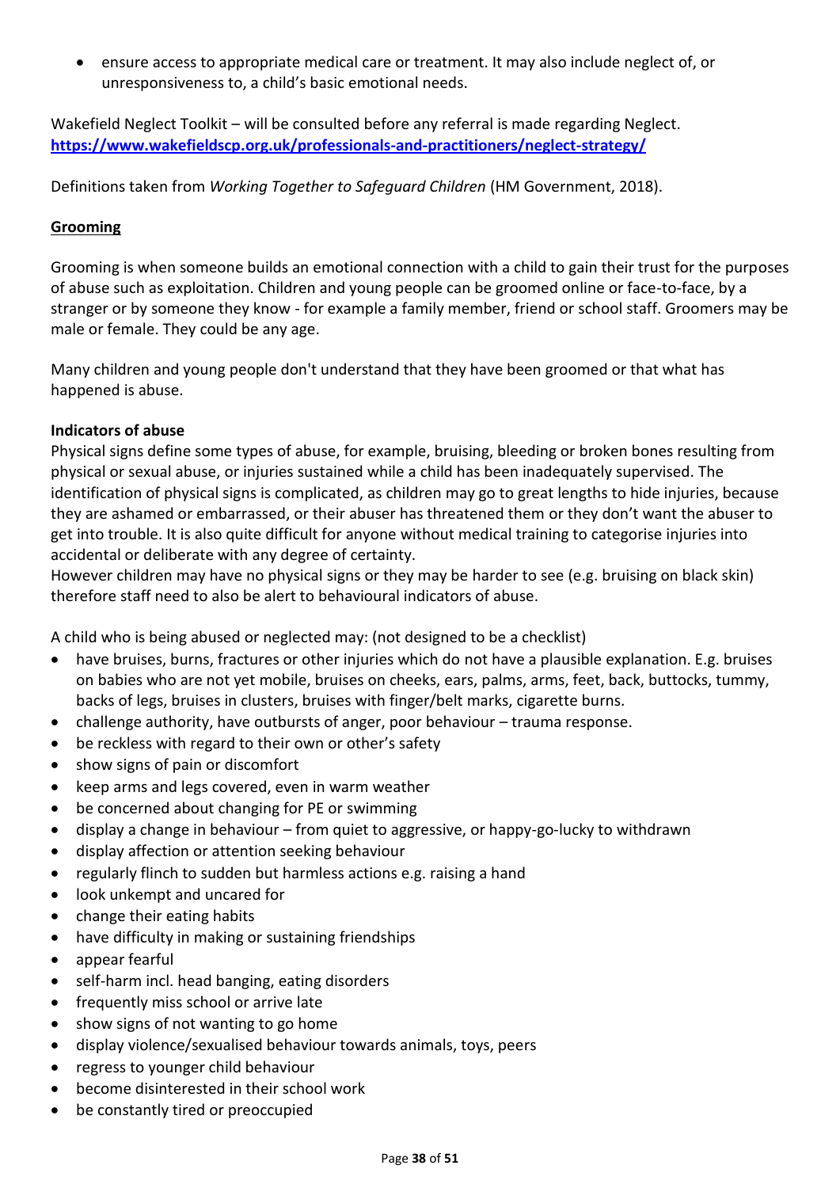- ensure access to appropriate medical care or treatment. It may also include neglect of, or unresponsiveness to, a child's basic emotional needs.

Wakefield Neglect Toolkit – will be consulted before any referral is made regarding Neglect. **https://www.wakefieldscp.org.uk/professionals-and-practitioners/neglect-strategy/**

Definitions taken from *Working Together to Safeguard Children* (HM Government, 2018).

**Grooming**

Grooming is when someone builds an emotional connection with a child to gain their trust for the purposes of abuse such as exploitation. Children and young people can be groomed online or face-to-face, by a stranger or by someone they know - for example a family member, friend or school staff. Groomers may be male or female. They could be any age.

Many children and young people don't understand that they have been groomed or that what has happened is abuse.

**Indicators of abuse**

Physical signs define some types of abuse, for example, bruising, bleeding or broken bones resulting from physical or sexual abuse, or injuries sustained while a child has been inadequately supervised. The identification of physical signs is complicated, as children may go to great lengths to hide injuries, because they are ashamed or embarrassed, or their abuser has threatened them or they don't want the abuser to get into trouble. It is also quite difficult for anyone without medical training to categorise injuries into accidental or deliberate with any degree of certainty.
However children may have no physical signs or they may be harder to see (e.g. bruising on black skin) therefore staff need to also be alert to behavioural indicators of abuse.

A child who is being abused or neglected may: (not designed to be a checklist)

- have bruises, burns, fractures or other injuries which do not have a plausible explanation. E.g. bruises on babies who are not yet mobile, bruises on cheeks, ears, palms, arms, feet, back, buttocks, tummy, backs of legs, bruises in clusters, bruises with finger/belt marks, cigarette burns.
- challenge authority, have outbursts of anger, poor behaviour – trauma response.
- be reckless with regard to their own or other's safety
- show signs of pain or discomfort
- keep arms and legs covered, even in warm weather
- be concerned about changing for PE or swimming
- display a change in behaviour – from quiet to aggressive, or happy-go-lucky to withdrawn
- display affection or attention seeking behaviour
- regularly flinch to sudden but harmless actions e.g. raising a hand
- look unkempt and uncared for
- change their eating habits
- have difficulty in making or sustaining friendships
- appear fearful
- self-harm incl. head banging, eating disorders
- frequently miss school or arrive late
- show signs of not wanting to go home
- display violence/sexualised behaviour towards animals, toys, peers
- regress to younger child behaviour
- become disinterested in their school work
- be constantly tired or preoccupied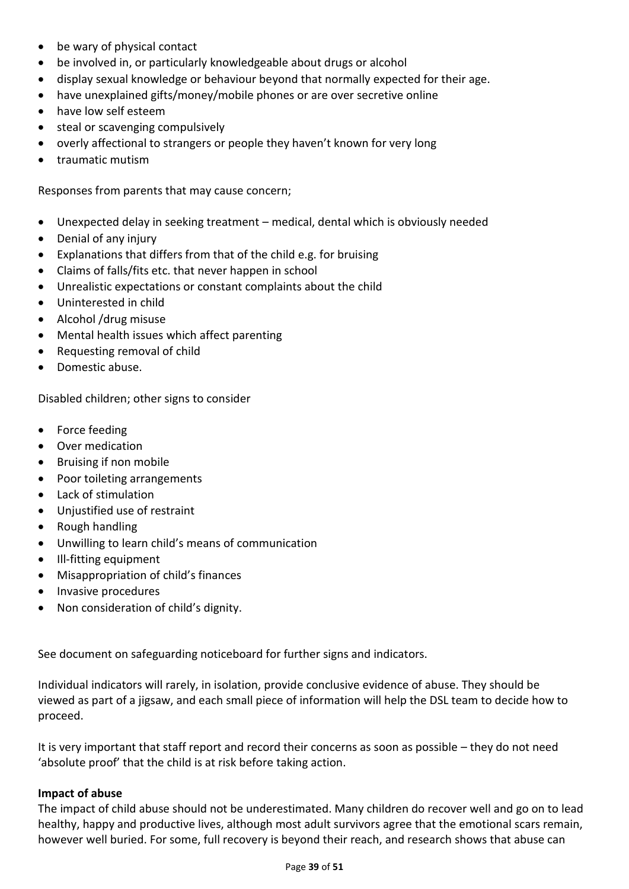- be wary of physical contact
- be involved in, or particularly knowledgeable about drugs or alcohol
- display sexual knowledge or behaviour beyond that normally expected for their age.
- have unexplained gifts/money/mobile phones or are over secretive online
- have low self esteem
- steal or scavenging compulsively
- overly affectional to strangers or people they haven't known for very long
- traumatic mutism

Responses from parents that may cause concern;

- Unexpected delay in seeking treatment – medical, dental which is obviously needed
- Denial of any injury
- Explanations that differs from that of the child e.g. for bruising
- Claims of falls/fits etc. that never happen in school
- Unrealistic expectations or constant complaints about the child
- Uninterested in child
- Alcohol /drug misuse
- Mental health issues which affect parenting
- Requesting removal of child
- Domestic abuse.

Disabled children; other signs to consider

- Force feeding
- Over medication
- Bruising if non mobile
- Poor toileting arrangements
- Lack of stimulation
- Unjustified use of restraint
- Rough handling
- Unwilling to learn child's means of communication
- Ill-fitting equipment
- Misappropriation of child's finances
- Invasive procedures
- Non consideration of child's dignity.

See document on safeguarding noticeboard for further signs and indicators.

Individual indicators will rarely, in isolation, provide conclusive evidence of abuse. They should be viewed as part of a jigsaw, and each small piece of information will help the DSL team to decide how to proceed.

It is very important that staff report and record their concerns as soon as possible – they do not need 'absolute proof' that the child is at risk before taking action.

**Impact of abuse**

The impact of child abuse should not be underestimated. Many children do recover well and go on to lead healthy, happy and productive lives, although most adult survivors agree that the emotional scars remain, however well buried. For some, full recovery is beyond their reach, and research shows that abuse can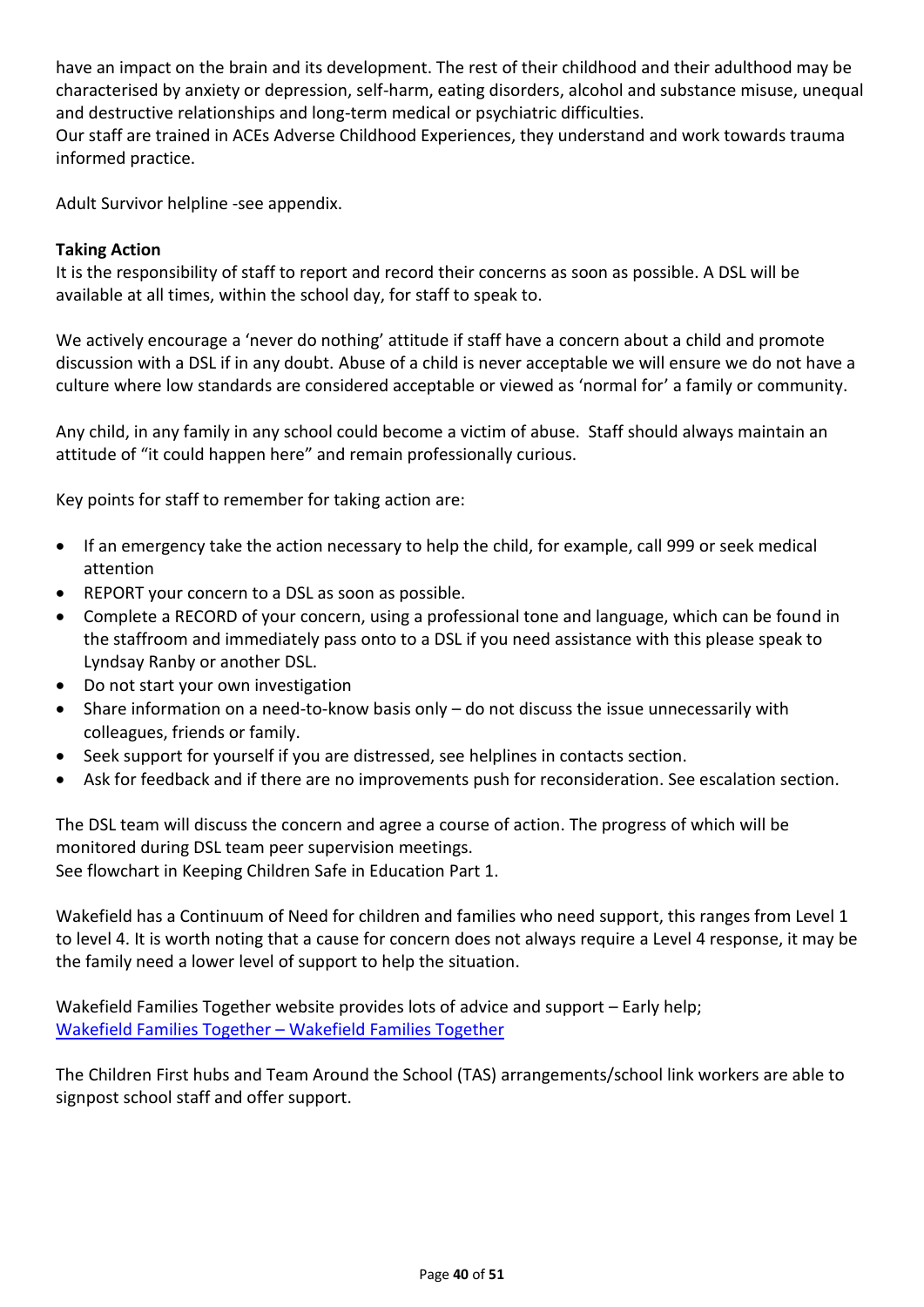have an impact on the brain and its development. The rest of their childhood and their adulthood may be characterised by anxiety or depression, self-harm, eating disorders, alcohol and substance misuse, unequal and destructive relationships and long-term medical or psychiatric difficulties.
Our staff are trained in ACEs Adverse Childhood Experiences, they understand and work towards trauma informed practice.

Adult Survivor helpline -see appendix.

**Taking Action**
It is the responsibility of staff to report and record their concerns as soon as possible. A DSL will be available at all times, within the school day, for staff to speak to.

We actively encourage a 'never do nothing' attitude if staff have a concern about a child and promote discussion with a DSL if in any doubt. Abuse of a child is never acceptable we will ensure we do not have a culture where low standards are considered acceptable or viewed as 'normal for' a family or community.

Any child, in any family in any school could become a victim of abuse. Staff should always maintain an attitude of "it could happen here" and remain professionally curious.

Key points for staff to remember for taking action are:

- If an emergency take the action necessary to help the child, for example, call 999 or seek medical attention
- REPORT your concern to a DSL as soon as possible.
- Complete a RECORD of your concern, using a professional tone and language, which can be found in the staffroom and immediately pass onto to a DSL if you need assistance with this please speak to Lyndsay Ranby or another DSL.
- Do not start your own investigation
- Share information on a need-to-know basis only – do not discuss the issue unnecessarily with colleagues, friends or family.
- Seek support for yourself if you are distressed, see helplines in contacts section.
- Ask for feedback and if there are no improvements push for reconsideration. See escalation section.

The DSL team will discuss the concern and agree a course of action. The progress of which will be monitored during DSL team peer supervision meetings.
See flowchart in Keeping Children Safe in Education Part 1.

Wakefield has a Continuum of Need for children and families who need support, this ranges from Level 1 to level 4. It is worth noting that a cause for concern does not always require a Level 4 response, it may be the family need a lower level of support to help the situation.

Wakefield Families Together website provides lots of advice and support – Early help;
[Wakefield Families Together – Wakefield Families Together]

The Children First hubs and Team Around the School (TAS) arrangements/school link workers are able to signpost school staff and offer support.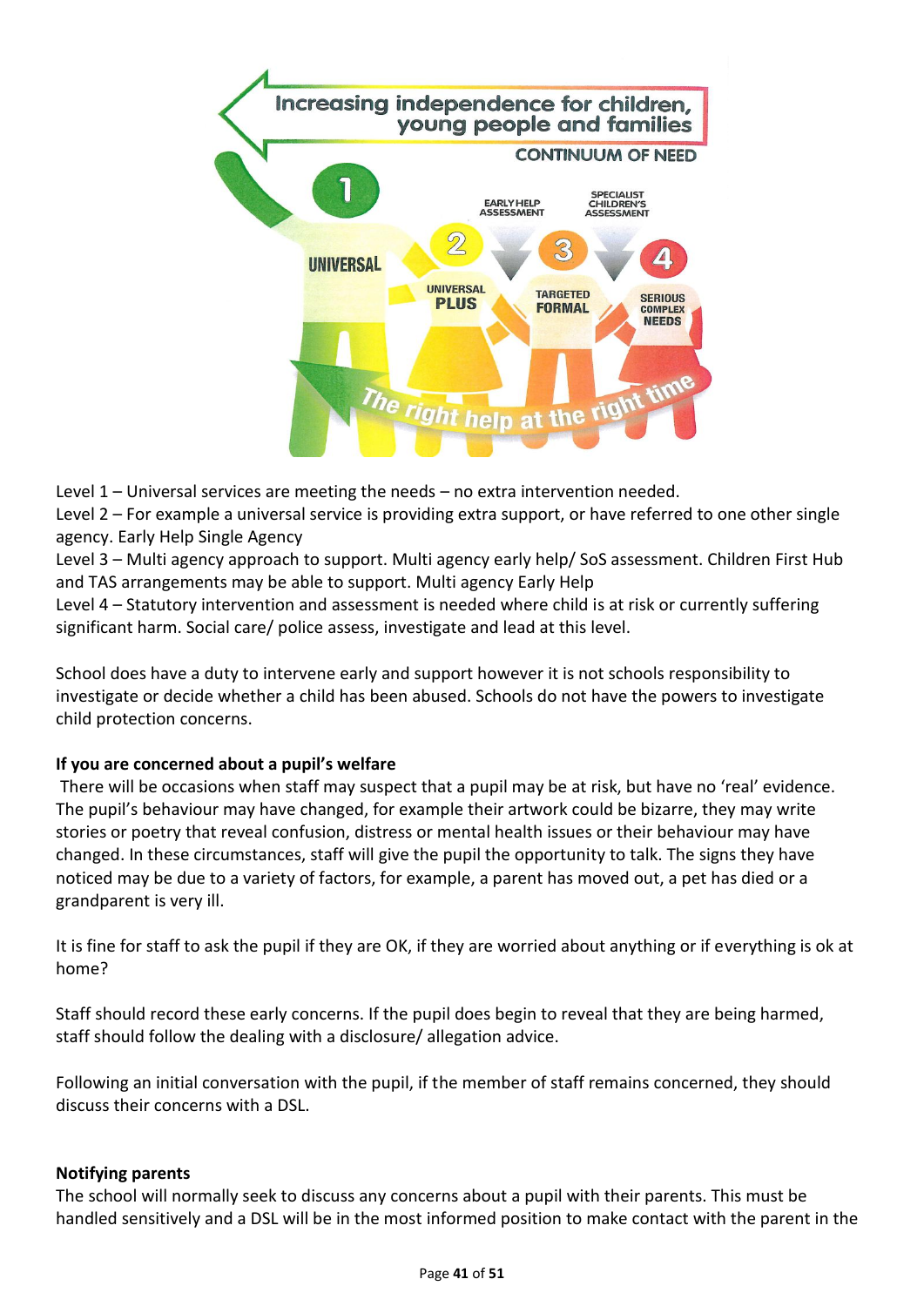Level 1 – Universal services are meeting the needs – no extra intervention needed.
Level 2 – For example a universal service is providing extra support, or have referred to one other single agency. Early Help Single Agency
Level 3 – Multi agency approach to support. Multi agency early help/ SoS assessment. Children First Hub and TAS arrangements may be able to support. Multi agency Early Help
Level 4 – Statutory intervention and assessment is needed where child is at risk or currently suffering significant harm. Social care/ police assess, investigate and lead at this level.

School does have a duty to intervene early and support however it is not schools responsibility to investigate or decide whether a child has been abused. Schools do not have the powers to investigate child protection concerns.

**If you are concerned about a pupil's welfare**

There will be occasions when staff may suspect that a pupil may be at risk, but have no 'real' evidence. The pupil's behaviour may have changed, for example their artwork could be bizarre, they may write stories or poetry that reveal confusion, distress or mental health issues or their behaviour may have changed. In these circumstances, staff will give the pupil the opportunity to talk. The signs they have noticed may be due to a variety of factors, for example, a parent has moved out, a pet has died or a grandparent is very ill.

It is fine for staff to ask the pupil if they are OK, if they are worried about anything or if everything is ok at home?

Staff should record these early concerns. If the pupil does begin to reveal that they are being harmed, staff should follow the dealing with a disclosure/ allegation advice.

Following an initial conversation with the pupil, if the member of staff remains concerned, they should discuss their concerns with a DSL.

**Notifying parents**

The school will normally seek to discuss any concerns about a pupil with their parents. This must be handled sensitively and a DSL will be in the most informed position to make contact with the parent in the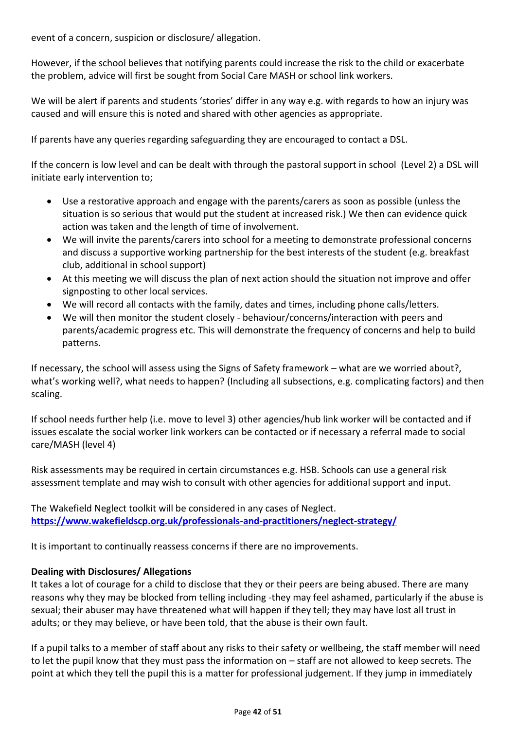event of a concern, suspicion or disclosure/ allegation.

However, if the school believes that notifying parents could increase the risk to the child or exacerbate the problem, advice will first be sought from Social Care MASH or school link workers.

We will be alert if parents and students 'stories' differ in any way e.g. with regards to how an injury was caused and will ensure this is noted and shared with other agencies as appropriate.

If parents have any queries regarding safeguarding they are encouraged to contact a DSL.

If the concern is low level and can be dealt with through the pastoral support in school (Level 2) a DSL will initiate early intervention to;

- Use a restorative approach and engage with the parents/carers as soon as possible (unless the situation is so serious that would put the student at increased risk.) We then can evidence quick action was taken and the length of time of involvement.
- We will invite the parents/carers into school for a meeting to demonstrate professional concerns and discuss a supportive working partnership for the best interests of the student (e.g. breakfast club, additional in school support)
- At this meeting we will discuss the plan of next action should the situation not improve and offer signposting to other local services.
- We will record all contacts with the family, dates and times, including phone calls/letters.
- We will then monitor the student closely - behaviour/concerns/interaction with peers and parents/academic progress etc. This will demonstrate the frequency of concerns and help to build patterns.

If necessary, the school will assess using the Signs of Safety framework – what are we worried about?, what's working well?, what needs to happen? (Including all subsections, e.g. complicating factors) and then scaling.

If school needs further help (i.e. move to level 3) other agencies/hub link worker will be contacted and if issues escalate the social worker link workers can be contacted or if necessary a referral made to social care/MASH (level 4)

Risk assessments may be required in certain circumstances e.g. HSB. Schools can use a general risk assessment template and may wish to consult with other agencies for additional support and input.

The Wakefield Neglect toolkit will be considered in any cases of Neglect.
**https://www.wakefieldscp.org.uk/professionals-and-practitioners/neglect-strategy/**

It is important to continually reassess concerns if there are no improvements.

**Dealing with Disclosures/ Allegations**

It takes a lot of courage for a child to disclose that they or their peers are being abused. There are many reasons why they may be blocked from telling including -they may feel ashamed, particularly if the abuse is sexual; their abuser may have threatened what will happen if they tell; they may have lost all trust in adults; or they may believe, or have been told, that the abuse is their own fault.

If a pupil talks to a member of staff about any risks to their safety or wellbeing, the staff member will need to let the pupil know that they must pass the information on – staff are not allowed to keep secrets. The point at which they tell the pupil this is a matter for professional judgement. If they jump in immediately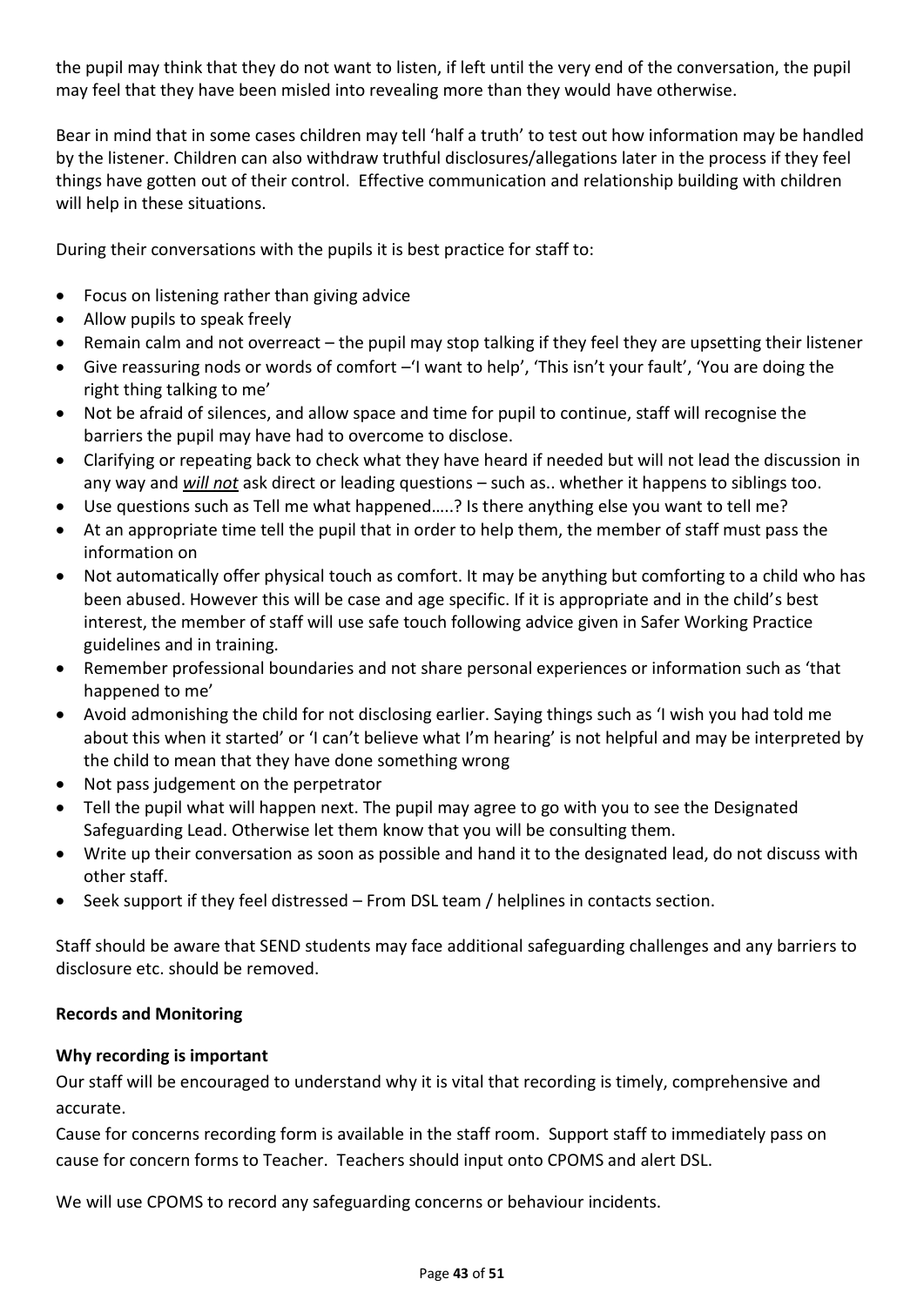the pupil may think that they do not want to listen, if left until the very end of the conversation, the pupil may feel that they have been misled into revealing more than they would have otherwise.

Bear in mind that in some cases children may tell 'half a truth' to test out how information may be handled by the listener. Children can also withdraw truthful disclosures/allegations later in the process if they feel things have gotten out of their control. Effective communication and relationship building with children will help in these situations.

During their conversations with the pupils it is best practice for staff to:

- Focus on listening rather than giving advice
- Allow pupils to speak freely
- Remain calm and not overreact – the pupil may stop talking if they feel they are upsetting their listener
- Give reassuring nods or words of comfort –'I want to help', 'This isn't your fault', 'You are doing the right thing talking to me'
- Not be afraid of silences, and allow space and time for pupil to continue, staff will recognise the barriers the pupil may have had to overcome to disclose.
- Clarifying or repeating back to check what they have heard if needed but will not lead the discussion in any way and ***will not*** ask direct or leading questions – such as.. whether it happens to siblings too.
- Use questions such as Tell me what happened…..? Is there anything else you want to tell me?
- At an appropriate time tell the pupil that in order to help them, the member of staff must pass the information on
- Not automatically offer physical touch as comfort. It may be anything but comforting to a child who has been abused. However this will be case and age specific. If it is appropriate and in the child's best interest, the member of staff will use safe touch following advice given in Safer Working Practice guidelines and in training.
- Remember professional boundaries and not share personal experiences or information such as 'that happened to me'
- Avoid admonishing the child for not disclosing earlier. Saying things such as 'I wish you had told me about this when it started' or 'I can't believe what I'm hearing' is not helpful and may be interpreted by the child to mean that they have done something wrong
- Not pass judgement on the perpetrator
- Tell the pupil what will happen next. The pupil may agree to go with you to see the Designated Safeguarding Lead. Otherwise let them know that you will be consulting them.
- Write up their conversation as soon as possible and hand it to the designated lead, do not discuss with other staff.
- Seek support if they feel distressed – From DSL team / helplines in contacts section.

Staff should be aware that SEND students may face additional safeguarding challenges and any barriers to disclosure etc. should be removed.

**Records and Monitoring**

**Why recording is important**

Our staff will be encouraged to understand why it is vital that recording is timely, comprehensive and accurate.

Cause for concerns recording form is available in the staff room. Support staff to immediately pass on cause for concern forms to Teacher. Teachers should input onto CPOMS and alert DSL.

We will use CPOMS to record any safeguarding concerns or behaviour incidents.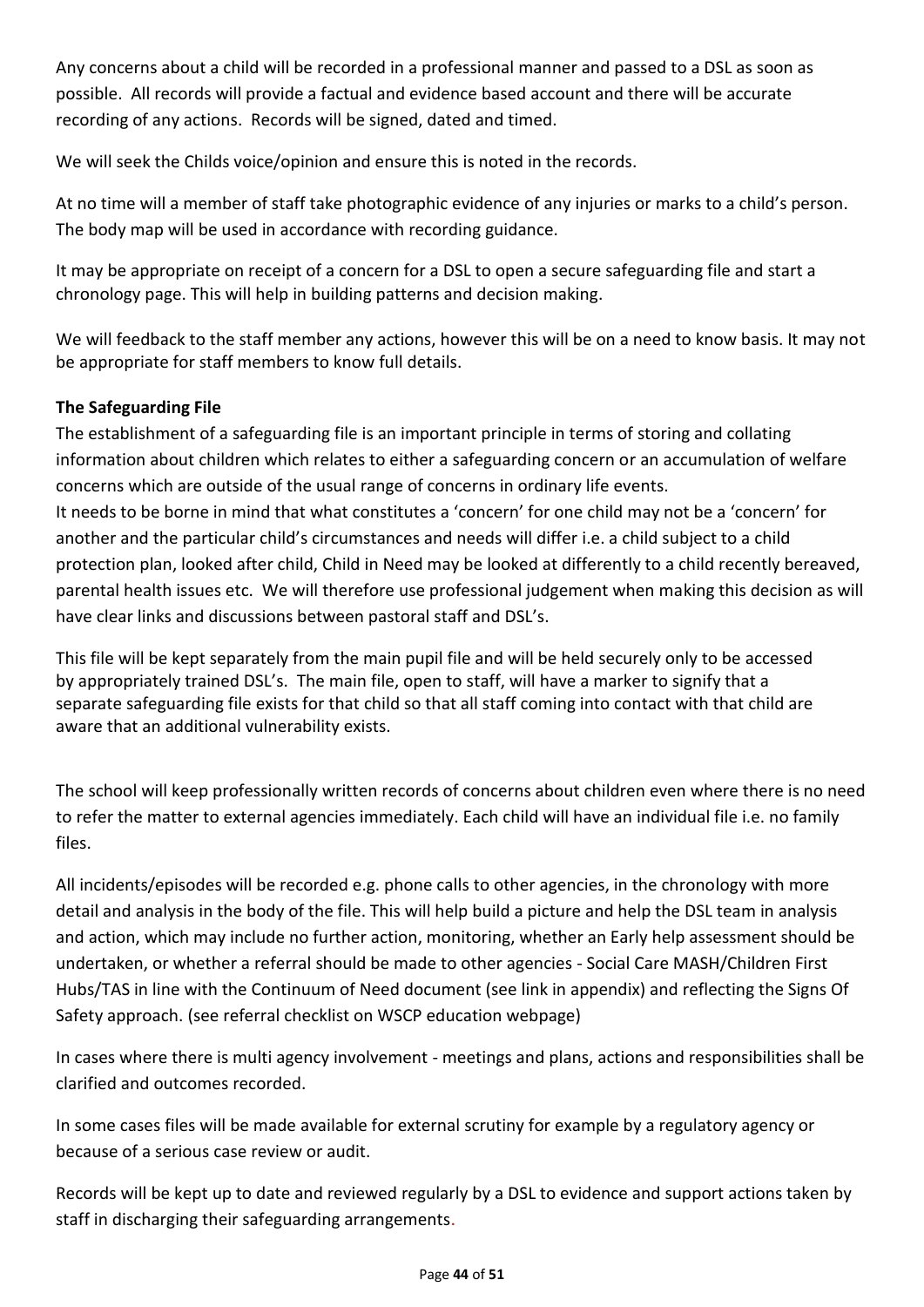Any concerns about a child will be recorded in a professional manner and passed to a DSL as soon as possible. All records will provide a factual and evidence based account and there will be accurate recording of any actions. Records will be signed, dated and timed.

We will seek the Childs voice/opinion and ensure this is noted in the records.

At no time will a member of staff take photographic evidence of any injuries or marks to a child's person. The body map will be used in accordance with recording guidance.

It may be appropriate on receipt of a concern for a DSL to open a secure safeguarding file and start a chronology page. This will help in building patterns and decision making.

We will feedback to the staff member any actions, however this will be on a need to know basis. It may not be appropriate for staff members to know full details.

**The Safeguarding File**

The establishment of a safeguarding file is an important principle in terms of storing and collating information about children which relates to either a safeguarding concern or an accumulation of welfare concerns which are outside of the usual range of concerns in ordinary life events.

It needs to be borne in mind that what constitutes a 'concern' for one child may not be a 'concern' for another and the particular child's circumstances and needs will differ i.e. a child subject to a child protection plan, looked after child, Child in Need may be looked at differently to a child recently bereaved, parental health issues etc. We will therefore use professional judgement when making this decision as will have clear links and discussions between pastoral staff and DSL's.

This file will be kept separately from the main pupil file and will be held securely only to be accessed by appropriately trained DSL's. The main file, open to staff, will have a marker to signify that a separate safeguarding file exists for that child so that all staff coming into contact with that child are aware that an additional vulnerability exists.

The school will keep professionally written records of concerns about children even where there is no need to refer the matter to external agencies immediately. Each child will have an individual file i.e. no family files.

All incidents/episodes will be recorded e.g. phone calls to other agencies, in the chronology with more detail and analysis in the body of the file. This will help build a picture and help the DSL team in analysis and action, which may include no further action, monitoring, whether an Early help assessment should be undertaken, or whether a referral should be made to other agencies - Social Care MASH/Children First Hubs/TAS in line with the Continuum of Need document (see link in appendix) and reflecting the Signs Of Safety approach. (see referral checklist on WSCP education webpage)

In cases where there is multi agency involvement - meetings and plans, actions and responsibilities shall be clarified and outcomes recorded.

In some cases files will be made available for external scrutiny for example by a regulatory agency or because of a serious case review or audit.

Records will be kept up to date and reviewed regularly by a DSL to evidence and support actions taken by staff in discharging their safeguarding arrangements.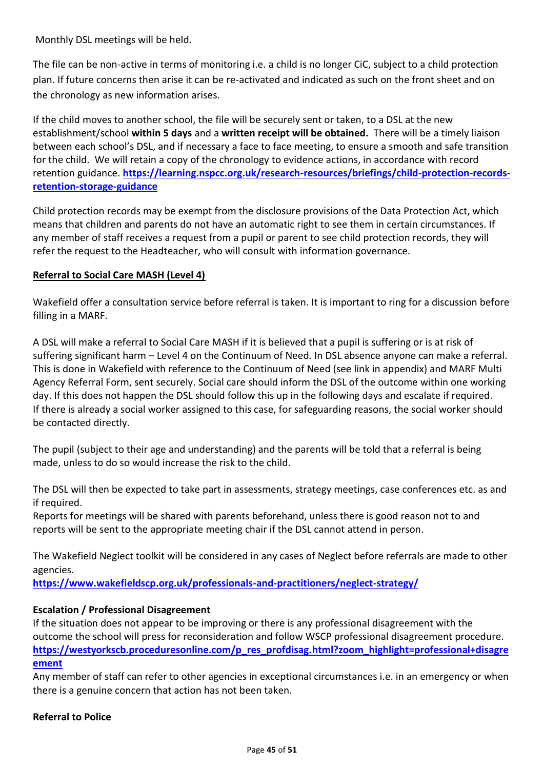Monthly DSL meetings will be held.

The file can be non-active in terms of monitoring i.e. a child is no longer CiC, subject to a child protection plan. If future concerns then arise it can be re-activated and indicated as such on the front sheet and on the chronology as new information arises.

If the child moves to another school, the file will be securely sent or taken, to a DSL at the new establishment/school **within 5 days** and a **written receipt will be obtained.** There will be a timely liaison between each school's DSL, and if necessary a face to face meeting, to ensure a smooth and safe transition for the child. We will retain a copy of the chronology to evidence actions, in accordance with record retention guidance. **https://learning.nspcc.org.uk/research-resources/briefings/child-protection-records-retention-storage-guidance**

Child protection records may be exempt from the disclosure provisions of the Data Protection Act, which means that children and parents do not have an automatic right to see them in certain circumstances. If any member of staff receives a request from a pupil or parent to see child protection records, they will refer the request to the Headteacher, who will consult with information governance.

**Referral to Social Care MASH (Level 4)**

Wakefield offer a consultation service before referral is taken. It is important to ring for a discussion before filling in a MARF.

A DSL will make a referral to Social Care MASH if it is believed that a pupil is suffering or is at risk of suffering significant harm – Level 4 on the Continuum of Need. In DSL absence anyone can make a referral. This is done in Wakefield with reference to the Continuum of Need (see link in appendix) and MARF Multi Agency Referral Form, sent securely. Social care should inform the DSL of the outcome within one working day. If this does not happen the DSL should follow this up in the following days and escalate if required. If there is already a social worker assigned to this case, for safeguarding reasons, the social worker should be contacted directly.

The pupil (subject to their age and understanding) and the parents will be told that a referral is being made, unless to do so would increase the risk to the child.

The DSL will then be expected to take part in assessments, strategy meetings, case conferences etc. as and if required.
Reports for meetings will be shared with parents beforehand, unless there is good reason not to and reports will be sent to the appropriate meeting chair if the DSL cannot attend in person.

The Wakefield Neglect toolkit will be considered in any cases of Neglect before referrals are made to other agencies.
**https://www.wakefieldscp.org.uk/professionals-and-practitioners/neglect-strategy/**

**Escalation / Professional Disagreement**
If the situation does not appear to be improving or there is any professional disagreement with the outcome the school will press for reconsideration and follow WSCP professional disagreement procedure.
**https://westyorkscb.proceduresonline.com/p_res_profdisag.html?zoom_highlight=professional+disagreement**
Any member of staff can refer to other agencies in exceptional circumstances i.e. in an emergency or when there is a genuine concern that action has not been taken.

**Referral to Police**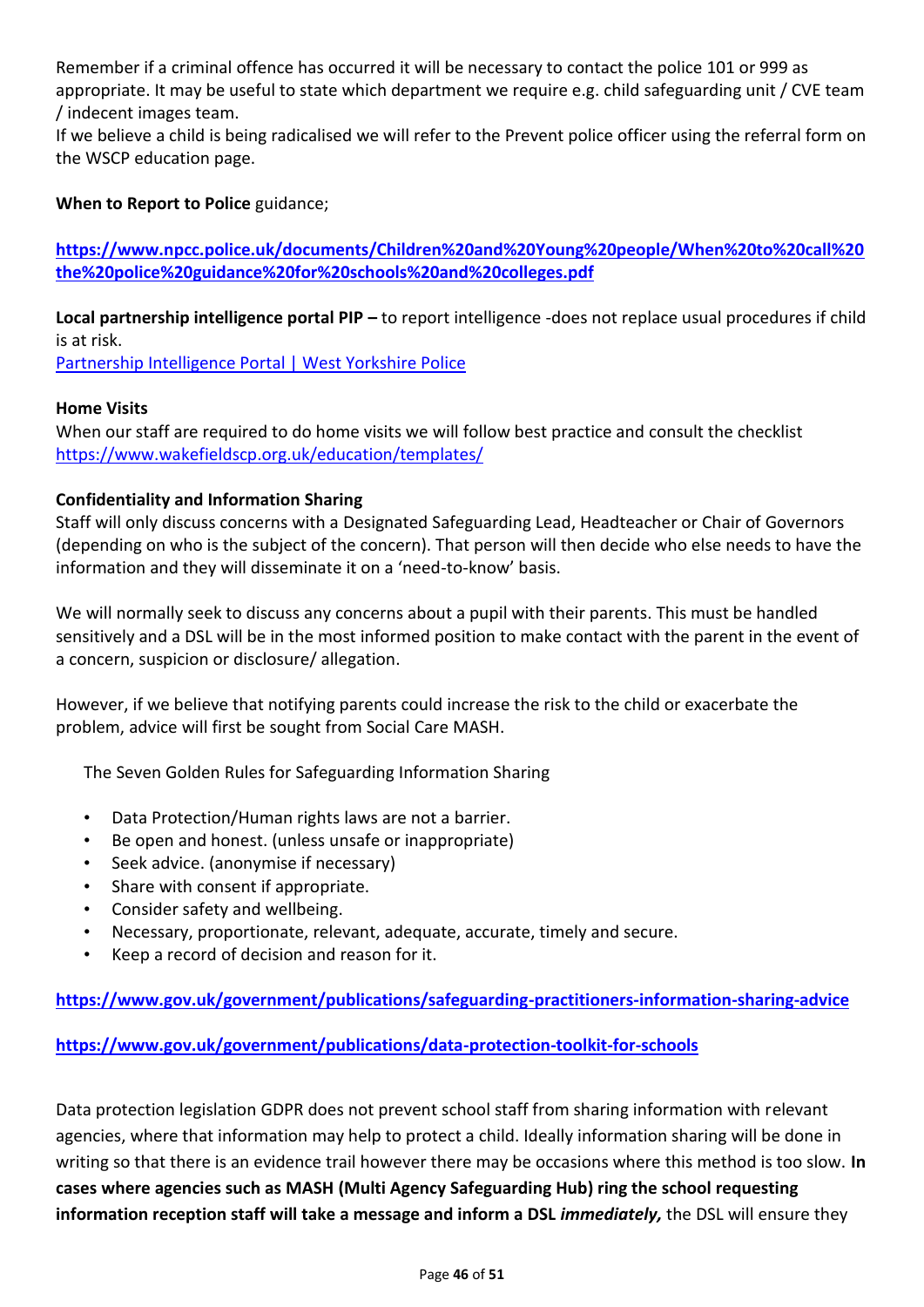Remember if a criminal offence has occurred it will be necessary to contact the police 101 or 999 as appropriate. It may be useful to state which department we require e.g. child safeguarding unit / CVE team / indecent images team.

If we believe a child is being radicalised we will refer to the Prevent police officer using the referral form on the WSCP education page.

**When to Report to Police** guidance;

**https://www.npcc.police.uk/documents/Children%20and%20Young%20people/When%20to%20call%20the%20police%20guidance%20for%20schools%20and%20colleges.pdf**

**Local partnership intelligence portal PIP –** to report intelligence -does not replace usual procedures if child is at risk.

Partnership Intelligence Portal | West Yorkshire Police

**Home Visits**

When our staff are required to do home visits we will follow best practice and consult the checklist https://www.wakefieldscp.org.uk/education/templates/

**Confidentiality and Information Sharing**

Staff will only discuss concerns with a Designated Safeguarding Lead, Headteacher or Chair of Governors (depending on who is the subject of the concern). That person will then decide who else needs to have the information and they will disseminate it on a 'need-to-know' basis.

We will normally seek to discuss any concerns about a pupil with their parents. This must be handled sensitively and a DSL will be in the most informed position to make contact with the parent in the event of a concern, suspicion or disclosure/ allegation.

However, if we believe that notifying parents could increase the risk to the child or exacerbate the problem, advice will first be sought from Social Care MASH.

The Seven Golden Rules for Safeguarding Information Sharing

- Data Protection/Human rights laws are not a barrier.
- Be open and honest. (unless unsafe or inappropriate)
- Seek advice. (anonymise if necessary)
- Share with consent if appropriate.
- Consider safety and wellbeing.
- Necessary, proportionate, relevant, adequate, accurate, timely and secure.
- Keep a record of decision and reason for it.

**https://www.gov.uk/government/publications/safeguarding-practitioners-information-sharing-advice**

**https://www.gov.uk/government/publications/data-protection-toolkit-for-schools**

Data protection legislation GDPR does not prevent school staff from sharing information with relevant agencies, where that information may help to protect a child. Ideally information sharing will be done in writing so that there is an evidence trail however there may be occasions where this method is too slow. **In cases where agencies such as MASH (Multi Agency Safeguarding Hub) ring the school requesting information reception staff will take a message and inform a DSL *immediately,*** the DSL will ensure they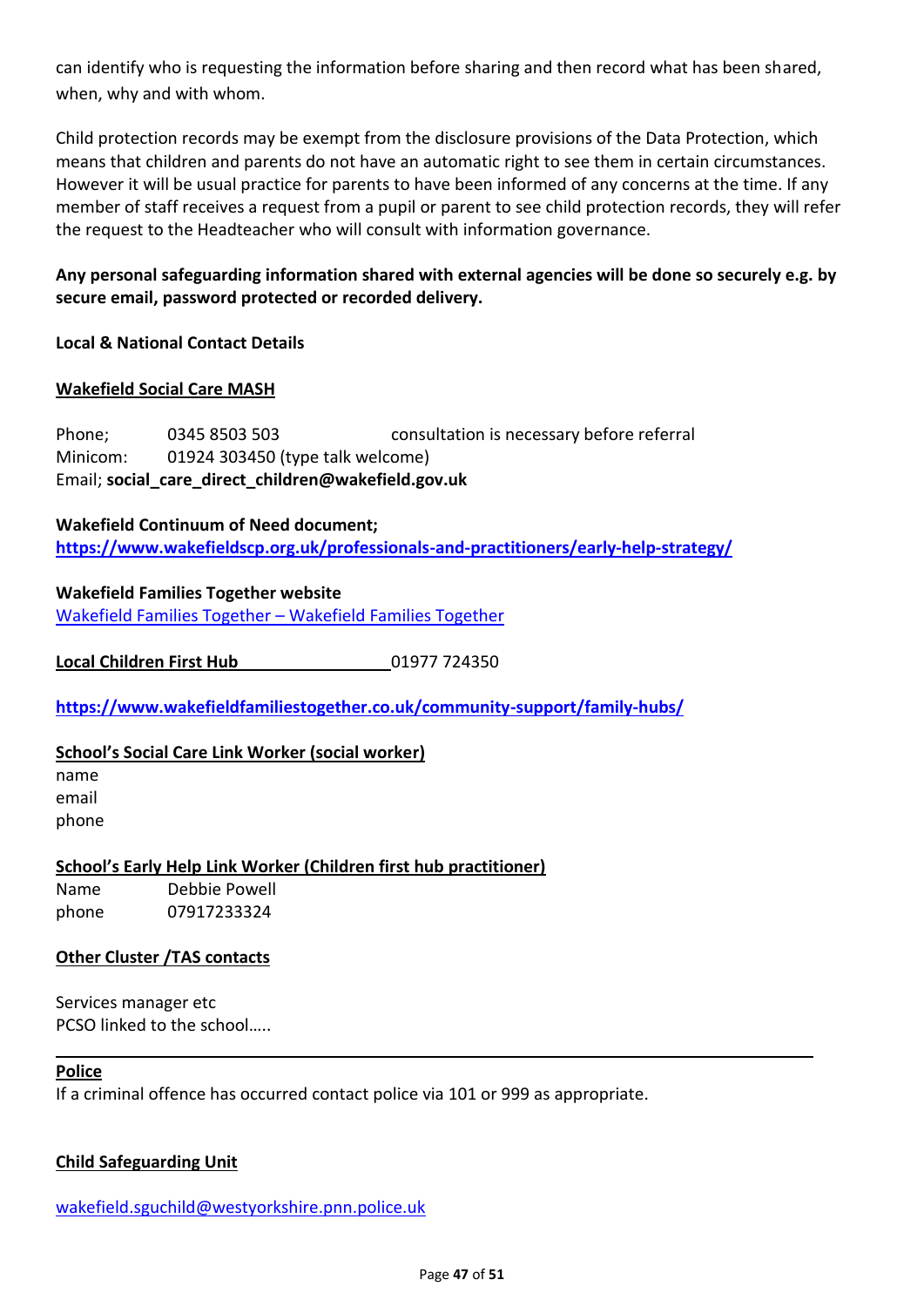can identify who is requesting the information before sharing and then record what has been shared, when, why and with whom.

Child protection records may be exempt from the disclosure provisions of the Data Protection, which means that children and parents do not have an automatic right to see them in certain circumstances. However it will be usual practice for parents to have been informed of any concerns at the time. If any member of staff receives a request from a pupil or parent to see child protection records, they will refer the request to the Headteacher who will consult with information governance.

**Any personal safeguarding information shared with external agencies will be done so securely e.g. by secure email, password protected or recorded delivery.**

**Local & National Contact Details**

**Wakefield Social Care MASH**

Phone; 0345 8503 503 consultation is necessary before referral
Minicom: 01924 303450 (type talk welcome)
Email; **social_care_direct_children@wakefield.gov.uk**

**Wakefield Continuum of Need document;**
**https://www.wakefieldscp.org.uk/professionals-and-practitioners/early-help-strategy/**

**Wakefield Families Together website**
Wakefield Families Together – Wakefield Families Together

**Local Children First Hub** 01977 724350

**https://www.wakefieldfamiliestogether.co.uk/community-support/family-hubs/**

**School's Social Care Link Worker (social worker)**
name
email
phone

**School's Early Help Link Worker (Children first hub practitioner)**
Name Debbie Powell
phone 07917233324

**Other Cluster /TAS contacts**

Services manager etc
PCSO linked to the school…..

---

**Police**
If a criminal offence has occurred contact police via 101 or 999 as appropriate.

**Child Safeguarding Unit**

wakefield.sguchild@westyorkshire.pnn.police.uk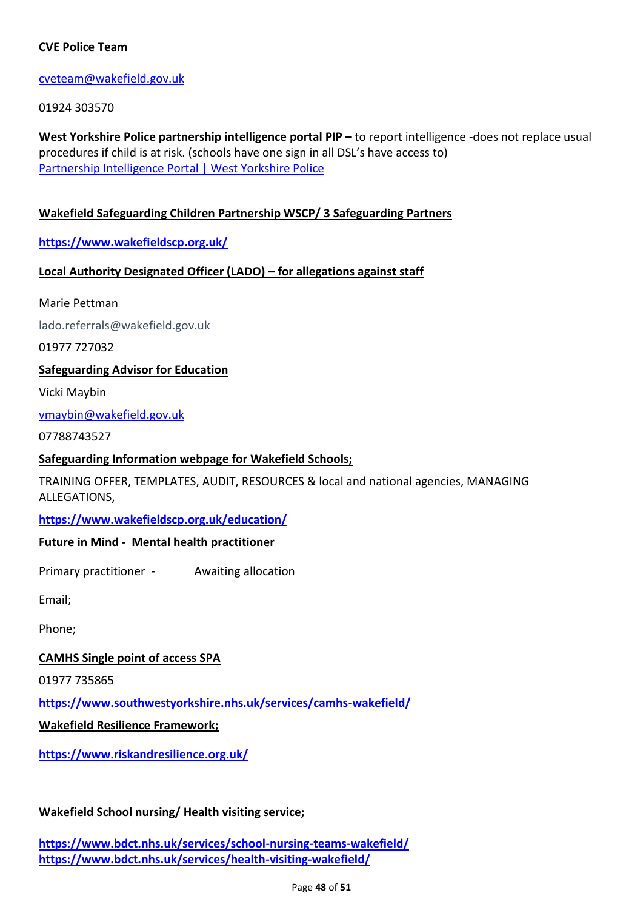**CVE Police Team**

cveteam@wakefield.gov.uk

01924 303570

**West Yorkshire Police partnership intelligence portal PIP –** to report intelligence -does not replace usual procedures if child is at risk. (schools have one sign in all DSL's have access to)
Partnership Intelligence Portal | West Yorkshire Police

**Wakefield Safeguarding Children Partnership WSCP/ 3 Safeguarding Partners**

**https://www.wakefieldscp.org.uk/**

**Local Authority Designated Officer (LADO) – for allegations against staff**

Marie Pettman

lado.referrals@wakefield.gov.uk

01977 727032

**Safeguarding Advisor for Education**

Vicki Maybin

vmaybin@wakefield.gov.uk

07788743527

**Safeguarding Information webpage for Wakefield Schools;**

TRAINING OFFER, TEMPLATES, AUDIT, RESOURCES & local and national agencies, MANAGING ALLEGATIONS,

**https://www.wakefieldscp.org.uk/education/**

**Future in Mind - Mental health practitioner**

Primary practitioner - Awaiting allocation

Email;

Phone;

**CAMHS Single point of access SPA**

01977 735865

**https://www.southwestyorkshire.nhs.uk/services/camhs-wakefield/**

**Wakefield Resilience Framework;**

**https://www.riskandresilience.org.uk/**

**Wakefield School nursing/ Health visiting service;**

**https://www.bdct.nhs.uk/services/school-nursing-teams-wakefield/**
**https://www.bdct.nhs.uk/services/health-visiting-wakefield/**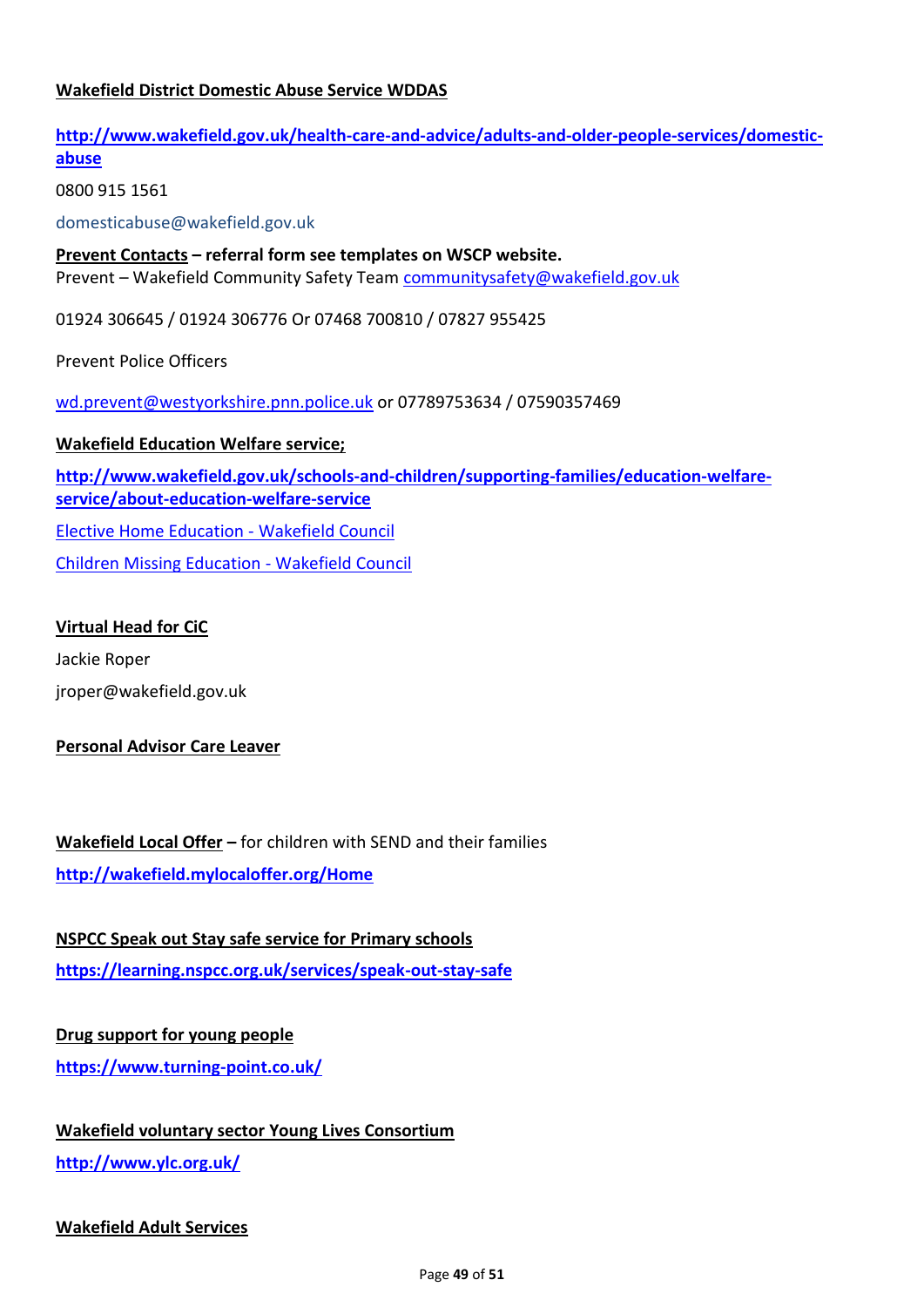**Wakefield District Domestic Abuse Service WDDAS**

**http://www.wakefield.gov.uk/health-care-and-advice/adults-and-older-people-services/domestic-abuse**

0800 915 1561

domesticabuse@wakefield.gov.uk

**Prevent Contacts – referral form see templates on WSCP website.**
Prevent – Wakefield Community Safety Team communitysafety@wakefield.gov.uk

01924 306645 / 01924 306776 Or 07468 700810 / 07827 955425

Prevent Police Officers

wd.prevent@westyorkshire.pnn.police.uk or 07789753634 / 07590357469

**Wakefield Education Welfare service;**

**http://www.wakefield.gov.uk/schools-and-children/supporting-families/education-welfare-service/about-education-welfare-service**

Elective Home Education - Wakefield Council

Children Missing Education - Wakefield Council

**Virtual Head for CiC**

Jackie Roper

jroper@wakefield.gov.uk

**Personal Advisor Care Leaver**

**Wakefield Local Offer –** for children with SEND and their families

**http://wakefield.mylocaloffer.org/Home**

**NSPCC Speak out Stay safe service for Primary schools**

**https://learning.nspcc.org.uk/services/speak-out-stay-safe**

**Drug support for young people**

**https://www.turning-point.co.uk/**

**Wakefield voluntary sector Young Lives Consortium**

**http://www.ylc.org.uk/**

**Wakefield Adult Services**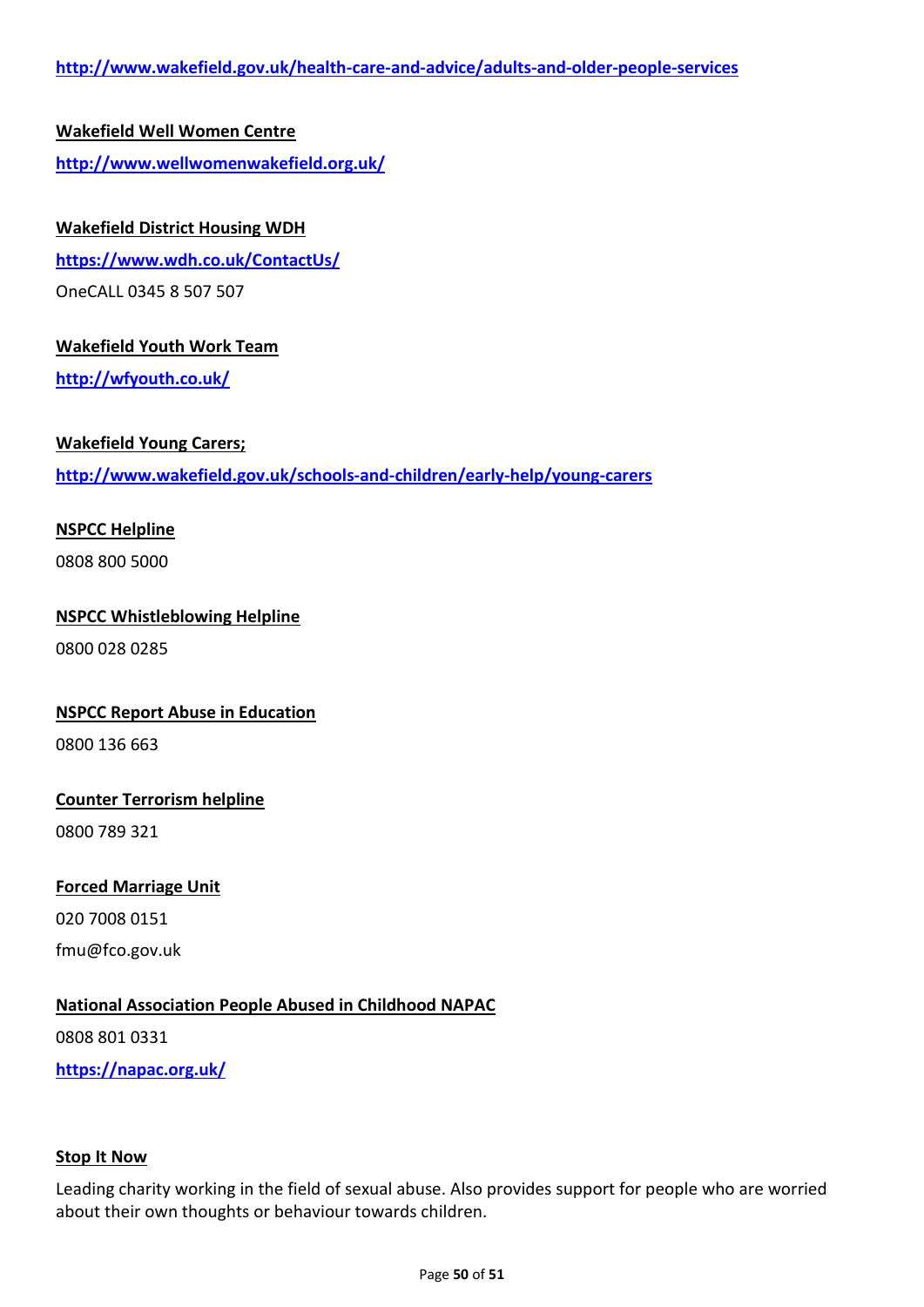http://www.wakefield.gov.uk/health-care-and-advice/adults-and-older-people-services

**Wakefield Well Women Centre**

http://www.wellwomenwakefield.org.uk/

**Wakefield District Housing WDH**

https://www.wdh.co.uk/ContactUs/

OneCALL 0345 8 507 507

**Wakefield Youth Work Team**

http://wfyouth.co.uk/

**Wakefield Young Carers;**

http://www.wakefield.gov.uk/schools-and-children/early-help/young-carers

**NSPCC Helpline**

0808 800 5000

**NSPCC Whistleblowing Helpline**

0800 028 0285

**NSPCC Report Abuse in Education**

0800 136 663

**Counter Terrorism helpline**

0800 789 321

**Forced Marriage Unit**

020 7008 0151

fmu@fco.gov.uk

**National Association People Abused in Childhood NAPAC**

0808 801 0331

https://napac.org.uk/

**Stop It Now**

Leading charity working in the field of sexual abuse. Also provides support for people who are worried about their own thoughts or behaviour towards children.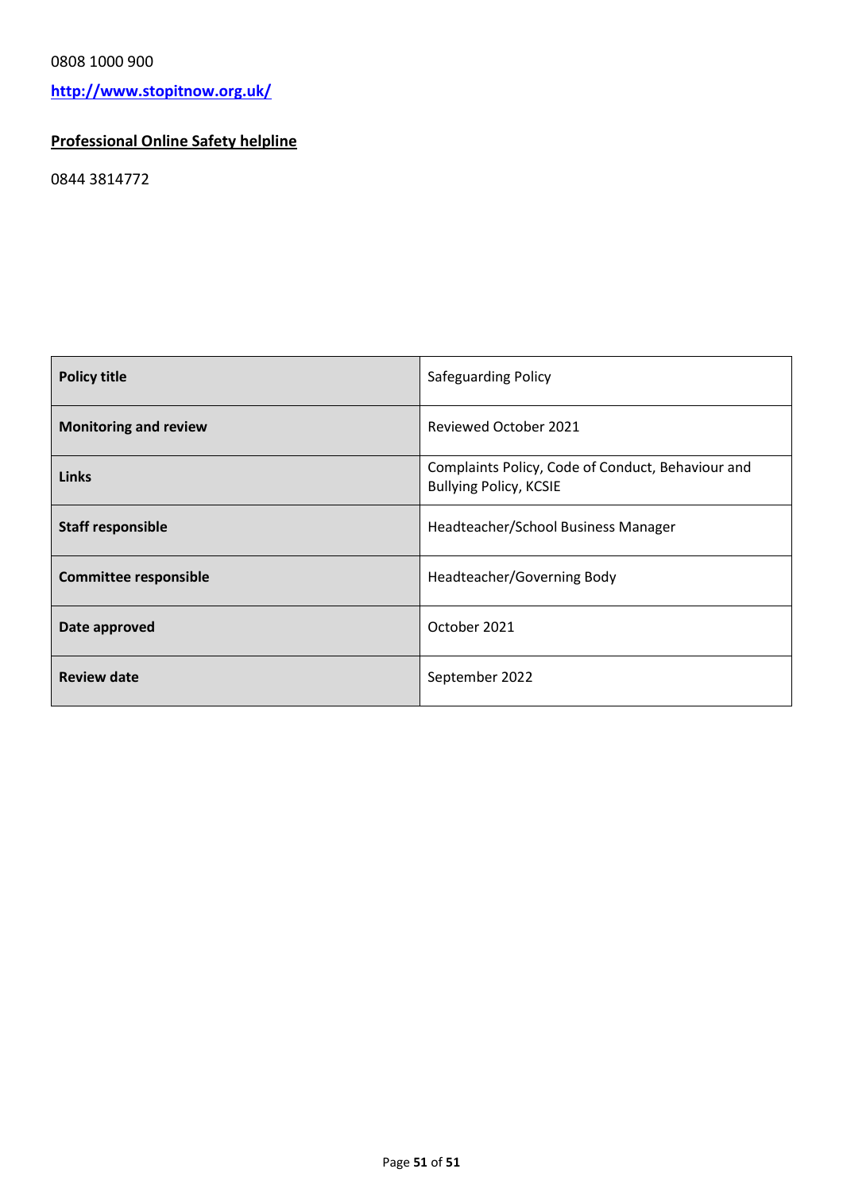0808 1000 900

http://www.stopitnow.org.uk/

**Professional Online Safety helpline**

0844 3814772

| | |
|---|---|
| **Policy title** | Safeguarding Policy |
| **Monitoring and review** | Reviewed October 2021 |
| **Links** | Complaints Policy, Code of Conduct, Behaviour and Bullying Policy, KCSIE |
| **Staff responsible** | Headteacher/School Business Manager |
| **Committee responsible** | Headteacher/Governing Body |
| **Date approved** | October 2021 |
| **Review date** | September 2022 |